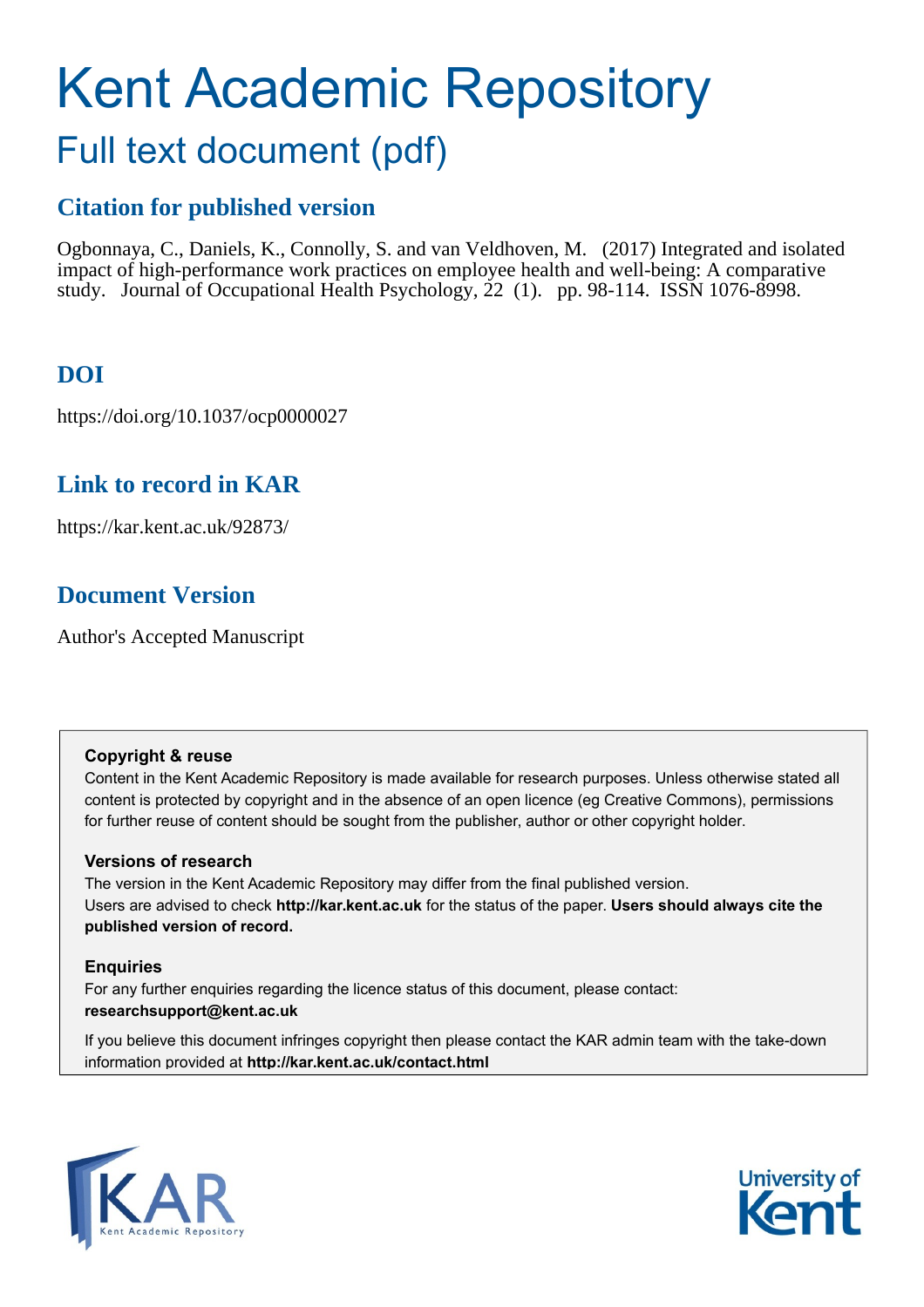# Kent Academic Repository

## Full text document (pdf)

### Citation for published version

Ogbonnaya, C., Daniels, K., Connolly, S. and van Veldhoven, M. (2017) Integrated and isolated impact of high-performance work practices on employee health and well-being: A comparative study. Journal of Occupational Health Psychology, 22 (1). pp. 98-114. ISSN 1076-8998.

### DOI

https://doi.org/10.1037/ocp0000027

### Link to record in KAR

https://kar.kent.ac.uk/92873/

### Document Version

Author's Accepted Manuscript

**Copyright & reuse**

Content in the Kent Academic Repository is made available for research purposes. Unless otherwise stated all content is protected by copyright and in the absence of an open licence (eg Creative Commons), permissions for further reuse of content should be sought from the publisher, author or other copyright holder.

**Versions of research**

The version in the Kent Academic Repository may differ from the final published version.
Users are advised to check **http://kar.kent.ac.uk** for the status of the paper. **Users should always cite the published version of record.**

**Enquiries**

For any further enquiries regarding the licence status of this document, please contact:
**researchsupport@kent.ac.uk**

If you believe this document infringes copyright then please contact the KAR admin team with the take-down information provided at **http://kar.kent.ac.uk/contact.html**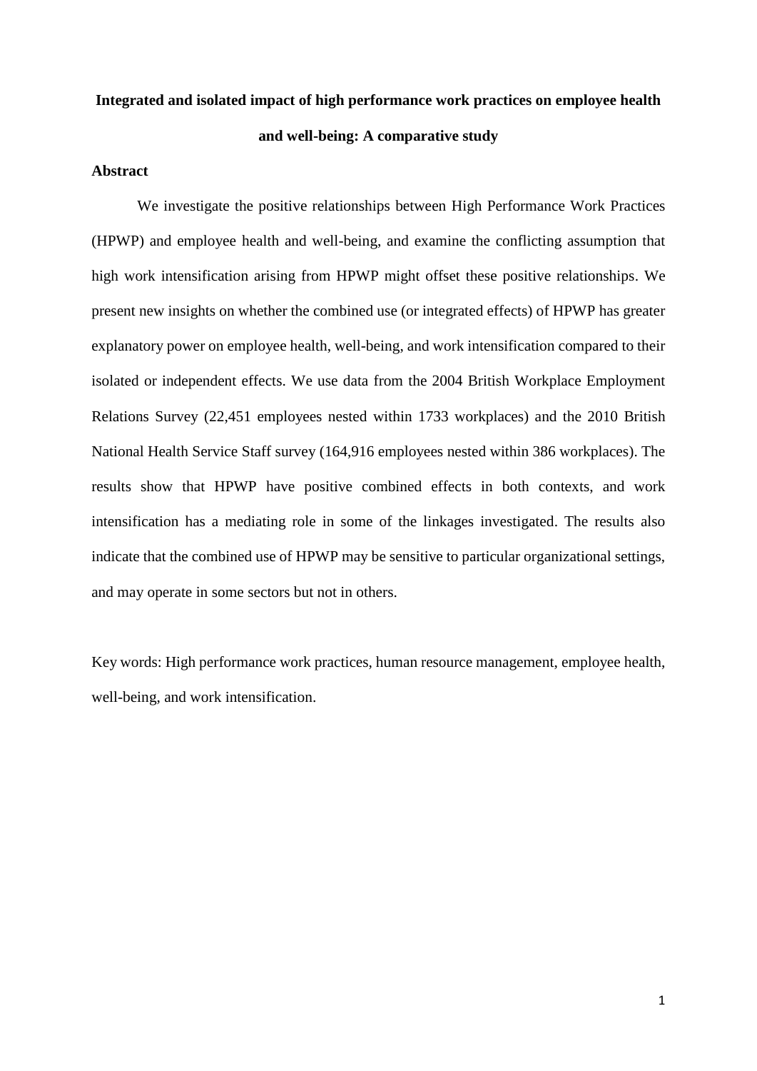# Integrated and isolated impact of high performance work practices on employee health and well-being: A comparative study

## Abstract

We investigate the positive relationships between High Performance Work Practices (HPWP) and employee health and well-being, and examine the conflicting assumption that high work intensification arising from HPWP might offset these positive relationships. We present new insights on whether the combined use (or integrated effects) of HPWP has greater explanatory power on employee health, well-being, and work intensification compared to their isolated or independent effects. We use data from the 2004 British Workplace Employment Relations Survey (22,451 employees nested within 1733 workplaces) and the 2010 British National Health Service Staff survey (164,916 employees nested within 386 workplaces). The results show that HPWP have positive combined effects in both contexts, and work intensification has a mediating role in some of the linkages investigated. The results also indicate that the combined use of HPWP may be sensitive to particular organizational settings, and may operate in some sectors but not in others.

Key words: High performance work practices, human resource management, employee health, well-being, and work intensification.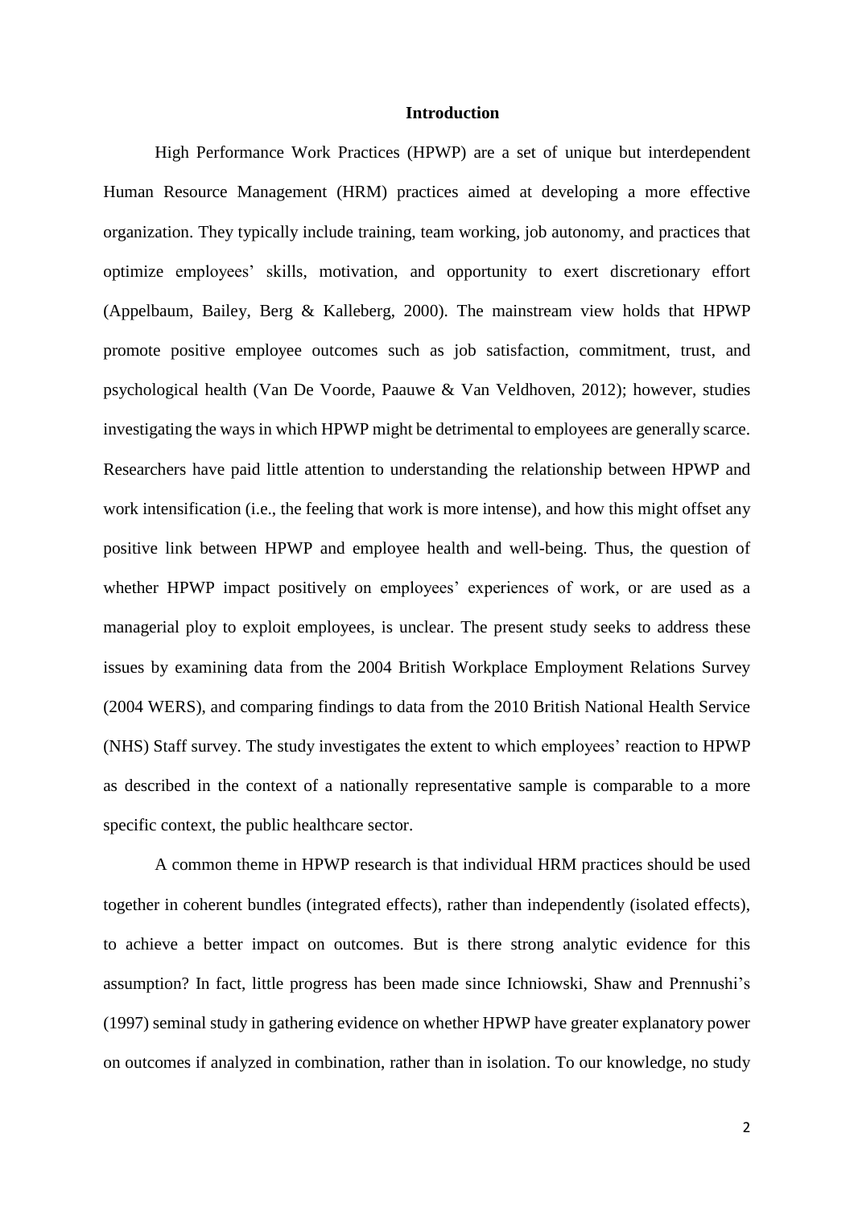# Introduction

High Performance Work Practices (HPWP) are a set of unique but interdependent Human Resource Management (HRM) practices aimed at developing a more effective organization. They typically include training, team working, job autonomy, and practices that optimize employees' skills, motivation, and opportunity to exert discretionary effort (Appelbaum, Bailey, Berg & Kalleberg, 2000). The mainstream view holds that HPWP promote positive employee outcomes such as job satisfaction, commitment, trust, and psychological health (Van De Voorde, Paauwe & Van Veldhoven, 2012); however, studies investigating the ways in which HPWP might be detrimental to employees are generally scarce. Researchers have paid little attention to understanding the relationship between HPWP and work intensification (i.e., the feeling that work is more intense), and how this might offset any positive link between HPWP and employee health and well-being. Thus, the question of whether HPWP impact positively on employees' experiences of work, or are used as a managerial ploy to exploit employees, is unclear. The present study seeks to address these issues by examining data from the 2004 British Workplace Employment Relations Survey (2004 WERS), and comparing findings to data from the 2010 British National Health Service (NHS) Staff survey. The study investigates the extent to which employees' reaction to HPWP as described in the context of a nationally representative sample is comparable to a more specific context, the public healthcare sector.

A common theme in HPWP research is that individual HRM practices should be used together in coherent bundles (integrated effects), rather than independently (isolated effects), to achieve a better impact on outcomes. But is there strong analytic evidence for this assumption? In fact, little progress has been made since Ichniowski, Shaw and Prennushi's (1997) seminal study in gathering evidence on whether HPWP have greater explanatory power on outcomes if analyzed in combination, rather than in isolation. To our knowledge, no study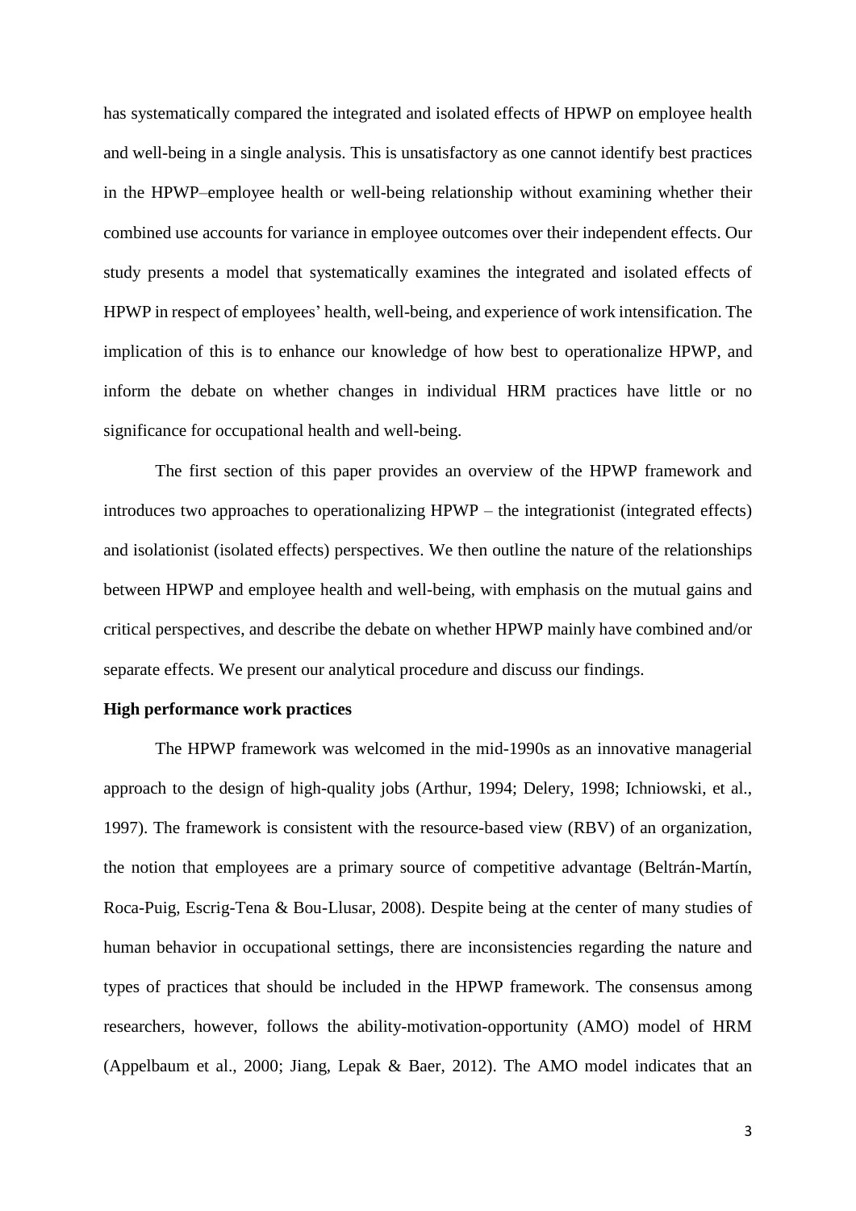has systematically compared the integrated and isolated effects of HPWP on employee health and well-being in a single analysis. This is unsatisfactory as one cannot identify best practices in the HPWP–employee health or well-being relationship without examining whether their combined use accounts for variance in employee outcomes over their independent effects. Our study presents a model that systematically examines the integrated and isolated effects of HPWP in respect of employees' health, well-being, and experience of work intensification. The implication of this is to enhance our knowledge of how best to operationalize HPWP, and inform the debate on whether changes in individual HRM practices have little or no significance for occupational health and well-being.

The first section of this paper provides an overview of the HPWP framework and introduces two approaches to operationalizing HPWP – the integrationist (integrated effects) and isolationist (isolated effects) perspectives. We then outline the nature of the relationships between HPWP and employee health and well-being, with emphasis on the mutual gains and critical perspectives, and describe the debate on whether HPWP mainly have combined and/or separate effects. We present our analytical procedure and discuss our findings.

## High performance work practices

The HPWP framework was welcomed in the mid-1990s as an innovative managerial approach to the design of high-quality jobs (Arthur, 1994; Delery, 1998; Ichniowski, et al., 1997). The framework is consistent with the resource-based view (RBV) of an organization, the notion that employees are a primary source of competitive advantage (Beltrán-Martín, Roca-Puig, Escrig-Tena & Bou-Llusar, 2008). Despite being at the center of many studies of human behavior in occupational settings, there are inconsistencies regarding the nature and types of practices that should be included in the HPWP framework. The consensus among researchers, however, follows the ability-motivation-opportunity (AMO) model of HRM (Appelbaum et al., 2000; Jiang, Lepak & Baer, 2012). The AMO model indicates that an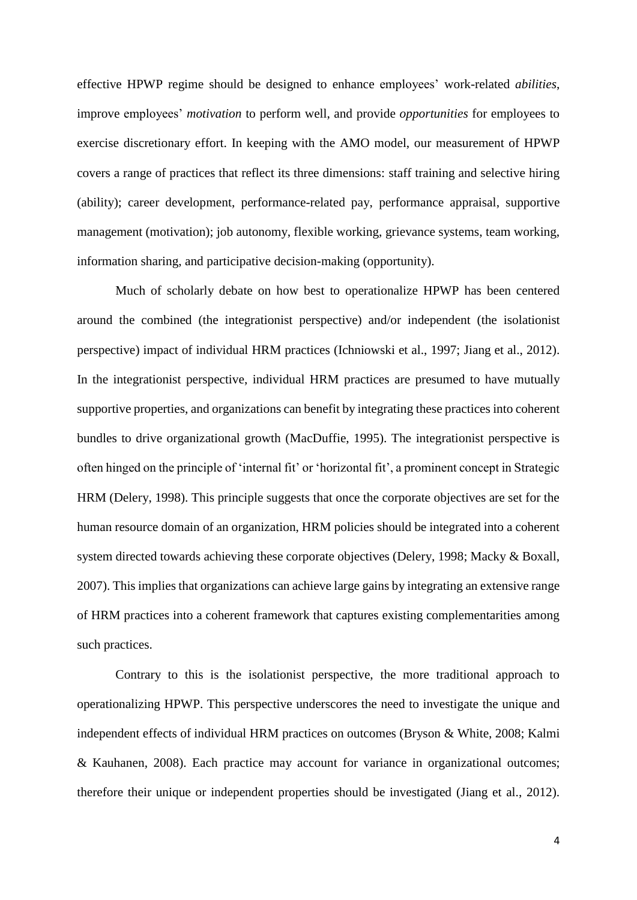effective HPWP regime should be designed to enhance employees' work-related *abilities*, improve employees' *motivation* to perform well, and provide *opportunities* for employees to exercise discretionary effort. In keeping with the AMO model, our measurement of HPWP covers a range of practices that reflect its three dimensions: staff training and selective hiring (ability); career development, performance-related pay, performance appraisal, supportive management (motivation); job autonomy, flexible working, grievance systems, team working, information sharing, and participative decision-making (opportunity).

Much of scholarly debate on how best to operationalize HPWP has been centered around the combined (the integrationist perspective) and/or independent (the isolationist perspective) impact of individual HRM practices (Ichniowski et al., 1997; Jiang et al., 2012). In the integrationist perspective, individual HRM practices are presumed to have mutually supportive properties, and organizations can benefit by integrating these practices into coherent bundles to drive organizational growth (MacDuffie, 1995). The integrationist perspective is often hinged on the principle of 'internal fit' or 'horizontal fit', a prominent concept in Strategic HRM (Delery, 1998). This principle suggests that once the corporate objectives are set for the human resource domain of an organization, HRM policies should be integrated into a coherent system directed towards achieving these corporate objectives (Delery, 1998; Macky & Boxall, 2007). This implies that organizations can achieve large gains by integrating an extensive range of HRM practices into a coherent framework that captures existing complementarities among such practices.

Contrary to this is the isolationist perspective, the more traditional approach to operationalizing HPWP. This perspective underscores the need to investigate the unique and independent effects of individual HRM practices on outcomes (Bryson & White, 2008; Kalmi & Kauhanen, 2008). Each practice may account for variance in organizational outcomes; therefore their unique or independent properties should be investigated (Jiang et al., 2012).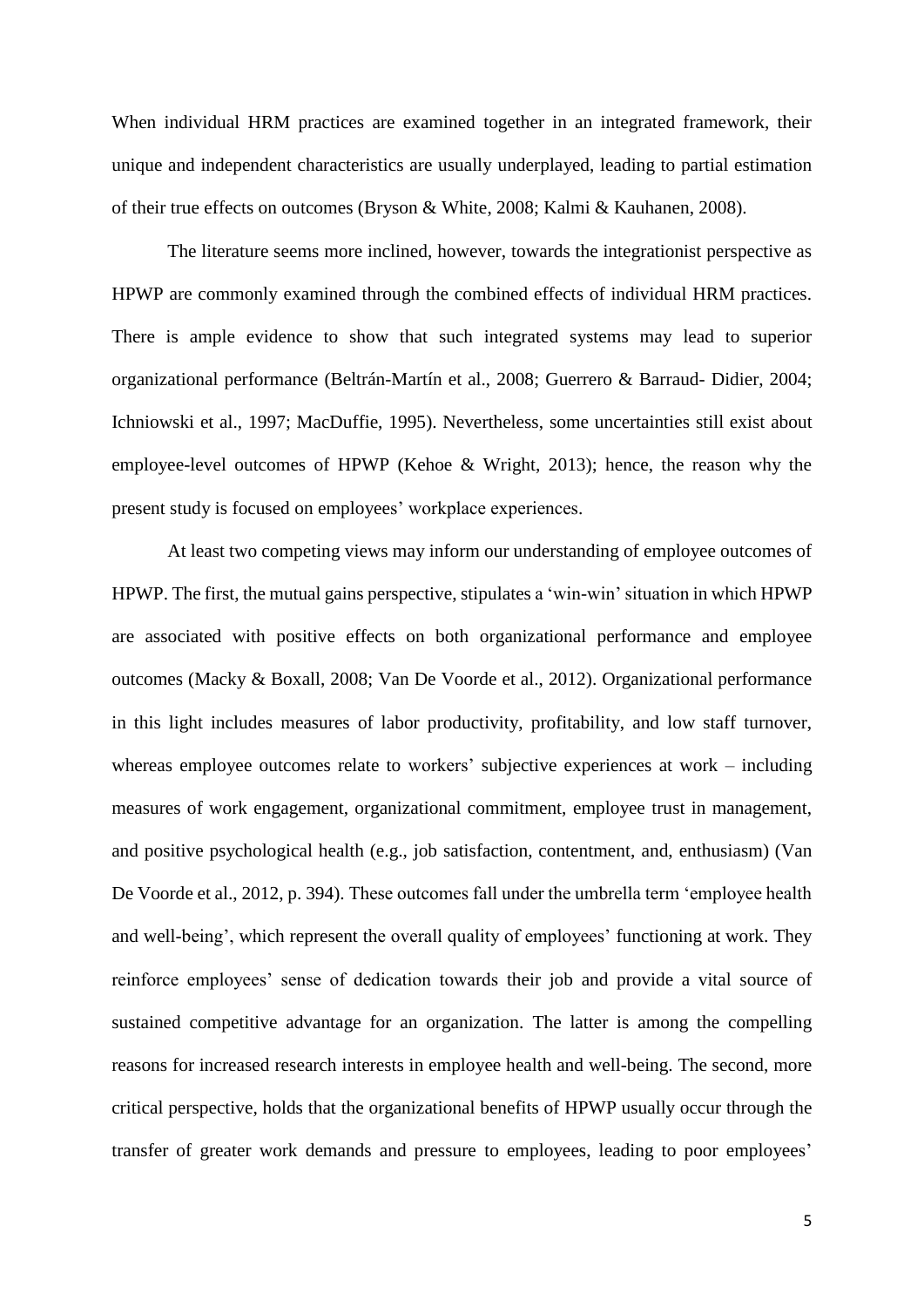When individual HRM practices are examined together in an integrated framework, their unique and independent characteristics are usually underplayed, leading to partial estimation of their true effects on outcomes (Bryson & White, 2008; Kalmi & Kauhanen, 2008).

The literature seems more inclined, however, towards the integrationist perspective as HPWP are commonly examined through the combined effects of individual HRM practices. There is ample evidence to show that such integrated systems may lead to superior organizational performance (Beltrán-Martín et al., 2008; Guerrero & Barraud- Didier, 2004; Ichniowski et al., 1997; MacDuffie, 1995). Nevertheless, some uncertainties still exist about employee-level outcomes of HPWP (Kehoe & Wright, 2013); hence, the reason why the present study is focused on employees' workplace experiences.

At least two competing views may inform our understanding of employee outcomes of HPWP. The first, the mutual gains perspective, stipulates a 'win-win' situation in which HPWP are associated with positive effects on both organizational performance and employee outcomes (Macky & Boxall, 2008; Van De Voorde et al., 2012). Organizational performance in this light includes measures of labor productivity, profitability, and low staff turnover, whereas employee outcomes relate to workers' subjective experiences at work – including measures of work engagement, organizational commitment, employee trust in management, and positive psychological health (e.g., job satisfaction, contentment, and, enthusiasm) (Van De Voorde et al., 2012, p. 394). These outcomes fall under the umbrella term 'employee health and well-being', which represent the overall quality of employees' functioning at work. They reinforce employees' sense of dedication towards their job and provide a vital source of sustained competitive advantage for an organization. The latter is among the compelling reasons for increased research interests in employee health and well-being. The second, more critical perspective, holds that the organizational benefits of HPWP usually occur through the transfer of greater work demands and pressure to employees, leading to poor employees'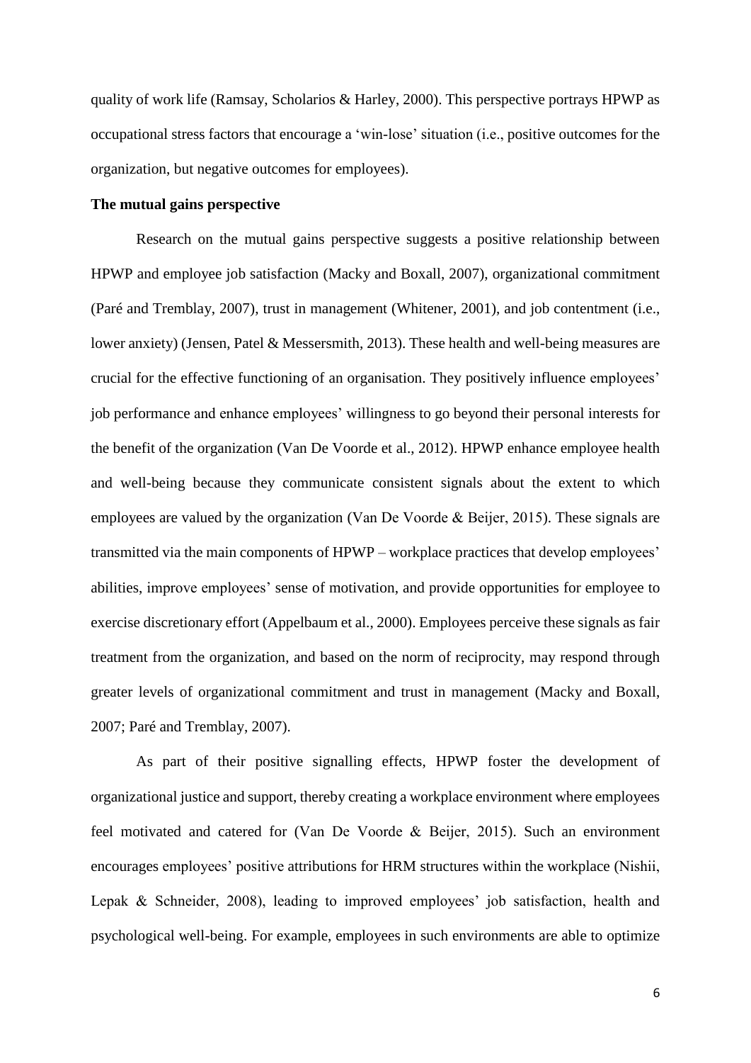quality of work life (Ramsay, Scholarios & Harley, 2000). This perspective portrays HPWP as occupational stress factors that encourage a 'win-lose' situation (i.e., positive outcomes for the organization, but negative outcomes for employees).

**The mutual gains perspective**

Research on the mutual gains perspective suggests a positive relationship between HPWP and employee job satisfaction (Macky and Boxall, 2007), organizational commitment (Paré and Tremblay, 2007), trust in management (Whitener, 2001), and job contentment (i.e., lower anxiety) (Jensen, Patel & Messersmith, 2013). These health and well-being measures are crucial for the effective functioning of an organisation. They positively influence employees' job performance and enhance employees' willingness to go beyond their personal interests for the benefit of the organization (Van De Voorde et al., 2012). HPWP enhance employee health and well-being because they communicate consistent signals about the extent to which employees are valued by the organization (Van De Voorde & Beijer, 2015). These signals are transmitted via the main components of HPWP – workplace practices that develop employees' abilities, improve employees' sense of motivation, and provide opportunities for employee to exercise discretionary effort (Appelbaum et al., 2000). Employees perceive these signals as fair treatment from the organization, and based on the norm of reciprocity, may respond through greater levels of organizational commitment and trust in management (Macky and Boxall, 2007; Paré and Tremblay, 2007).

As part of their positive signalling effects, HPWP foster the development of organizational justice and support, thereby creating a workplace environment where employees feel motivated and catered for (Van De Voorde & Beijer, 2015). Such an environment encourages employees' positive attributions for HRM structures within the workplace (Nishii, Lepak & Schneider, 2008), leading to improved employees' job satisfaction, health and psychological well-being. For example, employees in such environments are able to optimize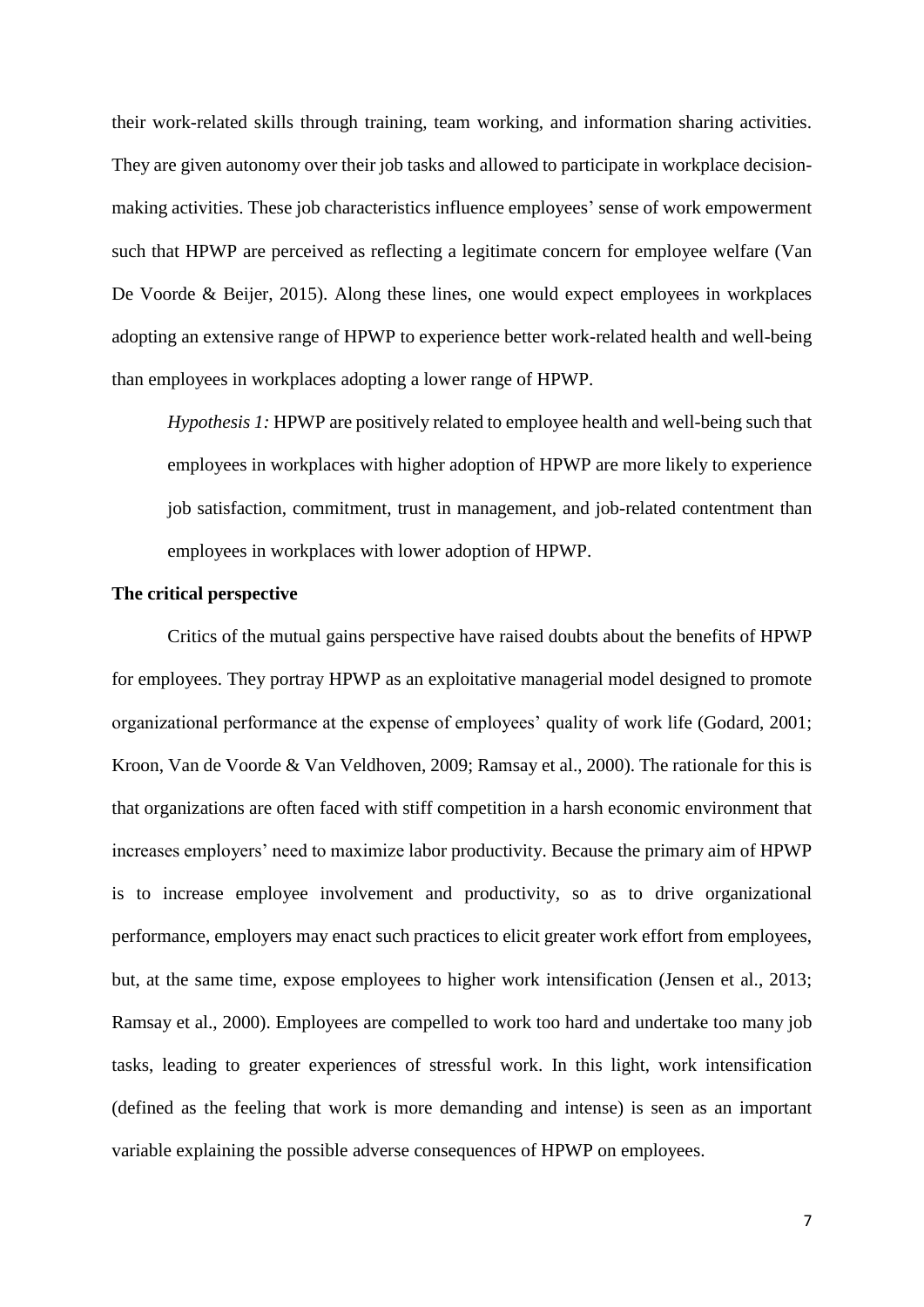their work-related skills through training, team working, and information sharing activities. They are given autonomy over their job tasks and allowed to participate in workplace decision-making activities. These job characteristics influence employees' sense of work empowerment such that HPWP are perceived as reflecting a legitimate concern for employee welfare (Van De Voorde & Beijer, 2015). Along these lines, one would expect employees in workplaces adopting an extensive range of HPWP to experience better work-related health and well-being than employees in workplaces adopting a lower range of HPWP.

*Hypothesis 1:* HPWP are positively related to employee health and well-being such that employees in workplaces with higher adoption of HPWP are more likely to experience job satisfaction, commitment, trust in management, and job-related contentment than employees in workplaces with lower adoption of HPWP.

**The critical perspective**

Critics of the mutual gains perspective have raised doubts about the benefits of HPWP for employees. They portray HPWP as an exploitative managerial model designed to promote organizational performance at the expense of employees' quality of work life (Godard, 2001; Kroon, Van de Voorde & Van Veldhoven, 2009; Ramsay et al., 2000). The rationale for this is that organizations are often faced with stiff competition in a harsh economic environment that increases employers' need to maximize labor productivity. Because the primary aim of HPWP is to increase employee involvement and productivity, so as to drive organizational performance, employers may enact such practices to elicit greater work effort from employees, but, at the same time, expose employees to higher work intensification (Jensen et al., 2013; Ramsay et al., 2000). Employees are compelled to work too hard and undertake too many job tasks, leading to greater experiences of stressful work. In this light, work intensification (defined as the feeling that work is more demanding and intense) is seen as an important variable explaining the possible adverse consequences of HPWP on employees.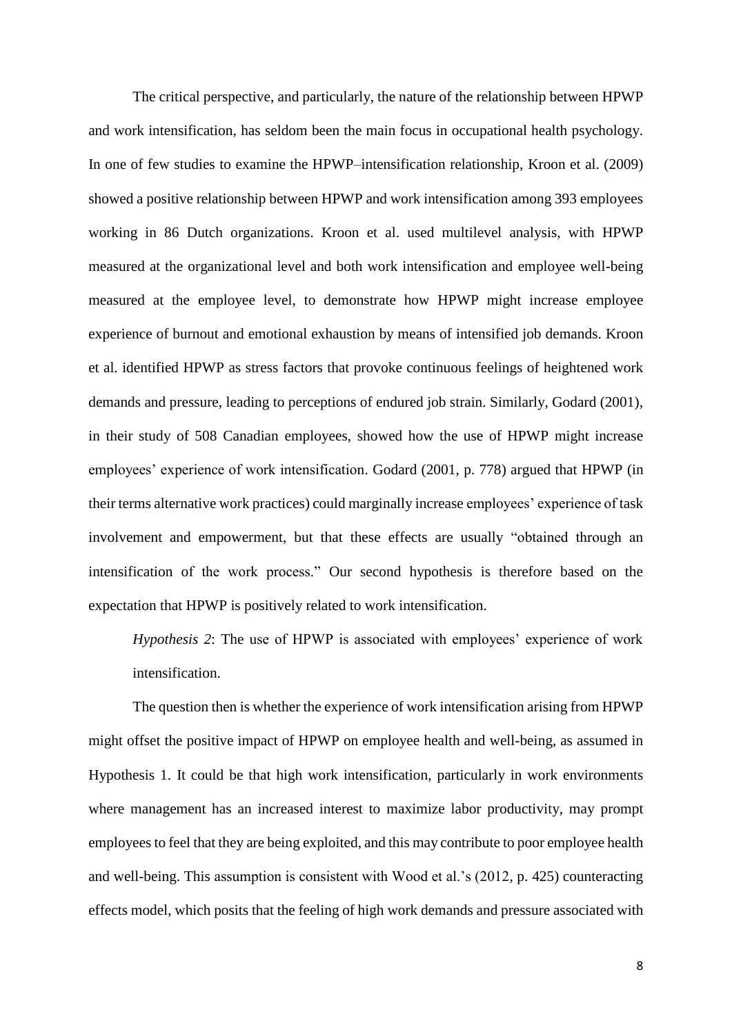The critical perspective, and particularly, the nature of the relationship between HPWP and work intensification, has seldom been the main focus in occupational health psychology. In one of few studies to examine the HPWP–intensification relationship, Kroon et al. (2009) showed a positive relationship between HPWP and work intensification among 393 employees working in 86 Dutch organizations. Kroon et al. used multilevel analysis, with HPWP measured at the organizational level and both work intensification and employee well-being measured at the employee level, to demonstrate how HPWP might increase employee experience of burnout and emotional exhaustion by means of intensified job demands. Kroon et al. identified HPWP as stress factors that provoke continuous feelings of heightened work demands and pressure, leading to perceptions of endured job strain. Similarly, Godard (2001), in their study of 508 Canadian employees, showed how the use of HPWP might increase employees' experience of work intensification. Godard (2001, p. 778) argued that HPWP (in their terms alternative work practices) could marginally increase employees' experience of task involvement and empowerment, but that these effects are usually "obtained through an intensification of the work process." Our second hypothesis is therefore based on the expectation that HPWP is positively related to work intensification.

*Hypothesis 2*: The use of HPWP is associated with employees' experience of work intensification.

The question then is whether the experience of work intensification arising from HPWP might offset the positive impact of HPWP on employee health and well-being, as assumed in Hypothesis 1. It could be that high work intensification, particularly in work environments where management has an increased interest to maximize labor productivity, may prompt employees to feel that they are being exploited, and this may contribute to poor employee health and well-being. This assumption is consistent with Wood et al.'s (2012, p. 425) counteracting effects model, which posits that the feeling of high work demands and pressure associated with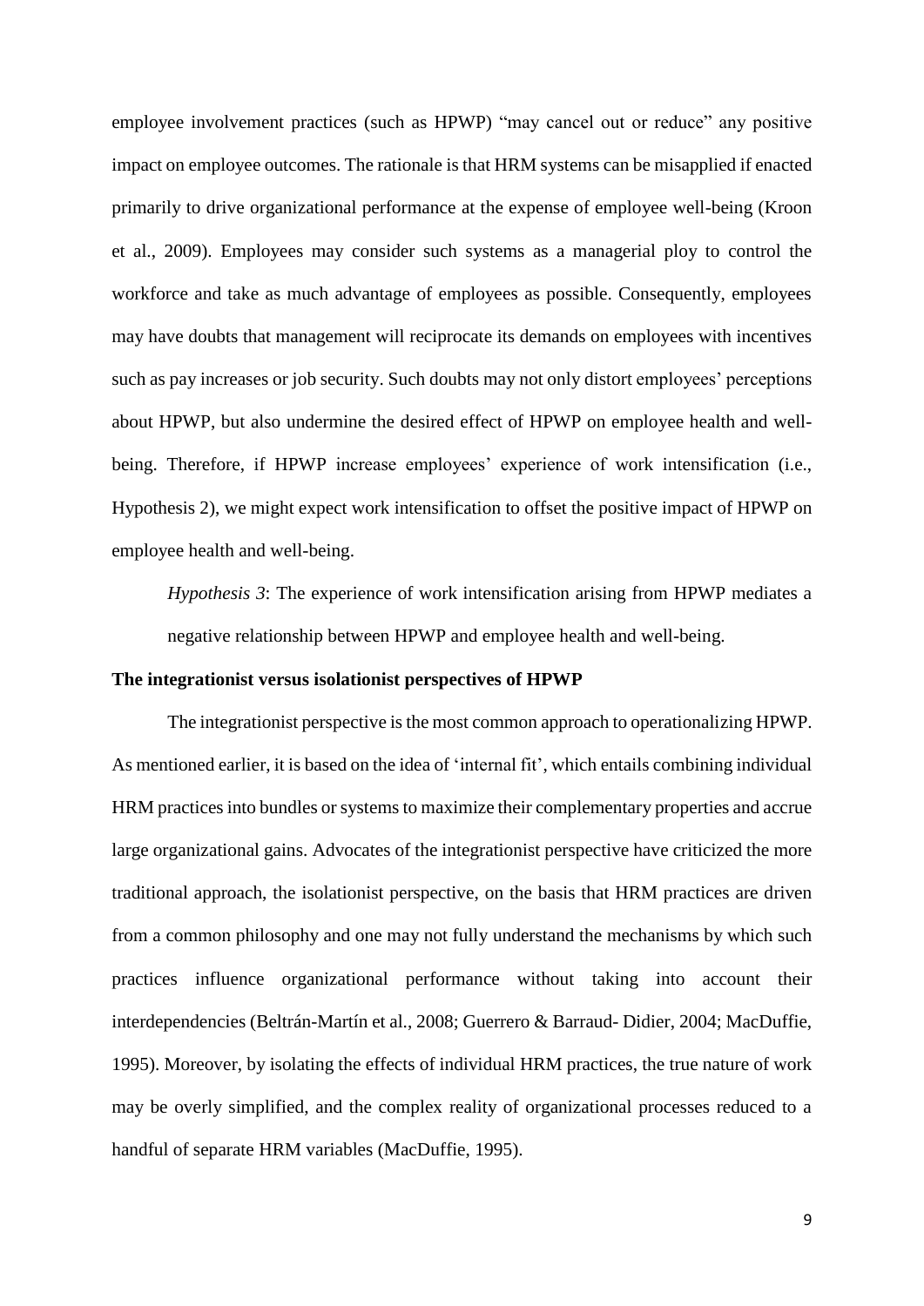employee involvement practices (such as HPWP) "may cancel out or reduce" any positive impact on employee outcomes. The rationale is that HRM systems can be misapplied if enacted primarily to drive organizational performance at the expense of employee well-being (Kroon et al., 2009). Employees may consider such systems as a managerial ploy to control the workforce and take as much advantage of employees as possible. Consequently, employees may have doubts that management will reciprocate its demands on employees with incentives such as pay increases or job security. Such doubts may not only distort employees' perceptions about HPWP, but also undermine the desired effect of HPWP on employee health and well-being. Therefore, if HPWP increase employees' experience of work intensification (i.e., Hypothesis 2), we might expect work intensification to offset the positive impact of HPWP on employee health and well-being.

*Hypothesis 3*: The experience of work intensification arising from HPWP mediates a negative relationship between HPWP and employee health and well-being.

**The integrationist versus isolationist perspectives of HPWP**

The integrationist perspective is the most common approach to operationalizing HPWP. As mentioned earlier, it is based on the idea of 'internal fit', which entails combining individual HRM practices into bundles or systems to maximize their complementary properties and accrue large organizational gains. Advocates of the integrationist perspective have criticized the more traditional approach, the isolationist perspective, on the basis that HRM practices are driven from a common philosophy and one may not fully understand the mechanisms by which such practices influence organizational performance without taking into account their interdependencies (Beltrán-Martín et al., 2008; Guerrero & Barraud- Didier, 2004; MacDuffie, 1995). Moreover, by isolating the effects of individual HRM practices, the true nature of work may be overly simplified, and the complex reality of organizational processes reduced to a handful of separate HRM variables (MacDuffie, 1995).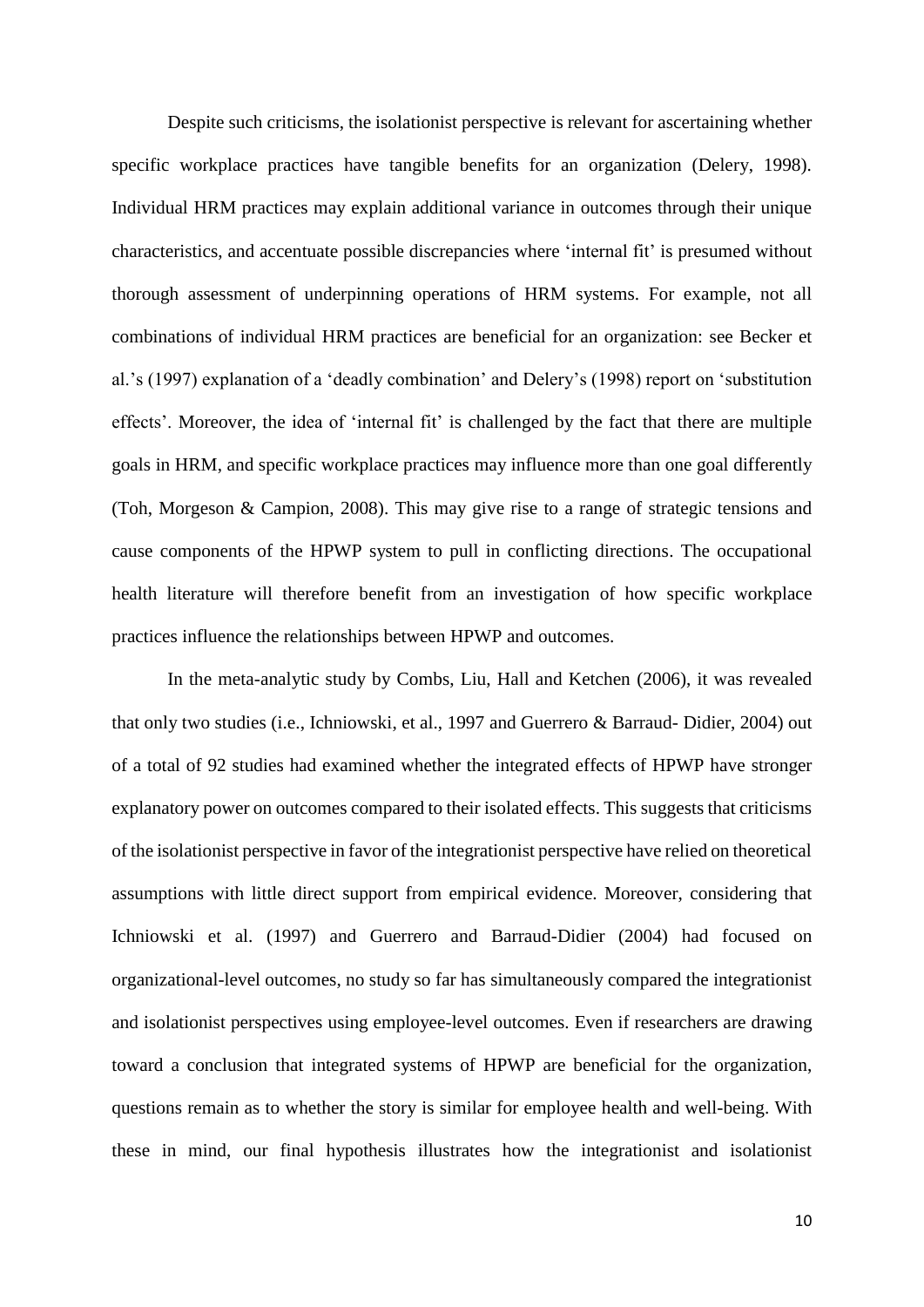Despite such criticisms, the isolationist perspective is relevant for ascertaining whether specific workplace practices have tangible benefits for an organization (Delery, 1998). Individual HRM practices may explain additional variance in outcomes through their unique characteristics, and accentuate possible discrepancies where 'internal fit' is presumed without thorough assessment of underpinning operations of HRM systems. For example, not all combinations of individual HRM practices are beneficial for an organization: see Becker et al.'s (1997) explanation of a 'deadly combination' and Delery's (1998) report on 'substitution effects'. Moreover, the idea of 'internal fit' is challenged by the fact that there are multiple goals in HRM, and specific workplace practices may influence more than one goal differently (Toh, Morgeson & Campion, 2008). This may give rise to a range of strategic tensions and cause components of the HPWP system to pull in conflicting directions. The occupational health literature will therefore benefit from an investigation of how specific workplace practices influence the relationships between HPWP and outcomes.

In the meta-analytic study by Combs, Liu, Hall and Ketchen (2006), it was revealed that only two studies (i.e., Ichniowski, et al., 1997 and Guerrero & Barraud- Didier, 2004) out of a total of 92 studies had examined whether the integrated effects of HPWP have stronger explanatory power on outcomes compared to their isolated effects. This suggests that criticisms of the isolationist perspective in favor of the integrationist perspective have relied on theoretical assumptions with little direct support from empirical evidence. Moreover, considering that Ichniowski et al. (1997) and Guerrero and Barraud-Didier (2004) had focused on organizational-level outcomes, no study so far has simultaneously compared the integrationist and isolationist perspectives using employee-level outcomes. Even if researchers are drawing toward a conclusion that integrated systems of HPWP are beneficial for the organization, questions remain as to whether the story is similar for employee health and well-being. With these in mind, our final hypothesis illustrates how the integrationist and isolationist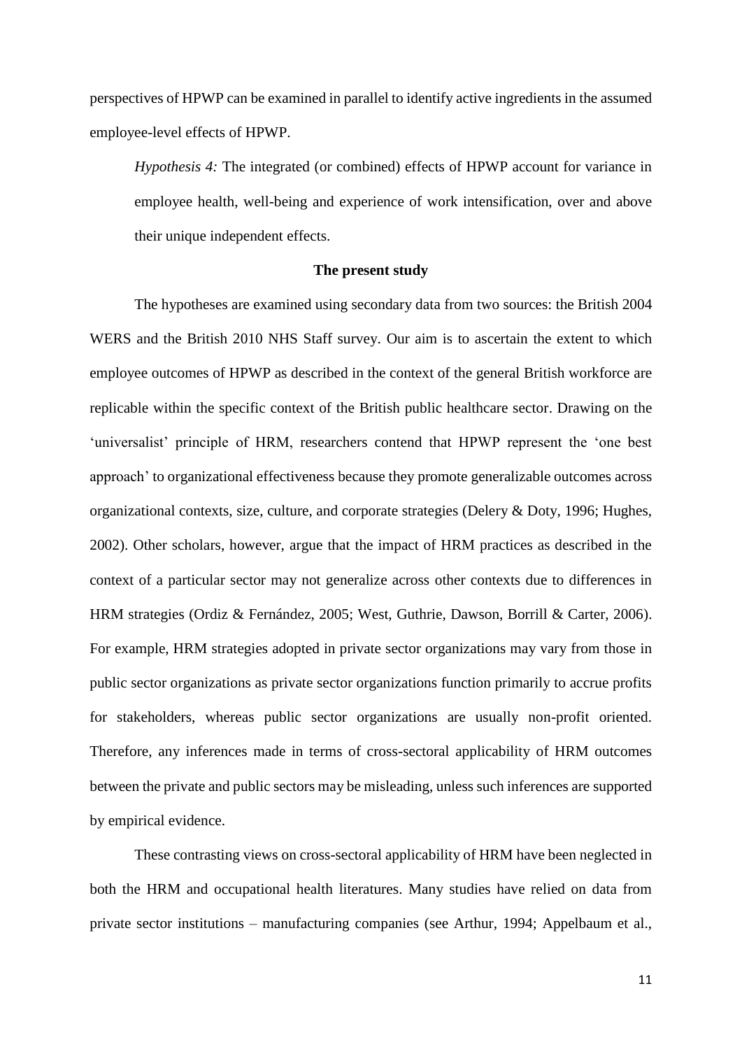perspectives of HPWP can be examined in parallel to identify active ingredients in the assumed employee-level effects of HPWP.

*Hypothesis 4:* The integrated (or combined) effects of HPWP account for variance in employee health, well-being and experience of work intensification, over and above their unique independent effects.

## The present study

The hypotheses are examined using secondary data from two sources: the British 2004 WERS and the British 2010 NHS Staff survey. Our aim is to ascertain the extent to which employee outcomes of HPWP as described in the context of the general British workforce are replicable within the specific context of the British public healthcare sector. Drawing on the 'universalist' principle of HRM, researchers contend that HPWP represent the 'one best approach' to organizational effectiveness because they promote generalizable outcomes across organizational contexts, size, culture, and corporate strategies (Delery & Doty, 1996; Hughes, 2002). Other scholars, however, argue that the impact of HRM practices as described in the context of a particular sector may not generalize across other contexts due to differences in HRM strategies (Ordiz & Fernández, 2005; West, Guthrie, Dawson, Borrill & Carter, 2006). For example, HRM strategies adopted in private sector organizations may vary from those in public sector organizations as private sector organizations function primarily to accrue profits for stakeholders, whereas public sector organizations are usually non-profit oriented. Therefore, any inferences made in terms of cross-sectoral applicability of HRM outcomes between the private and public sectors may be misleading, unless such inferences are supported by empirical evidence.

These contrasting views on cross-sectoral applicability of HRM have been neglected in both the HRM and occupational health literatures. Many studies have relied on data from private sector institutions – manufacturing companies (see Arthur, 1994; Appelbaum et al.,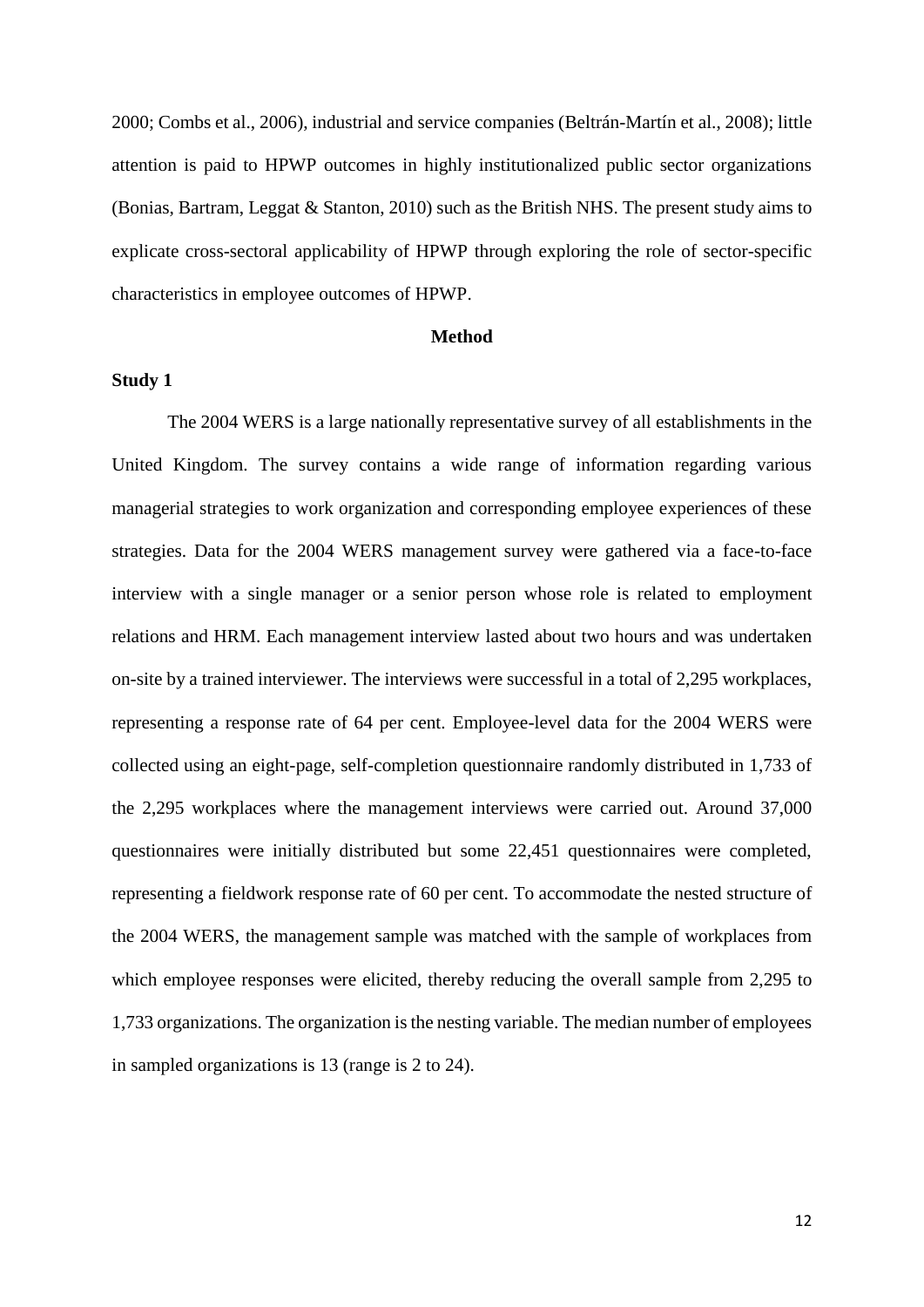2000; Combs et al., 2006), industrial and service companies (Beltrán-Martín et al., 2008); little attention is paid to HPWP outcomes in highly institutionalized public sector organizations (Bonias, Bartram, Leggat & Stanton, 2010) such as the British NHS. The present study aims to explicate cross-sectoral applicability of HPWP through exploring the role of sector-specific characteristics in employee outcomes of HPWP.

## Method

### Study 1

The 2004 WERS is a large nationally representative survey of all establishments in the United Kingdom. The survey contains a wide range of information regarding various managerial strategies to work organization and corresponding employee experiences of these strategies. Data for the 2004 WERS management survey were gathered via a face-to-face interview with a single manager or a senior person whose role is related to employment relations and HRM. Each management interview lasted about two hours and was undertaken on-site by a trained interviewer. The interviews were successful in a total of 2,295 workplaces, representing a response rate of 64 per cent. Employee-level data for the 2004 WERS were collected using an eight-page, self-completion questionnaire randomly distributed in 1,733 of the 2,295 workplaces where the management interviews were carried out. Around 37,000 questionnaires were initially distributed but some 22,451 questionnaires were completed, representing a fieldwork response rate of 60 per cent. To accommodate the nested structure of the 2004 WERS, the management sample was matched with the sample of workplaces from which employee responses were elicited, thereby reducing the overall sample from 2,295 to 1,733 organizations. The organization is the nesting variable. The median number of employees in sampled organizations is 13 (range is 2 to 24).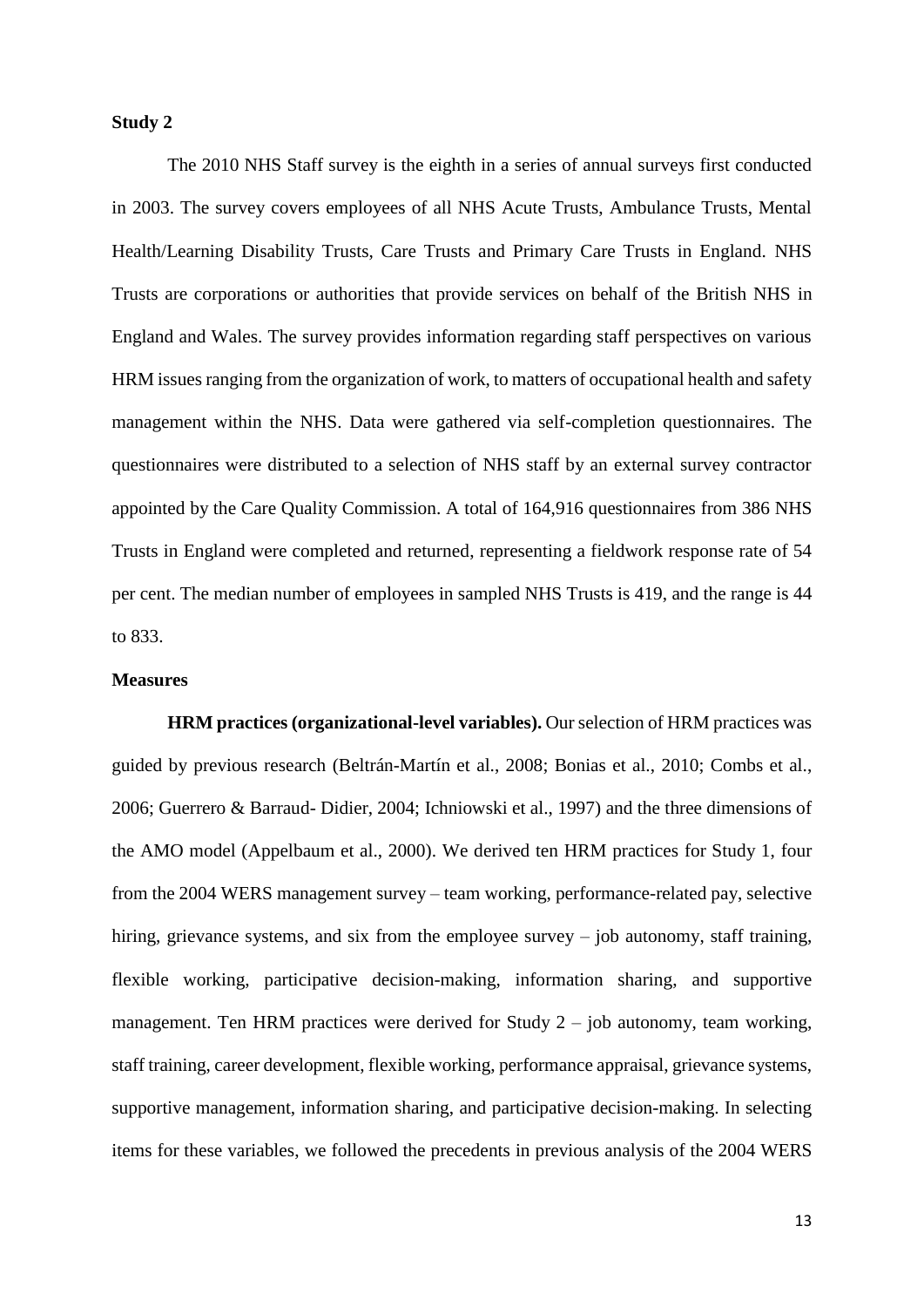**Study 2**

The 2010 NHS Staff survey is the eighth in a series of annual surveys first conducted in 2003. The survey covers employees of all NHS Acute Trusts, Ambulance Trusts, Mental Health/Learning Disability Trusts, Care Trusts and Primary Care Trusts in England. NHS Trusts are corporations or authorities that provide services on behalf of the British NHS in England and Wales. The survey provides information regarding staff perspectives on various HRM issues ranging from the organization of work, to matters of occupational health and safety management within the NHS. Data were gathered via self-completion questionnaires. The questionnaires were distributed to a selection of NHS staff by an external survey contractor appointed by the Care Quality Commission. A total of 164,916 questionnaires from 386 NHS Trusts in England were completed and returned, representing a fieldwork response rate of 54 per cent. The median number of employees in sampled NHS Trusts is 419, and the range is 44 to 833.

**Measures**

**HRM practices (organizational-level variables).** Our selection of HRM practices was guided by previous research (Beltrán-Martín et al., 2008; Bonias et al., 2010; Combs et al., 2006; Guerrero & Barraud- Didier, 2004; Ichniowski et al., 1997) and the three dimensions of the AMO model (Appelbaum et al., 2000). We derived ten HRM practices for Study 1, four from the 2004 WERS management survey – team working, performance-related pay, selective hiring, grievance systems, and six from the employee survey – job autonomy, staff training, flexible working, participative decision-making, information sharing, and supportive management. Ten HRM practices were derived for Study 2 – job autonomy, team working, staff training, career development, flexible working, performance appraisal, grievance systems, supportive management, information sharing, and participative decision-making. In selecting items for these variables, we followed the precedents in previous analysis of the 2004 WERS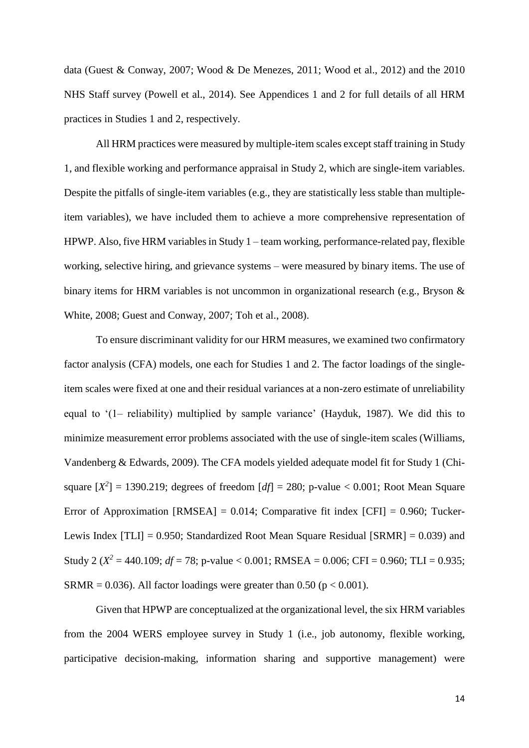data (Guest & Conway, 2007; Wood & De Menezes, 2011; Wood et al., 2012) and the 2010 NHS Staff survey (Powell et al., 2014). See Appendices 1 and 2 for full details of all HRM practices in Studies 1 and 2, respectively.

All HRM practices were measured by multiple-item scales except staff training in Study 1, and flexible working and performance appraisal in Study 2, which are single-item variables. Despite the pitfalls of single-item variables (e.g., they are statistically less stable than multiple-item variables), we have included them to achieve a more comprehensive representation of HPWP. Also, five HRM variables in Study 1 – team working, performance-related pay, flexible working, selective hiring, and grievance systems – were measured by binary items. The use of binary items for HRM variables is not uncommon in organizational research (e.g., Bryson & White, 2008; Guest and Conway, 2007; Toh et al., 2008).

To ensure discriminant validity for our HRM measures, we examined two confirmatory factor analysis (CFA) models, one each for Studies 1 and 2. The factor loadings of the single-item scales were fixed at one and their residual variances at a non-zero estimate of unreliability equal to '(1– reliability) multiplied by sample variance' (Hayduk, 1987). We did this to minimize measurement error problems associated with the use of single-item scales (Williams, Vandenberg & Edwards, 2009). The CFA models yielded adequate model fit for Study 1 (Chi-square [$X^2$] = 1390.219; degrees of freedom [*df*] = 280; p-value < 0.001; Root Mean Square Error of Approximation [RMSEA] = 0.014; Comparative fit index [CFI] = 0.960; Tucker-Lewis Index [TLI] = 0.950; Standardized Root Mean Square Residual [SRMR] = 0.039) and Study 2 ($X^2$ = 440.109; *df* = 78; p-value < 0.001; RMSEA = 0.006; CFI = 0.960; TLI = 0.935; SRMR = 0.036). All factor loadings were greater than 0.50 ($p < 0.001$).

Given that HPWP are conceptualized at the organizational level, the six HRM variables from the 2004 WERS employee survey in Study 1 (i.e., job autonomy, flexible working, participative decision-making, information sharing and supportive management) were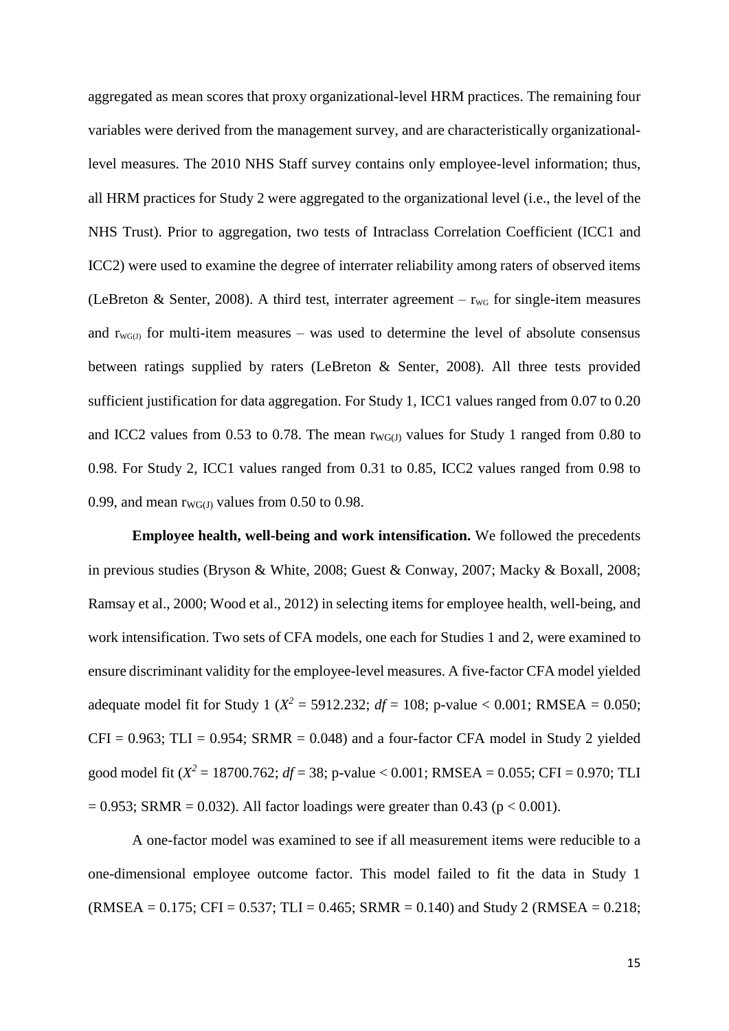aggregated as mean scores that proxy organizational-level HRM practices. The remaining four variables were derived from the management survey, and are characteristically organizational-level measures. The 2010 NHS Staff survey contains only employee-level information; thus, all HRM practices for Study 2 were aggregated to the organizational level (i.e., the level of the NHS Trust). Prior to aggregation, two tests of Intraclass Correlation Coefficient (ICC1 and ICC2) were used to examine the degree of interrater reliability among raters of observed items (LeBreton & Senter, 2008). A third test, interrater agreement – $r_{WG}$ for single-item measures and $r_{WG(J)}$ for multi-item measures – was used to determine the level of absolute consensus between ratings supplied by raters (LeBreton & Senter, 2008). All three tests provided sufficient justification for data aggregation. For Study 1, ICC1 values ranged from 0.07 to 0.20 and ICC2 values from 0.53 to 0.78. The mean $r_{WG(J)}$ values for Study 1 ranged from 0.80 to 0.98. For Study 2, ICC1 values ranged from 0.31 to 0.85, ICC2 values ranged from 0.98 to 0.99, and mean $r_{WG(J)}$ values from 0.50 to 0.98.

**Employee health, well-being and work intensification.** We followed the precedents in previous studies (Bryson & White, 2008; Guest & Conway, 2007; Macky & Boxall, 2008; Ramsay et al., 2000; Wood et al., 2012) in selecting items for employee health, well-being, and work intensification. Two sets of CFA models, one each for Studies 1 and 2, were examined to ensure discriminant validity for the employee-level measures. A five-factor CFA model yielded adequate model fit for Study 1 ($X^2$ = 5912.232; $df$ = 108; p-value < 0.001; RMSEA = 0.050; CFI = 0.963; TLI = 0.954; SRMR = 0.048) and a four-factor CFA model in Study 2 yielded good model fit ($X^2$ = 18700.762; $df$ = 38; p-value < 0.001; RMSEA = 0.055; CFI = 0.970; TLI = 0.953; SRMR = 0.032). All factor loadings were greater than 0.43 ($p < 0.001$).

A one-factor model was examined to see if all measurement items were reducible to a one-dimensional employee outcome factor. This model failed to fit the data in Study 1 (RMSEA = 0.175; CFI = 0.537; TLI = 0.465; SRMR = 0.140) and Study 2 (RMSEA = 0.218;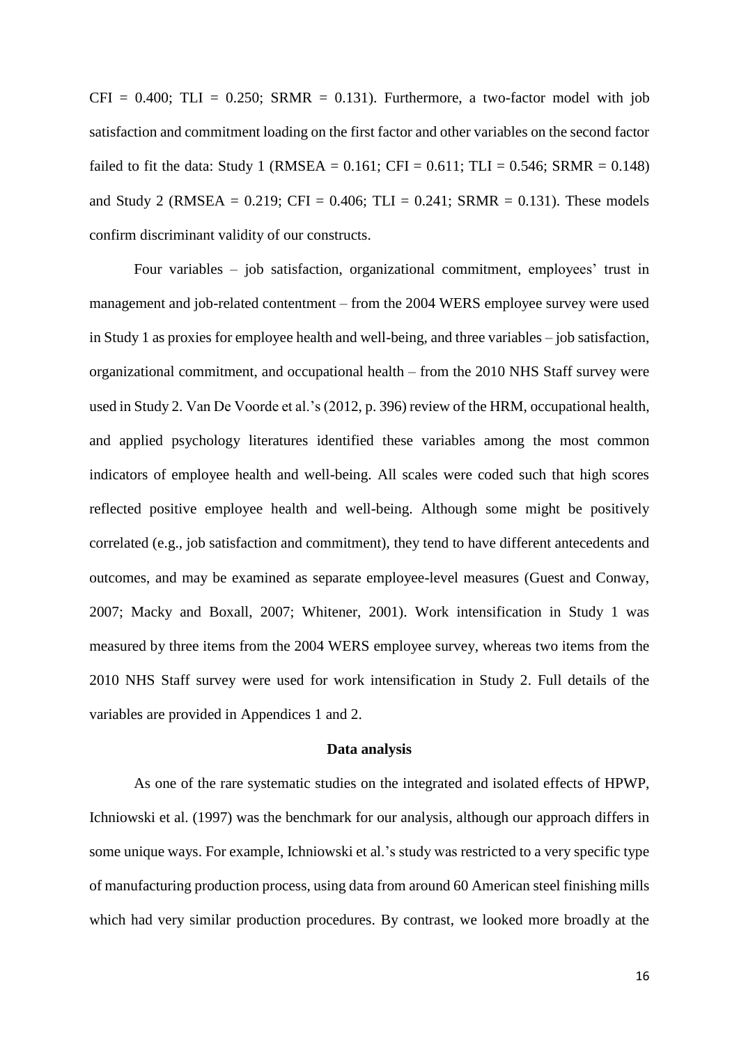CFI = 0.400; TLI = 0.250; SRMR = 0.131). Furthermore, a two-factor model with job satisfaction and commitment loading on the first factor and other variables on the second factor failed to fit the data: Study 1 (RMSEA = 0.161; CFI = 0.611; TLI = 0.546; SRMR = 0.148) and Study 2 (RMSEA = 0.219; CFI = 0.406; TLI = 0.241; SRMR = 0.131). These models confirm discriminant validity of our constructs.

Four variables – job satisfaction, organizational commitment, employees' trust in management and job-related contentment – from the 2004 WERS employee survey were used in Study 1 as proxies for employee health and well-being, and three variables – job satisfaction, organizational commitment, and occupational health – from the 2010 NHS Staff survey were used in Study 2. Van De Voorde et al.'s (2012, p. 396) review of the HRM, occupational health, and applied psychology literatures identified these variables among the most common indicators of employee health and well-being. All scales were coded such that high scores reflected positive employee health and well-being. Although some might be positively correlated (e.g., job satisfaction and commitment), they tend to have different antecedents and outcomes, and may be examined as separate employee-level measures (Guest and Conway, 2007; Macky and Boxall, 2007; Whitener, 2001). Work intensification in Study 1 was measured by three items from the 2004 WERS employee survey, whereas two items from the 2010 NHS Staff survey were used for work intensification in Study 2. Full details of the variables are provided in Appendices 1 and 2.

### Data analysis

As one of the rare systematic studies on the integrated and isolated effects of HPWP, Ichniowski et al. (1997) was the benchmark for our analysis, although our approach differs in some unique ways. For example, Ichniowski et al.'s study was restricted to a very specific type of manufacturing production process, using data from around 60 American steel finishing mills which had very similar production procedures. By contrast, we looked more broadly at the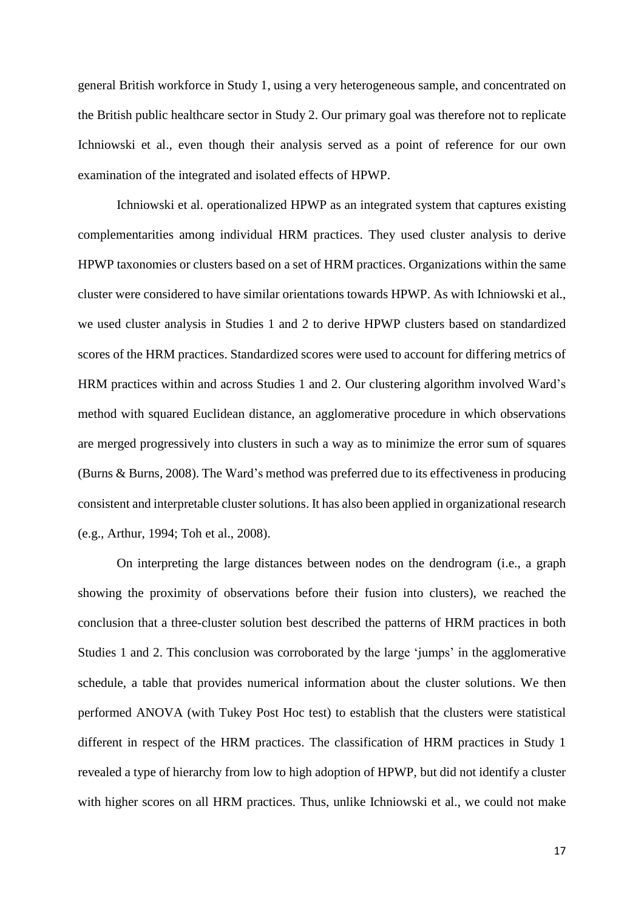general British workforce in Study 1, using a very heterogeneous sample, and concentrated on the British public healthcare sector in Study 2. Our primary goal was therefore not to replicate Ichniowski et al., even though their analysis served as a point of reference for our own examination of the integrated and isolated effects of HPWP.

Ichniowski et al. operationalized HPWP as an integrated system that captures existing complementarities among individual HRM practices. They used cluster analysis to derive HPWP taxonomies or clusters based on a set of HRM practices. Organizations within the same cluster were considered to have similar orientations towards HPWP. As with Ichniowski et al., we used cluster analysis in Studies 1 and 2 to derive HPWP clusters based on standardized scores of the HRM practices. Standardized scores were used to account for differing metrics of HRM practices within and across Studies 1 and 2. Our clustering algorithm involved Ward's method with squared Euclidean distance, an agglomerative procedure in which observations are merged progressively into clusters in such a way as to minimize the error sum of squares (Burns & Burns, 2008). The Ward's method was preferred due to its effectiveness in producing consistent and interpretable cluster solutions. It has also been applied in organizational research (e.g., Arthur, 1994; Toh et al., 2008).

On interpreting the large distances between nodes on the dendrogram (i.e., a graph showing the proximity of observations before their fusion into clusters), we reached the conclusion that a three-cluster solution best described the patterns of HRM practices in both Studies 1 and 2. This conclusion was corroborated by the large 'jumps' in the agglomerative schedule, a table that provides numerical information about the cluster solutions. We then performed ANOVA (with Tukey Post Hoc test) to establish that the clusters were statistical different in respect of the HRM practices. The classification of HRM practices in Study 1 revealed a type of hierarchy from low to high adoption of HPWP, but did not identify a cluster with higher scores on all HRM practices. Thus, unlike Ichniowski et al., we could not make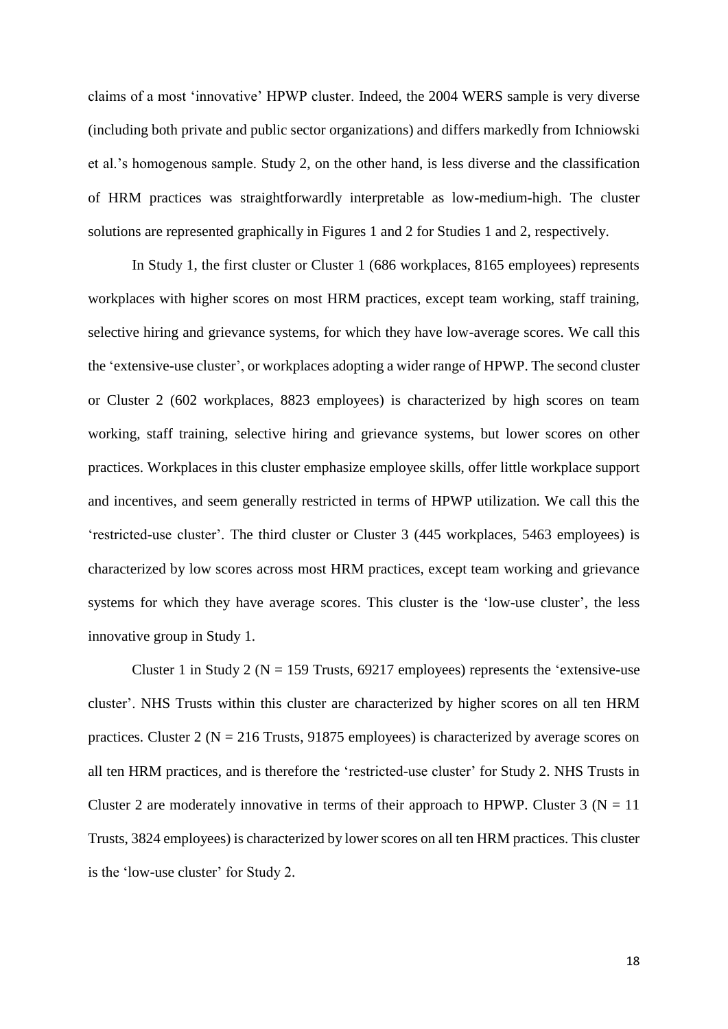claims of a most 'innovative' HPWP cluster. Indeed, the 2004 WERS sample is very diverse (including both private and public sector organizations) and differs markedly from Ichniowski et al.'s homogenous sample. Study 2, on the other hand, is less diverse and the classification of HRM practices was straightforwardly interpretable as low-medium-high. The cluster solutions are represented graphically in Figures 1 and 2 for Studies 1 and 2, respectively.

In Study 1, the first cluster or Cluster 1 (686 workplaces, 8165 employees) represents workplaces with higher scores on most HRM practices, except team working, staff training, selective hiring and grievance systems, for which they have low-average scores. We call this the 'extensive-use cluster', or workplaces adopting a wider range of HPWP. The second cluster or Cluster 2 (602 workplaces, 8823 employees) is characterized by high scores on team working, staff training, selective hiring and grievance systems, but lower scores on other practices. Workplaces in this cluster emphasize employee skills, offer little workplace support and incentives, and seem generally restricted in terms of HPWP utilization. We call this the 'restricted-use cluster'. The third cluster or Cluster 3 (445 workplaces, 5463 employees) is characterized by low scores across most HRM practices, except team working and grievance systems for which they have average scores. This cluster is the 'low-use cluster', the less innovative group in Study 1.

Cluster 1 in Study 2 (N = 159 Trusts, 69217 employees) represents the 'extensive-use cluster'. NHS Trusts within this cluster are characterized by higher scores on all ten HRM practices. Cluster 2 (N = 216 Trusts, 91875 employees) is characterized by average scores on all ten HRM practices, and is therefore the 'restricted-use cluster' for Study 2. NHS Trusts in Cluster 2 are moderately innovative in terms of their approach to HPWP. Cluster 3 (N = 11 Trusts, 3824 employees) is characterized by lower scores on all ten HRM practices. This cluster is the 'low-use cluster' for Study 2.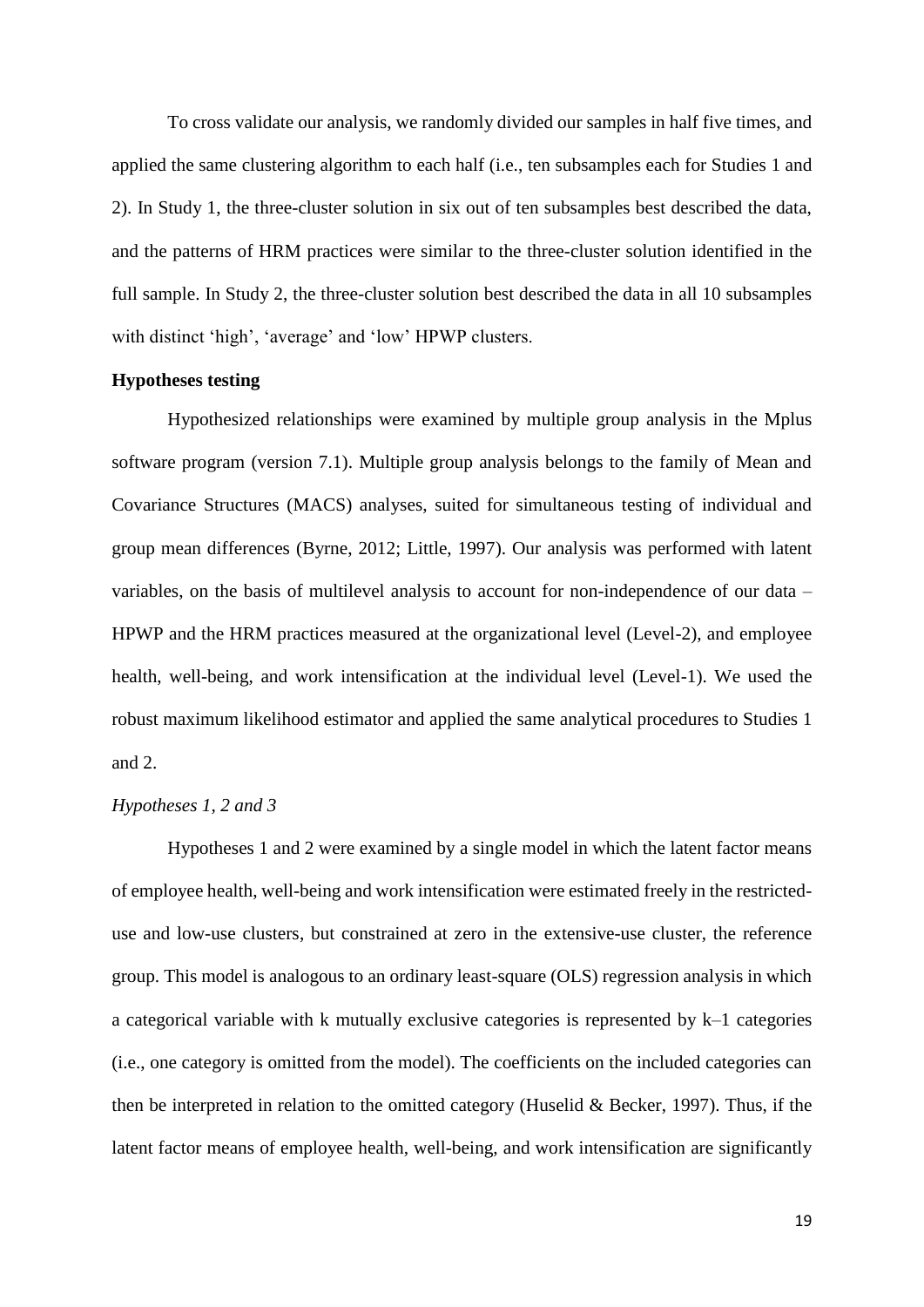To cross validate our analysis, we randomly divided our samples in half five times, and applied the same clustering algorithm to each half (i.e., ten subsamples each for Studies 1 and 2). In Study 1, the three-cluster solution in six out of ten subsamples best described the data, and the patterns of HRM practices were similar to the three-cluster solution identified in the full sample. In Study 2, the three-cluster solution best described the data in all 10 subsamples with distinct 'high', 'average' and 'low' HPWP clusters.

**Hypotheses testing**

Hypothesized relationships were examined by multiple group analysis in the Mplus software program (version 7.1). Multiple group analysis belongs to the family of Mean and Covariance Structures (MACS) analyses, suited for simultaneous testing of individual and group mean differences (Byrne, 2012; Little, 1997). Our analysis was performed with latent variables, on the basis of multilevel analysis to account for non-independence of our data – HPWP and the HRM practices measured at the organizational level (Level-2), and employee health, well-being, and work intensification at the individual level (Level-1). We used the robust maximum likelihood estimator and applied the same analytical procedures to Studies 1 and 2.

*Hypotheses 1, 2 and 3*

Hypotheses 1 and 2 were examined by a single model in which the latent factor means of employee health, well-being and work intensification were estimated freely in the restricted-use and low-use clusters, but constrained at zero in the extensive-use cluster, the reference group. This model is analogous to an ordinary least-square (OLS) regression analysis in which a categorical variable with k mutually exclusive categories is represented by k–1 categories (i.e., one category is omitted from the model). The coefficients on the included categories can then be interpreted in relation to the omitted category (Huselid & Becker, 1997). Thus, if the latent factor means of employee health, well-being, and work intensification are significantly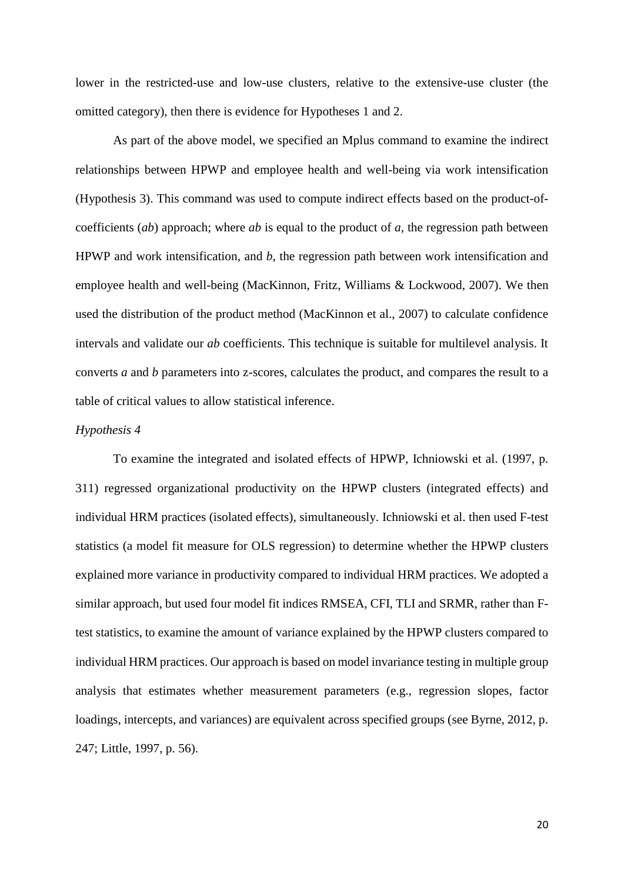lower in the restricted-use and low-use clusters, relative to the extensive-use cluster (the omitted category), then there is evidence for Hypotheses 1 and 2.

As part of the above model, we specified an Mplus command to examine the indirect relationships between HPWP and employee health and well-being via work intensification (Hypothesis 3). This command was used to compute indirect effects based on the product-of-coefficients (*ab*) approach; where *ab* is equal to the product of *a*, the regression path between HPWP and work intensification, and *b*, the regression path between work intensification and employee health and well-being (MacKinnon, Fritz, Williams & Lockwood, 2007). We then used the distribution of the product method (MacKinnon et al., 2007) to calculate confidence intervals and validate our *ab* coefficients. This technique is suitable for multilevel analysis. It converts *a* and *b* parameters into z-scores, calculates the product, and compares the result to a table of critical values to allow statistical inference.

*Hypothesis 4*

To examine the integrated and isolated effects of HPWP, Ichniowski et al. (1997, p. 311) regressed organizational productivity on the HPWP clusters (integrated effects) and individual HRM practices (isolated effects), simultaneously. Ichniowski et al. then used F-test statistics (a model fit measure for OLS regression) to determine whether the HPWP clusters explained more variance in productivity compared to individual HRM practices. We adopted a similar approach, but used four model fit indices RMSEA, CFI, TLI and SRMR, rather than F-test statistics, to examine the amount of variance explained by the HPWP clusters compared to individual HRM practices. Our approach is based on model invariance testing in multiple group analysis that estimates whether measurement parameters (e.g., regression slopes, factor loadings, intercepts, and variances) are equivalent across specified groups (see Byrne, 2012, p. 247; Little, 1997, p. 56).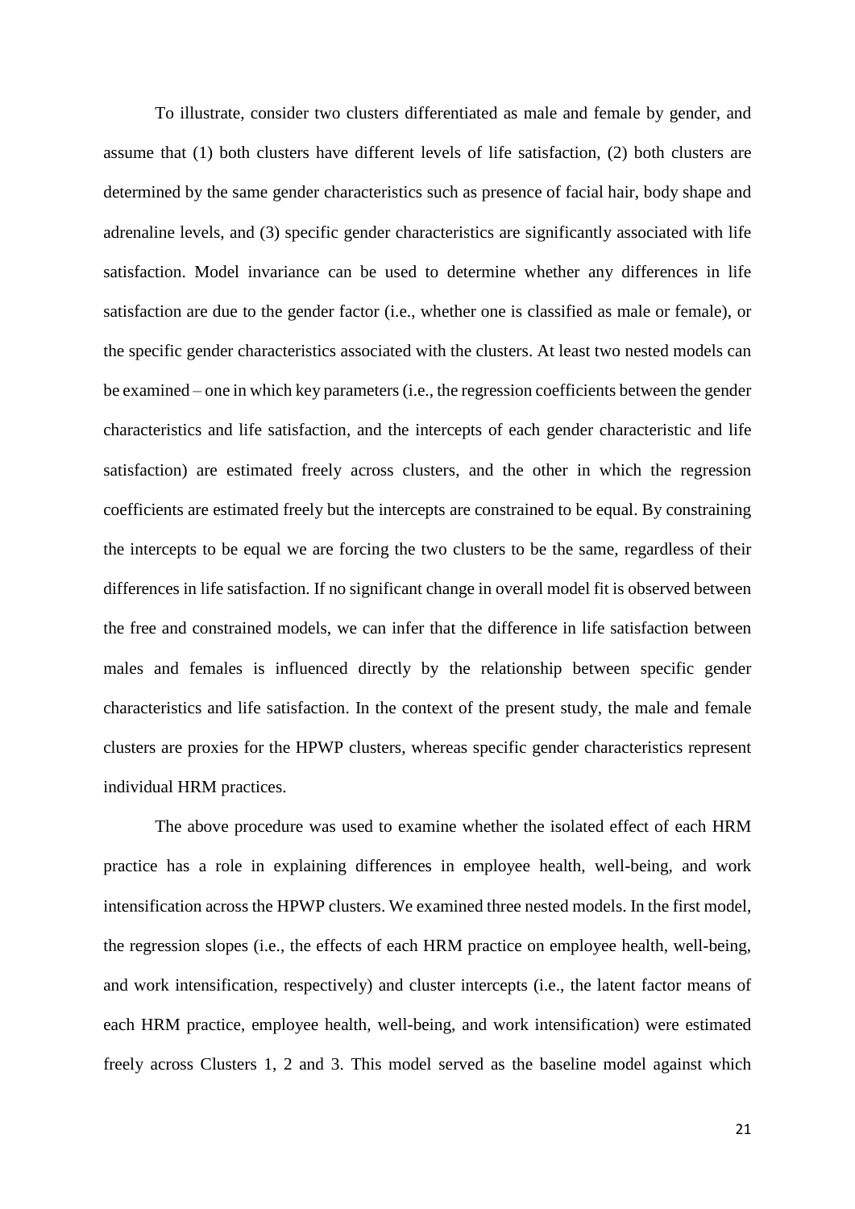To illustrate, consider two clusters differentiated as male and female by gender, and assume that (1) both clusters have different levels of life satisfaction, (2) both clusters are determined by the same gender characteristics such as presence of facial hair, body shape and adrenaline levels, and (3) specific gender characteristics are significantly associated with life satisfaction. Model invariance can be used to determine whether any differences in life satisfaction are due to the gender factor (i.e., whether one is classified as male or female), or the specific gender characteristics associated with the clusters. At least two nested models can be examined – one in which key parameters (i.e., the regression coefficients between the gender characteristics and life satisfaction, and the intercepts of each gender characteristic and life satisfaction) are estimated freely across clusters, and the other in which the regression coefficients are estimated freely but the intercepts are constrained to be equal. By constraining the intercepts to be equal we are forcing the two clusters to be the same, regardless of their differences in life satisfaction. If no significant change in overall model fit is observed between the free and constrained models, we can infer that the difference in life satisfaction between males and females is influenced directly by the relationship between specific gender characteristics and life satisfaction. In the context of the present study, the male and female clusters are proxies for the HPWP clusters, whereas specific gender characteristics represent individual HRM practices.

The above procedure was used to examine whether the isolated effect of each HRM practice has a role in explaining differences in employee health, well-being, and work intensification across the HPWP clusters. We examined three nested models. In the first model, the regression slopes (i.e., the effects of each HRM practice on employee health, well-being, and work intensification, respectively) and cluster intercepts (i.e., the latent factor means of each HRM practice, employee health, well-being, and work intensification) were estimated freely across Clusters 1, 2 and 3. This model served as the baseline model against which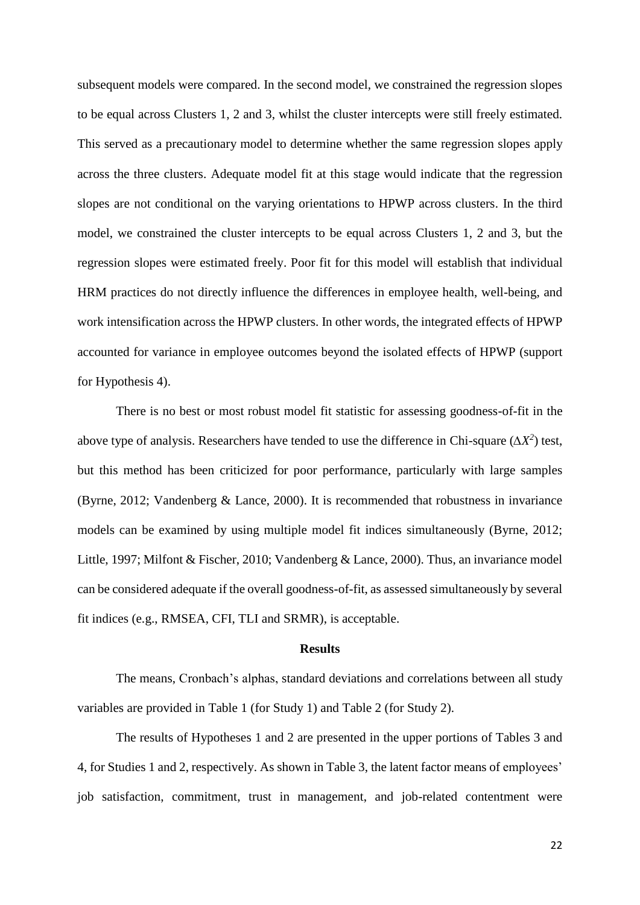subsequent models were compared. In the second model, we constrained the regression slopes to be equal across Clusters 1, 2 and 3, whilst the cluster intercepts were still freely estimated. This served as a precautionary model to determine whether the same regression slopes apply across the three clusters. Adequate model fit at this stage would indicate that the regression slopes are not conditional on the varying orientations to HPWP across clusters. In the third model, we constrained the cluster intercepts to be equal across Clusters 1, 2 and 3, but the regression slopes were estimated freely. Poor fit for this model will establish that individual HRM practices do not directly influence the differences in employee health, well-being, and work intensification across the HPWP clusters. In other words, the integrated effects of HPWP accounted for variance in employee outcomes beyond the isolated effects of HPWP (support for Hypothesis 4).

There is no best or most robust model fit statistic for assessing goodness-of-fit in the above type of analysis. Researchers have tended to use the difference in Chi-square ($\Delta X^2$) test, but this method has been criticized for poor performance, particularly with large samples (Byrne, 2012; Vandenberg & Lance, 2000). It is recommended that robustness in invariance models can be examined by using multiple model fit indices simultaneously (Byrne, 2012; Little, 1997; Milfont & Fischer, 2010; Vandenberg & Lance, 2000). Thus, an invariance model can be considered adequate if the overall goodness-of-fit, as assessed simultaneously by several fit indices (e.g., RMSEA, CFI, TLI and SRMR), is acceptable.

## Results

The means, Cronbach's alphas, standard deviations and correlations between all study variables are provided in Table 1 (for Study 1) and Table 2 (for Study 2).

The results of Hypotheses 1 and 2 are presented in the upper portions of Tables 3 and 4, for Studies 1 and 2, respectively. As shown in Table 3, the latent factor means of employees' job satisfaction, commitment, trust in management, and job-related contentment were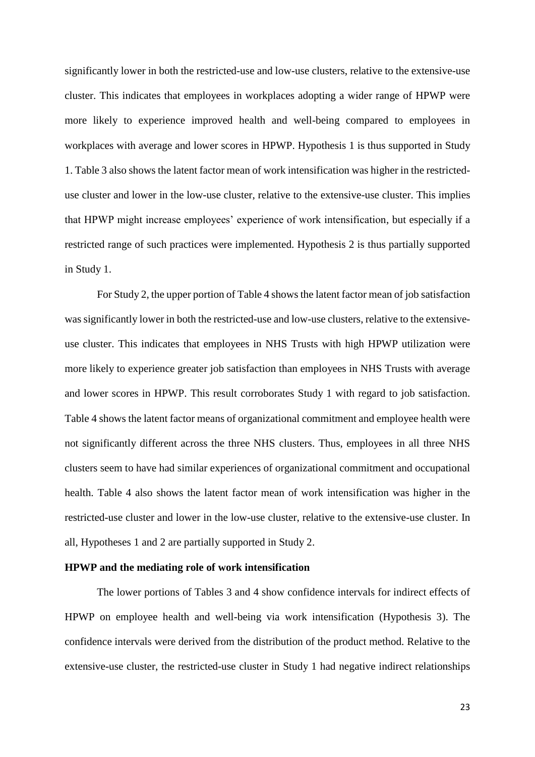significantly lower in both the restricted-use and low-use clusters, relative to the extensive-use cluster. This indicates that employees in workplaces adopting a wider range of HPWP were more likely to experience improved health and well-being compared to employees in workplaces with average and lower scores in HPWP. Hypothesis 1 is thus supported in Study 1. Table 3 also shows the latent factor mean of work intensification was higher in the restricted-use cluster and lower in the low-use cluster, relative to the extensive-use cluster. This implies that HPWP might increase employees' experience of work intensification, but especially if a restricted range of such practices were implemented. Hypothesis 2 is thus partially supported in Study 1.

For Study 2, the upper portion of Table 4 shows the latent factor mean of job satisfaction was significantly lower in both the restricted-use and low-use clusters, relative to the extensive-use cluster. This indicates that employees in NHS Trusts with high HPWP utilization were more likely to experience greater job satisfaction than employees in NHS Trusts with average and lower scores in HPWP. This result corroborates Study 1 with regard to job satisfaction. Table 4 shows the latent factor means of organizational commitment and employee health were not significantly different across the three NHS clusters. Thus, employees in all three NHS clusters seem to have had similar experiences of organizational commitment and occupational health. Table 4 also shows the latent factor mean of work intensification was higher in the restricted-use cluster and lower in the low-use cluster, relative to the extensive-use cluster. In all, Hypotheses 1 and 2 are partially supported in Study 2.

**HPWP and the mediating role of work intensification**

The lower portions of Tables 3 and 4 show confidence intervals for indirect effects of HPWP on employee health and well-being via work intensification (Hypothesis 3). The confidence intervals were derived from the distribution of the product method. Relative to the extensive-use cluster, the restricted-use cluster in Study 1 had negative indirect relationships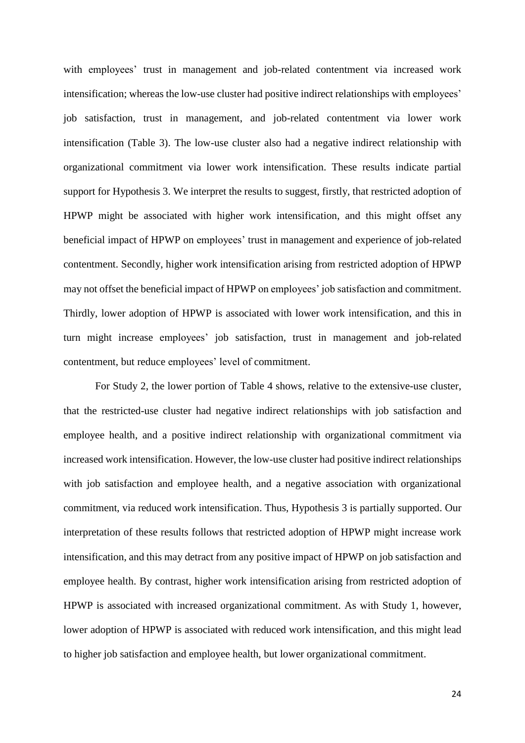with employees' trust in management and job-related contentment via increased work intensification; whereas the low-use cluster had positive indirect relationships with employees' job satisfaction, trust in management, and job-related contentment via lower work intensification (Table 3). The low-use cluster also had a negative indirect relationship with organizational commitment via lower work intensification. These results indicate partial support for Hypothesis 3. We interpret the results to suggest, firstly, that restricted adoption of HPWP might be associated with higher work intensification, and this might offset any beneficial impact of HPWP on employees' trust in management and experience of job-related contentment. Secondly, higher work intensification arising from restricted adoption of HPWP may not offset the beneficial impact of HPWP on employees' job satisfaction and commitment. Thirdly, lower adoption of HPWP is associated with lower work intensification, and this in turn might increase employees' job satisfaction, trust in management and job-related contentment, but reduce employees' level of commitment.

For Study 2, the lower portion of Table 4 shows, relative to the extensive-use cluster, that the restricted-use cluster had negative indirect relationships with job satisfaction and employee health, and a positive indirect relationship with organizational commitment via increased work intensification. However, the low-use cluster had positive indirect relationships with job satisfaction and employee health, and a negative association with organizational commitment, via reduced work intensification. Thus, Hypothesis 3 is partially supported. Our interpretation of these results follows that restricted adoption of HPWP might increase work intensification, and this may detract from any positive impact of HPWP on job satisfaction and employee health. By contrast, higher work intensification arising from restricted adoption of HPWP is associated with increased organizational commitment. As with Study 1, however, lower adoption of HPWP is associated with reduced work intensification, and this might lead to higher job satisfaction and employee health, but lower organizational commitment.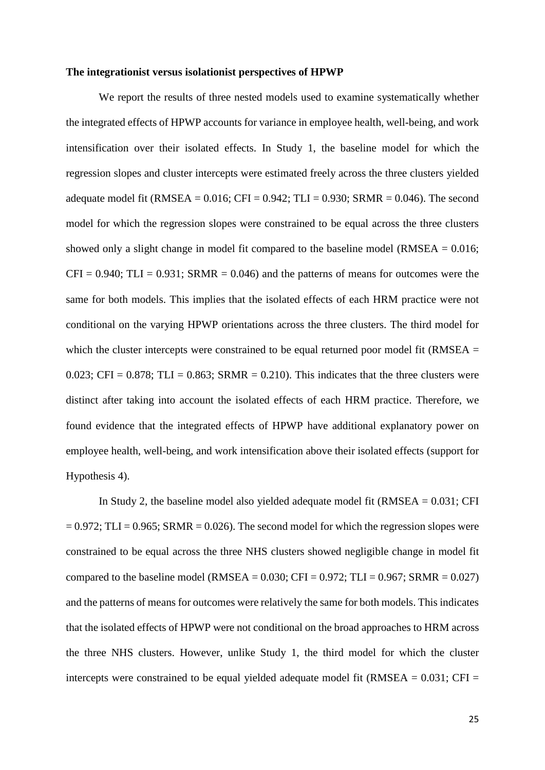**The integrationist versus isolationist perspectives of HPWP**

We report the results of three nested models used to examine systematically whether the integrated effects of HPWP accounts for variance in employee health, well-being, and work intensification over their isolated effects. In Study 1, the baseline model for which the regression slopes and cluster intercepts were estimated freely across the three clusters yielded adequate model fit (RMSEA = 0.016; CFI = 0.942; TLI = 0.930; SRMR = 0.046). The second model for which the regression slopes were constrained to be equal across the three clusters showed only a slight change in model fit compared to the baseline model (RMSEA = 0.016; CFI = 0.940; TLI = 0.931; SRMR = 0.046) and the patterns of means for outcomes were the same for both models. This implies that the isolated effects of each HRM practice were not conditional on the varying HPWP orientations across the three clusters. The third model for which the cluster intercepts were constrained to be equal returned poor model fit (RMSEA = 0.023; CFI = 0.878; TLI = 0.863; SRMR = 0.210). This indicates that the three clusters were distinct after taking into account the isolated effects of each HRM practice. Therefore, we found evidence that the integrated effects of HPWP have additional explanatory power on employee health, well-being, and work intensification above their isolated effects (support for Hypothesis 4).

In Study 2, the baseline model also yielded adequate model fit (RMSEA = 0.031; CFI = 0.972; TLI = 0.965; SRMR = 0.026). The second model for which the regression slopes were constrained to be equal across the three NHS clusters showed negligible change in model fit compared to the baseline model (RMSEA = 0.030; CFI = 0.972; TLI = 0.967; SRMR = 0.027) and the patterns of means for outcomes were relatively the same for both models. This indicates that the isolated effects of HPWP were not conditional on the broad approaches to HRM across the three NHS clusters. However, unlike Study 1, the third model for which the cluster intercepts were constrained to be equal yielded adequate model fit (RMSEA = 0.031; CFI =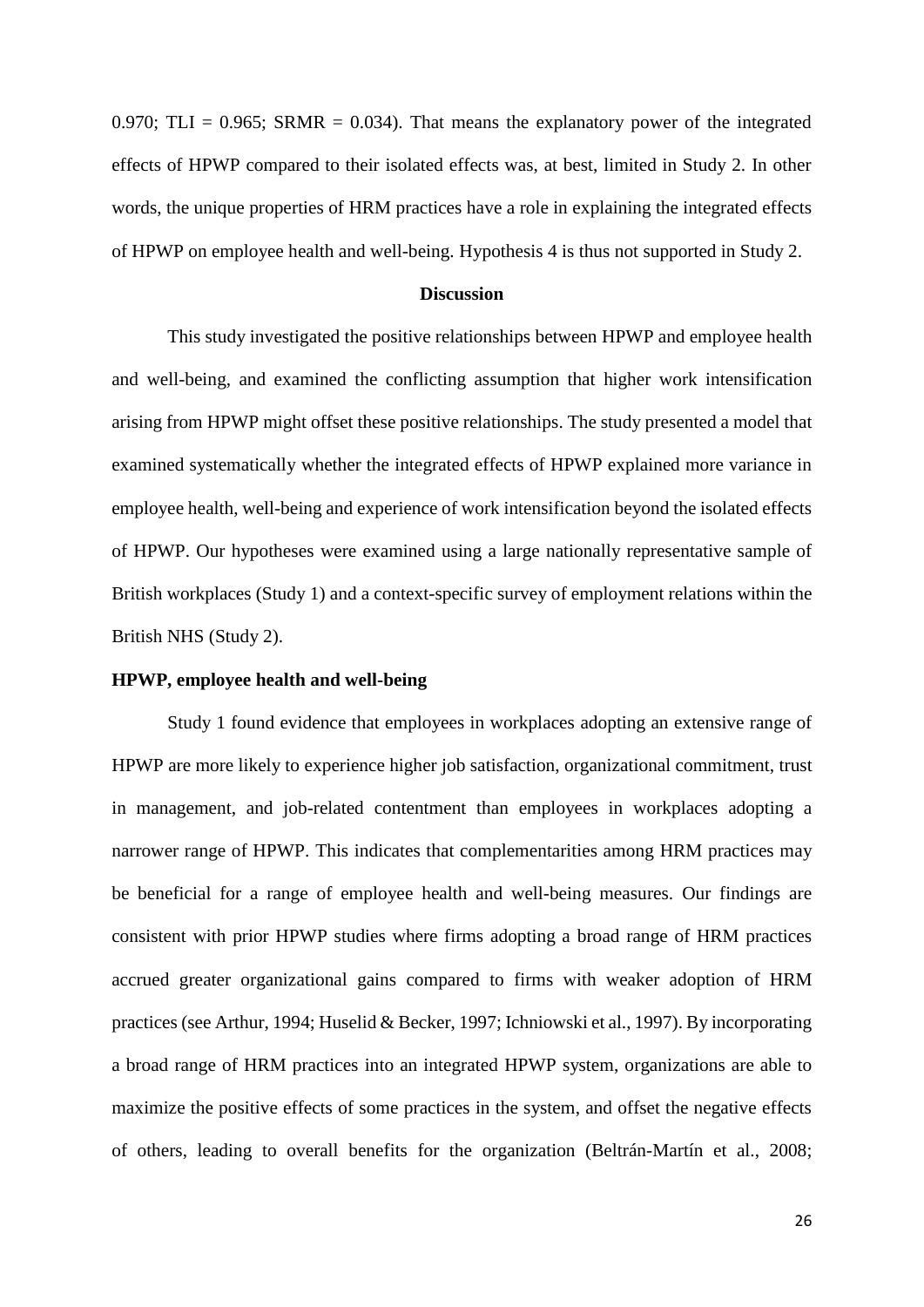0.970; TLI = 0.965; SRMR = 0.034). That means the explanatory power of the integrated effects of HPWP compared to their isolated effects was, at best, limited in Study 2. In other words, the unique properties of HRM practices have a role in explaining the integrated effects of HPWP on employee health and well-being. Hypothesis 4 is thus not supported in Study 2.

## Discussion

This study investigated the positive relationships between HPWP and employee health and well-being, and examined the conflicting assumption that higher work intensification arising from HPWP might offset these positive relationships. The study presented a model that examined systematically whether the integrated effects of HPWP explained more variance in employee health, well-being and experience of work intensification beyond the isolated effects of HPWP. Our hypotheses were examined using a large nationally representative sample of British workplaces (Study 1) and a context-specific survey of employment relations within the British NHS (Study 2).

### HPWP, employee health and well-being

Study 1 found evidence that employees in workplaces adopting an extensive range of HPWP are more likely to experience higher job satisfaction, organizational commitment, trust in management, and job-related contentment than employees in workplaces adopting a narrower range of HPWP. This indicates that complementarities among HRM practices may be beneficial for a range of employee health and well-being measures. Our findings are consistent with prior HPWP studies where firms adopting a broad range of HRM practices accrued greater organizational gains compared to firms with weaker adoption of HRM practices (see Arthur, 1994; Huselid & Becker, 1997; Ichniowski et al., 1997). By incorporating a broad range of HRM practices into an integrated HPWP system, organizations are able to maximize the positive effects of some practices in the system, and offset the negative effects of others, leading to overall benefits for the organization (Beltrán-Martín et al., 2008;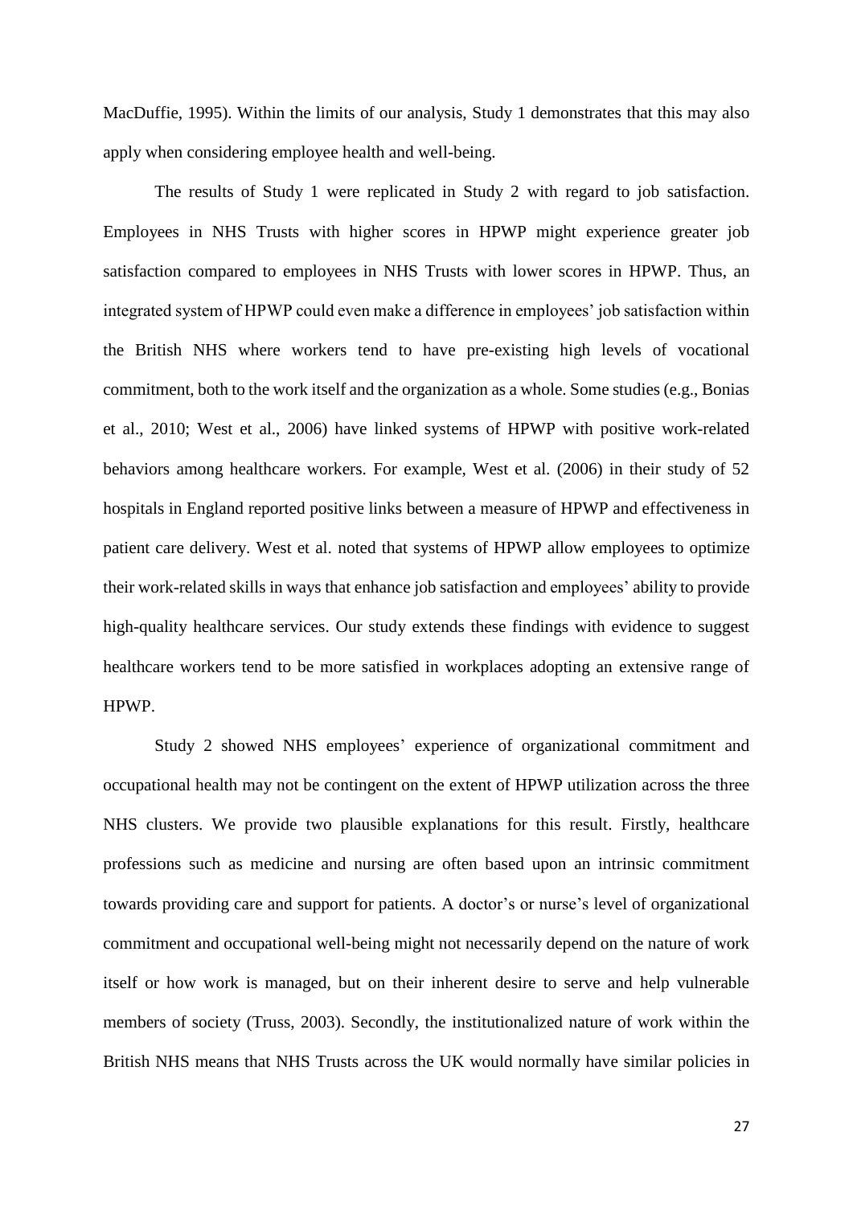MacDuffie, 1995). Within the limits of our analysis, Study 1 demonstrates that this may also apply when considering employee health and well-being.

The results of Study 1 were replicated in Study 2 with regard to job satisfaction. Employees in NHS Trusts with higher scores in HPWP might experience greater job satisfaction compared to employees in NHS Trusts with lower scores in HPWP. Thus, an integrated system of HPWP could even make a difference in employees' job satisfaction within the British NHS where workers tend to have pre-existing high levels of vocational commitment, both to the work itself and the organization as a whole. Some studies (e.g., Bonias et al., 2010; West et al., 2006) have linked systems of HPWP with positive work-related behaviors among healthcare workers. For example, West et al. (2006) in their study of 52 hospitals in England reported positive links between a measure of HPWP and effectiveness in patient care delivery. West et al. noted that systems of HPWP allow employees to optimize their work-related skills in ways that enhance job satisfaction and employees' ability to provide high-quality healthcare services. Our study extends these findings with evidence to suggest healthcare workers tend to be more satisfied in workplaces adopting an extensive range of HPWP.

Study 2 showed NHS employees' experience of organizational commitment and occupational health may not be contingent on the extent of HPWP utilization across the three NHS clusters. We provide two plausible explanations for this result. Firstly, healthcare professions such as medicine and nursing are often based upon an intrinsic commitment towards providing care and support for patients. A doctor's or nurse's level of organizational commitment and occupational well-being might not necessarily depend on the nature of work itself or how work is managed, but on their inherent desire to serve and help vulnerable members of society (Truss, 2003). Secondly, the institutionalized nature of work within the British NHS means that NHS Trusts across the UK would normally have similar policies in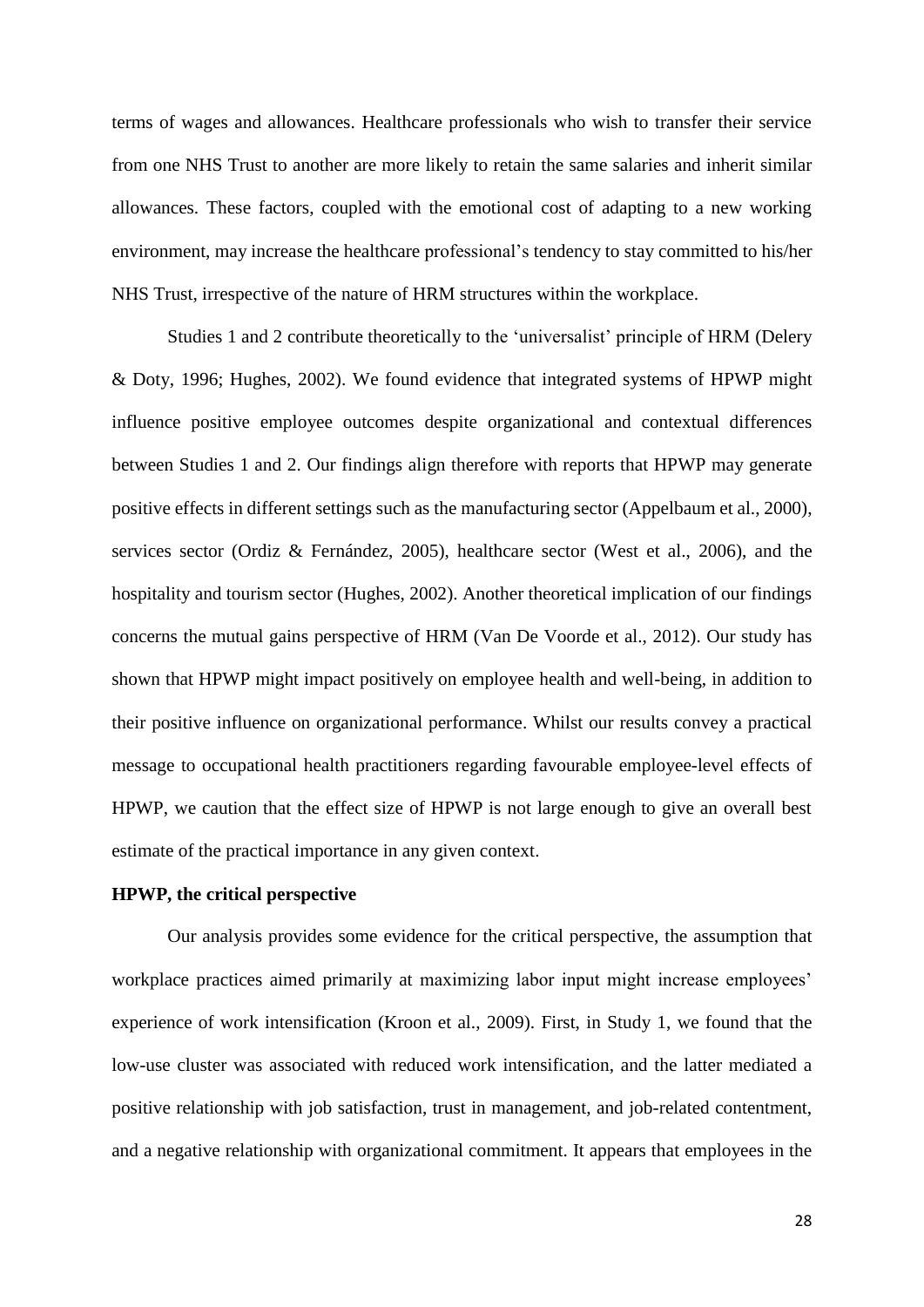terms of wages and allowances. Healthcare professionals who wish to transfer their service from one NHS Trust to another are more likely to retain the same salaries and inherit similar allowances. These factors, coupled with the emotional cost of adapting to a new working environment, may increase the healthcare professional's tendency to stay committed to his/her NHS Trust, irrespective of the nature of HRM structures within the workplace.

Studies 1 and 2 contribute theoretically to the 'universalist' principle of HRM (Delery & Doty, 1996; Hughes, 2002). We found evidence that integrated systems of HPWP might influence positive employee outcomes despite organizational and contextual differences between Studies 1 and 2. Our findings align therefore with reports that HPWP may generate positive effects in different settings such as the manufacturing sector (Appelbaum et al., 2000), services sector (Ordiz & Fernández, 2005), healthcare sector (West et al., 2006), and the hospitality and tourism sector (Hughes, 2002). Another theoretical implication of our findings concerns the mutual gains perspective of HRM (Van De Voorde et al., 2012). Our study has shown that HPWP might impact positively on employee health and well-being, in addition to their positive influence on organizational performance. Whilst our results convey a practical message to occupational health practitioners regarding favourable employee-level effects of HPWP, we caution that the effect size of HPWP is not large enough to give an overall best estimate of the practical importance in any given context.

**HPWP, the critical perspective**

Our analysis provides some evidence for the critical perspective, the assumption that workplace practices aimed primarily at maximizing labor input might increase employees' experience of work intensification (Kroon et al., 2009). First, in Study 1, we found that the low-use cluster was associated with reduced work intensification, and the latter mediated a positive relationship with job satisfaction, trust in management, and job-related contentment, and a negative relationship with organizational commitment. It appears that employees in the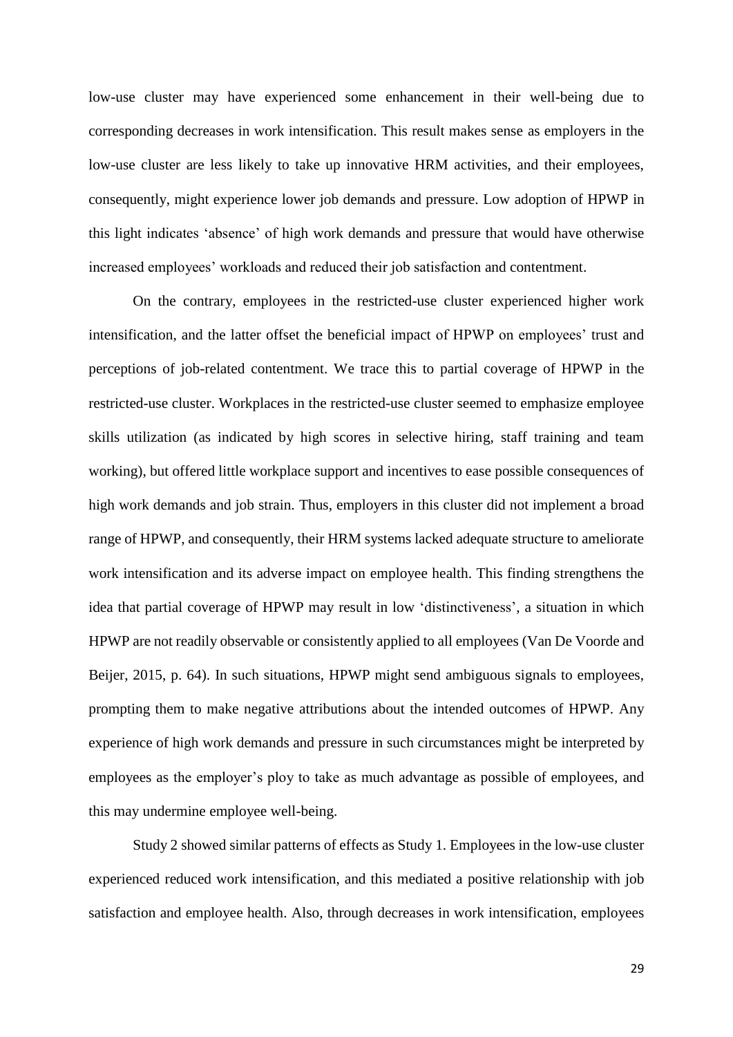low-use cluster may have experienced some enhancement in their well-being due to corresponding decreases in work intensification. This result makes sense as employers in the low-use cluster are less likely to take up innovative HRM activities, and their employees, consequently, might experience lower job demands and pressure. Low adoption of HPWP in this light indicates 'absence' of high work demands and pressure that would have otherwise increased employees' workloads and reduced their job satisfaction and contentment.

On the contrary, employees in the restricted-use cluster experienced higher work intensification, and the latter offset the beneficial impact of HPWP on employees' trust and perceptions of job-related contentment. We trace this to partial coverage of HPWP in the restricted-use cluster. Workplaces in the restricted-use cluster seemed to emphasize employee skills utilization (as indicated by high scores in selective hiring, staff training and team working), but offered little workplace support and incentives to ease possible consequences of high work demands and job strain. Thus, employers in this cluster did not implement a broad range of HPWP, and consequently, their HRM systems lacked adequate structure to ameliorate work intensification and its adverse impact on employee health. This finding strengthens the idea that partial coverage of HPWP may result in low 'distinctiveness', a situation in which HPWP are not readily observable or consistently applied to all employees (Van De Voorde and Beijer, 2015, p. 64). In such situations, HPWP might send ambiguous signals to employees, prompting them to make negative attributions about the intended outcomes of HPWP. Any experience of high work demands and pressure in such circumstances might be interpreted by employees as the employer's ploy to take as much advantage as possible of employees, and this may undermine employee well-being.

Study 2 showed similar patterns of effects as Study 1. Employees in the low-use cluster experienced reduced work intensification, and this mediated a positive relationship with job satisfaction and employee health. Also, through decreases in work intensification, employees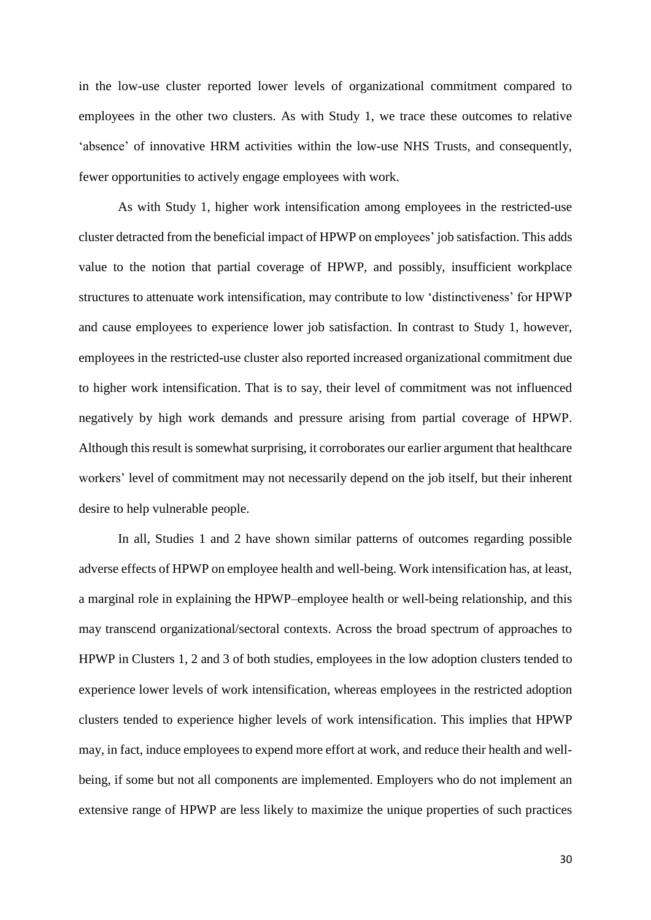in the low-use cluster reported lower levels of organizational commitment compared to employees in the other two clusters. As with Study 1, we trace these outcomes to relative 'absence' of innovative HRM activities within the low-use NHS Trusts, and consequently, fewer opportunities to actively engage employees with work.

As with Study 1, higher work intensification among employees in the restricted-use cluster detracted from the beneficial impact of HPWP on employees' job satisfaction. This adds value to the notion that partial coverage of HPWP, and possibly, insufficient workplace structures to attenuate work intensification, may contribute to low 'distinctiveness' for HPWP and cause employees to experience lower job satisfaction. In contrast to Study 1, however, employees in the restricted-use cluster also reported increased organizational commitment due to higher work intensification. That is to say, their level of commitment was not influenced negatively by high work demands and pressure arising from partial coverage of HPWP. Although this result is somewhat surprising, it corroborates our earlier argument that healthcare workers' level of commitment may not necessarily depend on the job itself, but their inherent desire to help vulnerable people.

In all, Studies 1 and 2 have shown similar patterns of outcomes regarding possible adverse effects of HPWP on employee health and well-being. Work intensification has, at least, a marginal role in explaining the HPWP–employee health or well-being relationship, and this may transcend organizational/sectoral contexts. Across the broad spectrum of approaches to HPWP in Clusters 1, 2 and 3 of both studies, employees in the low adoption clusters tended to experience lower levels of work intensification, whereas employees in the restricted adoption clusters tended to experience higher levels of work intensification. This implies that HPWP may, in fact, induce employees to expend more effort at work, and reduce their health and well-being, if some but not all components are implemented. Employers who do not implement an extensive range of HPWP are less likely to maximize the unique properties of such practices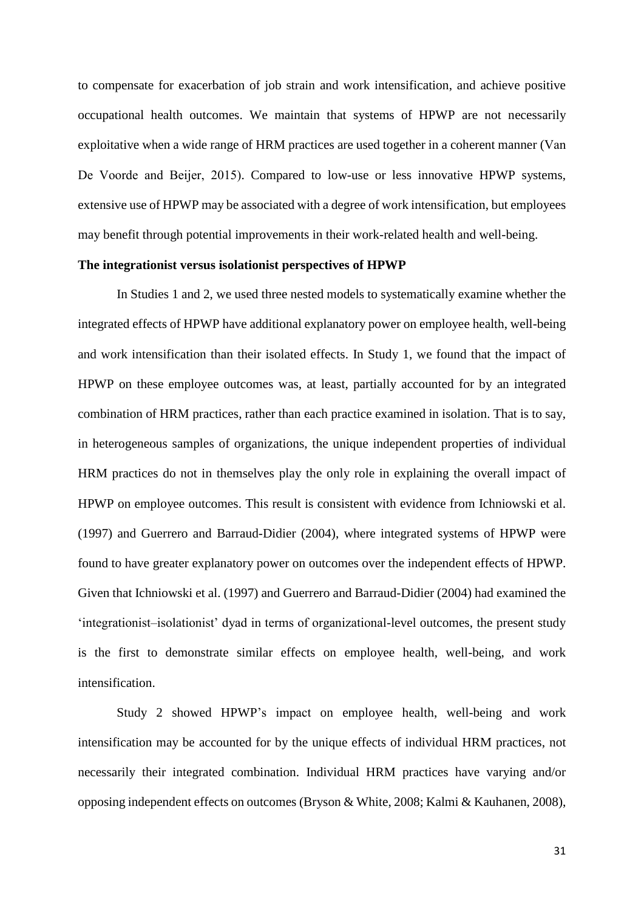to compensate for exacerbation of job strain and work intensification, and achieve positive occupational health outcomes. We maintain that systems of HPWP are not necessarily exploitative when a wide range of HRM practices are used together in a coherent manner (Van De Voorde and Beijer, 2015). Compared to low-use or less innovative HPWP systems, extensive use of HPWP may be associated with a degree of work intensification, but employees may benefit through potential improvements in their work-related health and well-being.

**The integrationist versus isolationist perspectives of HPWP**

In Studies 1 and 2, we used three nested models to systematically examine whether the integrated effects of HPWP have additional explanatory power on employee health, well-being and work intensification than their isolated effects. In Study 1, we found that the impact of HPWP on these employee outcomes was, at least, partially accounted for by an integrated combination of HRM practices, rather than each practice examined in isolation. That is to say, in heterogeneous samples of organizations, the unique independent properties of individual HRM practices do not in themselves play the only role in explaining the overall impact of HPWP on employee outcomes. This result is consistent with evidence from Ichniowski et al. (1997) and Guerrero and Barraud-Didier (2004), where integrated systems of HPWP were found to have greater explanatory power on outcomes over the independent effects of HPWP. Given that Ichniowski et al. (1997) and Guerrero and Barraud-Didier (2004) had examined the 'integrationist–isolationist' dyad in terms of organizational-level outcomes, the present study is the first to demonstrate similar effects on employee health, well-being, and work intensification.

Study 2 showed HPWP's impact on employee health, well-being and work intensification may be accounted for by the unique effects of individual HRM practices, not necessarily their integrated combination. Individual HRM practices have varying and/or opposing independent effects on outcomes (Bryson & White, 2008; Kalmi & Kauhanen, 2008),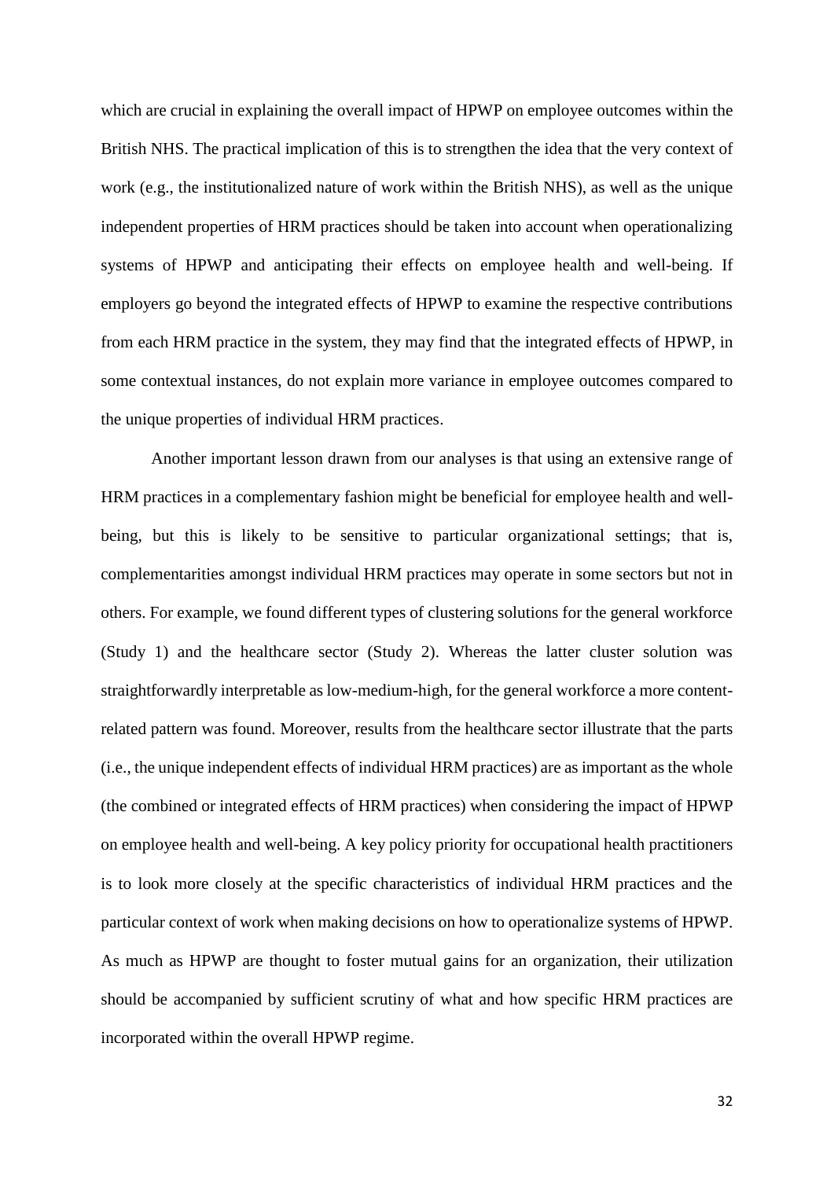which are crucial in explaining the overall impact of HPWP on employee outcomes within the British NHS. The practical implication of this is to strengthen the idea that the very context of work (e.g., the institutionalized nature of work within the British NHS), as well as the unique independent properties of HRM practices should be taken into account when operationalizing systems of HPWP and anticipating their effects on employee health and well-being. If employers go beyond the integrated effects of HPWP to examine the respective contributions from each HRM practice in the system, they may find that the integrated effects of HPWP, in some contextual instances, do not explain more variance in employee outcomes compared to the unique properties of individual HRM practices.

Another important lesson drawn from our analyses is that using an extensive range of HRM practices in a complementary fashion might be beneficial for employee health and well-being, but this is likely to be sensitive to particular organizational settings; that is, complementarities amongst individual HRM practices may operate in some sectors but not in others. For example, we found different types of clustering solutions for the general workforce (Study 1) and the healthcare sector (Study 2). Whereas the latter cluster solution was straightforwardly interpretable as low-medium-high, for the general workforce a more content-related pattern was found. Moreover, results from the healthcare sector illustrate that the parts (i.e., the unique independent effects of individual HRM practices) are as important as the whole (the combined or integrated effects of HRM practices) when considering the impact of HPWP on employee health and well-being. A key policy priority for occupational health practitioners is to look more closely at the specific characteristics of individual HRM practices and the particular context of work when making decisions on how to operationalize systems of HPWP. As much as HPWP are thought to foster mutual gains for an organization, their utilization should be accompanied by sufficient scrutiny of what and how specific HRM practices are incorporated within the overall HPWP regime.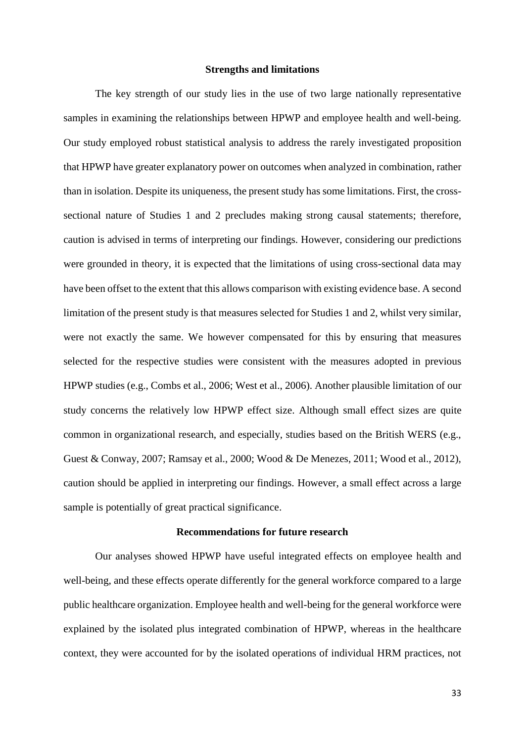## Strengths and limitations

The key strength of our study lies in the use of two large nationally representative samples in examining the relationships between HPWP and employee health and well-being. Our study employed robust statistical analysis to address the rarely investigated proposition that HPWP have greater explanatory power on outcomes when analyzed in combination, rather than in isolation. Despite its uniqueness, the present study has some limitations. First, the cross-sectional nature of Studies 1 and 2 precludes making strong causal statements; therefore, caution is advised in terms of interpreting our findings. However, considering our predictions were grounded in theory, it is expected that the limitations of using cross-sectional data may have been offset to the extent that this allows comparison with existing evidence base. A second limitation of the present study is that measures selected for Studies 1 and 2, whilst very similar, were not exactly the same. We however compensated for this by ensuring that measures selected for the respective studies were consistent with the measures adopted in previous HPWP studies (e.g., Combs et al., 2006; West et al., 2006). Another plausible limitation of our study concerns the relatively low HPWP effect size. Although small effect sizes are quite common in organizational research, and especially, studies based on the British WERS (e.g., Guest & Conway, 2007; Ramsay et al., 2000; Wood & De Menezes, 2011; Wood et al., 2012), caution should be applied in interpreting our findings. However, a small effect across a large sample is potentially of great practical significance.

## Recommendations for future research

Our analyses showed HPWP have useful integrated effects on employee health and well-being, and these effects operate differently for the general workforce compared to a large public healthcare organization. Employee health and well-being for the general workforce were explained by the isolated plus integrated combination of HPWP, whereas in the healthcare context, they were accounted for by the isolated operations of individual HRM practices, not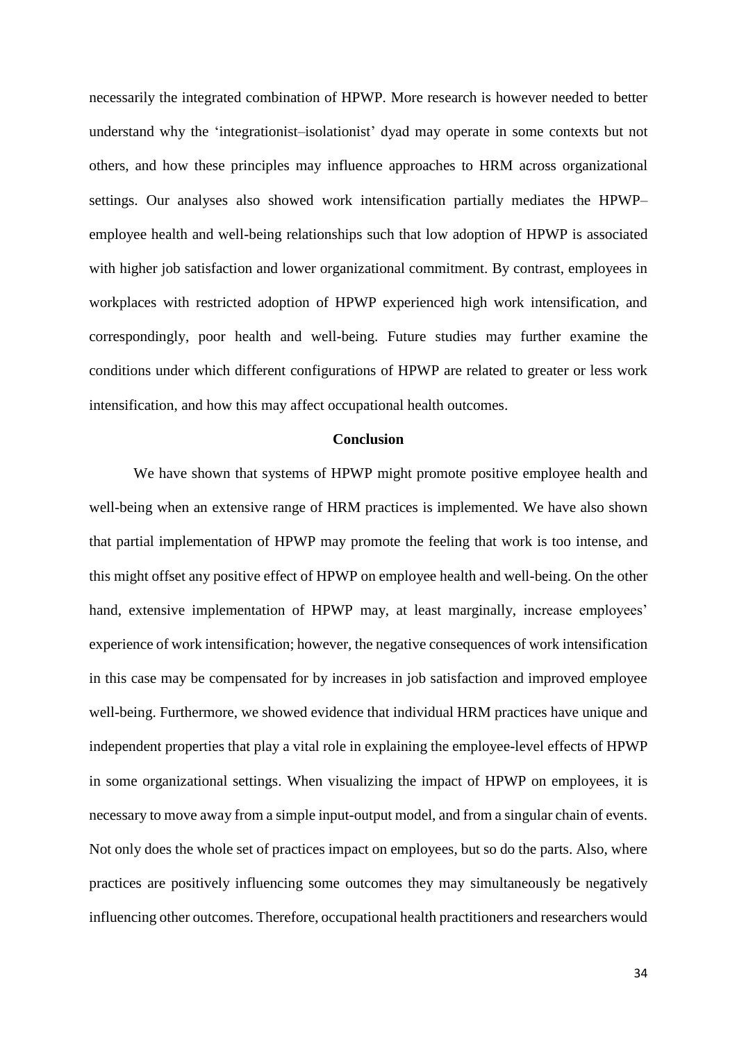necessarily the integrated combination of HPWP. More research is however needed to better understand why the 'integrationist–isolationist' dyad may operate in some contexts but not others, and how these principles may influence approaches to HRM across organizational settings. Our analyses also showed work intensification partially mediates the HPWP–employee health and well-being relationships such that low adoption of HPWP is associated with higher job satisfaction and lower organizational commitment. By contrast, employees in workplaces with restricted adoption of HPWP experienced high work intensification, and correspondingly, poor health and well-being. Future studies may further examine the conditions under which different configurations of HPWP are related to greater or less work intensification, and how this may affect occupational health outcomes.

## Conclusion

We have shown that systems of HPWP might promote positive employee health and well-being when an extensive range of HRM practices is implemented. We have also shown that partial implementation of HPWP may promote the feeling that work is too intense, and this might offset any positive effect of HPWP on employee health and well-being. On the other hand, extensive implementation of HPWP may, at least marginally, increase employees' experience of work intensification; however, the negative consequences of work intensification in this case may be compensated for by increases in job satisfaction and improved employee well-being. Furthermore, we showed evidence that individual HRM practices have unique and independent properties that play a vital role in explaining the employee-level effects of HPWP in some organizational settings. When visualizing the impact of HPWP on employees, it is necessary to move away from a simple input-output model, and from a singular chain of events. Not only does the whole set of practices impact on employees, but so do the parts. Also, where practices are positively influencing some outcomes they may simultaneously be negatively influencing other outcomes. Therefore, occupational health practitioners and researchers would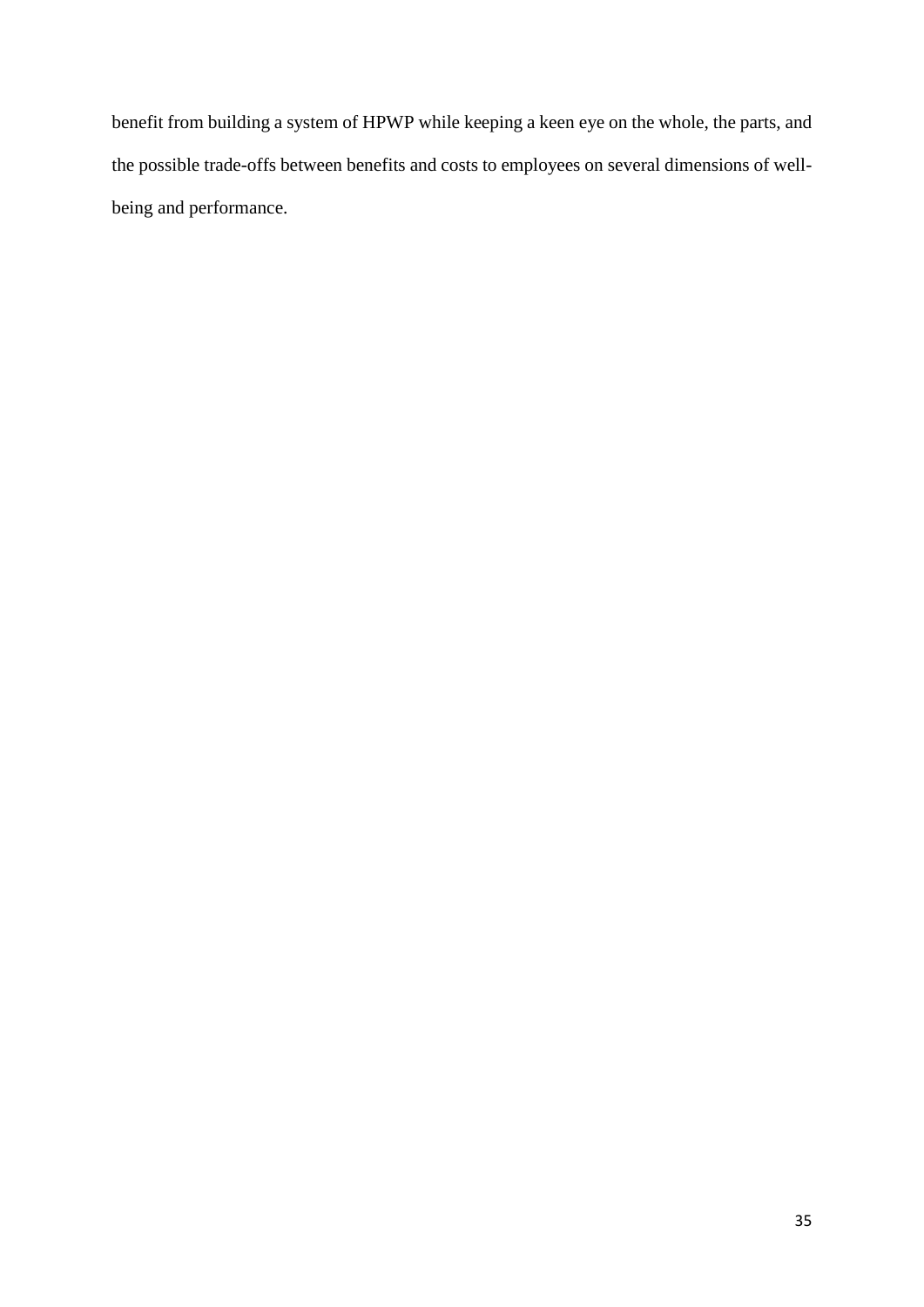benefit from building a system of HPWP while keeping a keen eye on the whole, the parts, and the possible trade-offs between benefits and costs to employees on several dimensions of well-being and performance.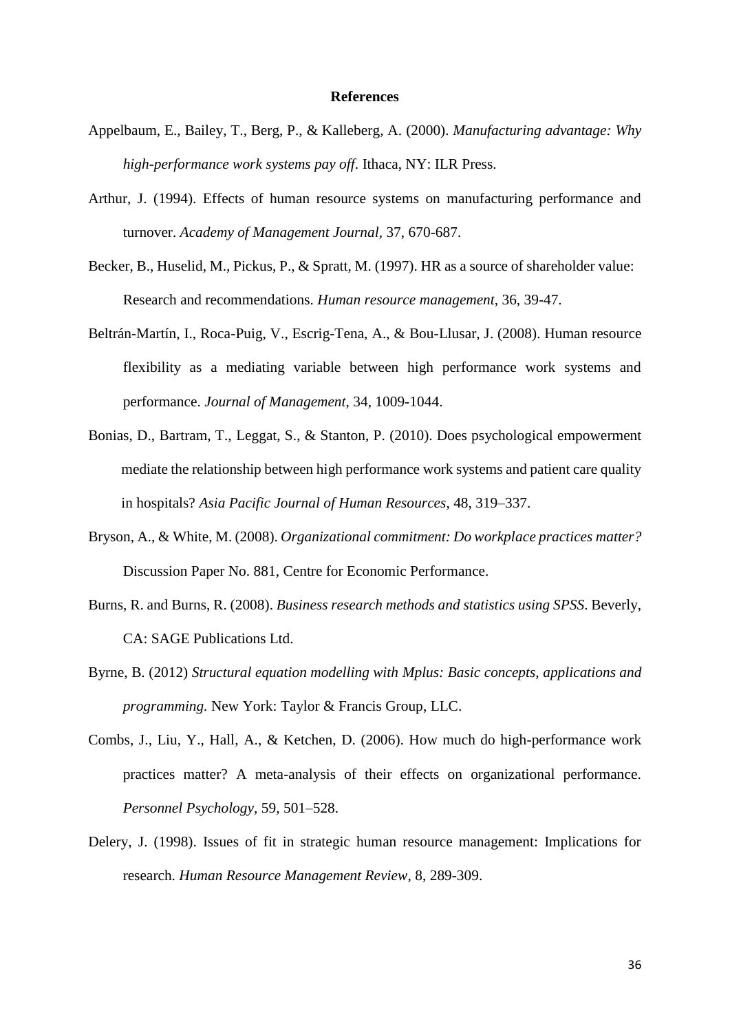# References

Appelbaum, E., Bailey, T., Berg, P., & Kalleberg, A. (2000). *Manufacturing advantage: Why high-performance work systems pay off*. Ithaca, NY: ILR Press.

Arthur, J. (1994). Effects of human resource systems on manufacturing performance and turnover. *Academy of Management Journal*, 37, 670-687.

Becker, B., Huselid, M., Pickus, P., & Spratt, M. (1997). HR as a source of shareholder value: Research and recommendations. *Human resource management*, 36, 39-47.

Beltrán-Martín, I., Roca-Puig, V., Escrig-Tena, A., & Bou-Llusar, J. (2008). Human resource flexibility as a mediating variable between high performance work systems and performance. *Journal of Management*, 34, 1009-1044.

Bonias, D., Bartram, T., Leggat, S., & Stanton, P. (2010). Does psychological empowerment mediate the relationship between high performance work systems and patient care quality in hospitals? *Asia Pacific Journal of Human Resources*, 48, 319–337.

Bryson, A., & White, M. (2008). *Organizational commitment: Do workplace practices matter?* Discussion Paper No. 881, Centre for Economic Performance.

Burns, R. and Burns, R. (2008). *Business research methods and statistics using SPSS*. Beverly, CA: SAGE Publications Ltd.

Byrne, B. (2012) *Structural equation modelling with Mplus: Basic concepts, applications and programming.* New York: Taylor & Francis Group, LLC.

Combs, J., Liu, Y., Hall, A., & Ketchen, D. (2006). How much do high-performance work practices matter? A meta-analysis of their effects on organizational performance. *Personnel Psychology*, 59, 501–528.

Delery, J. (1998). Issues of fit in strategic human resource management: Implications for research. *Human Resource Management Review*, 8, 289-309.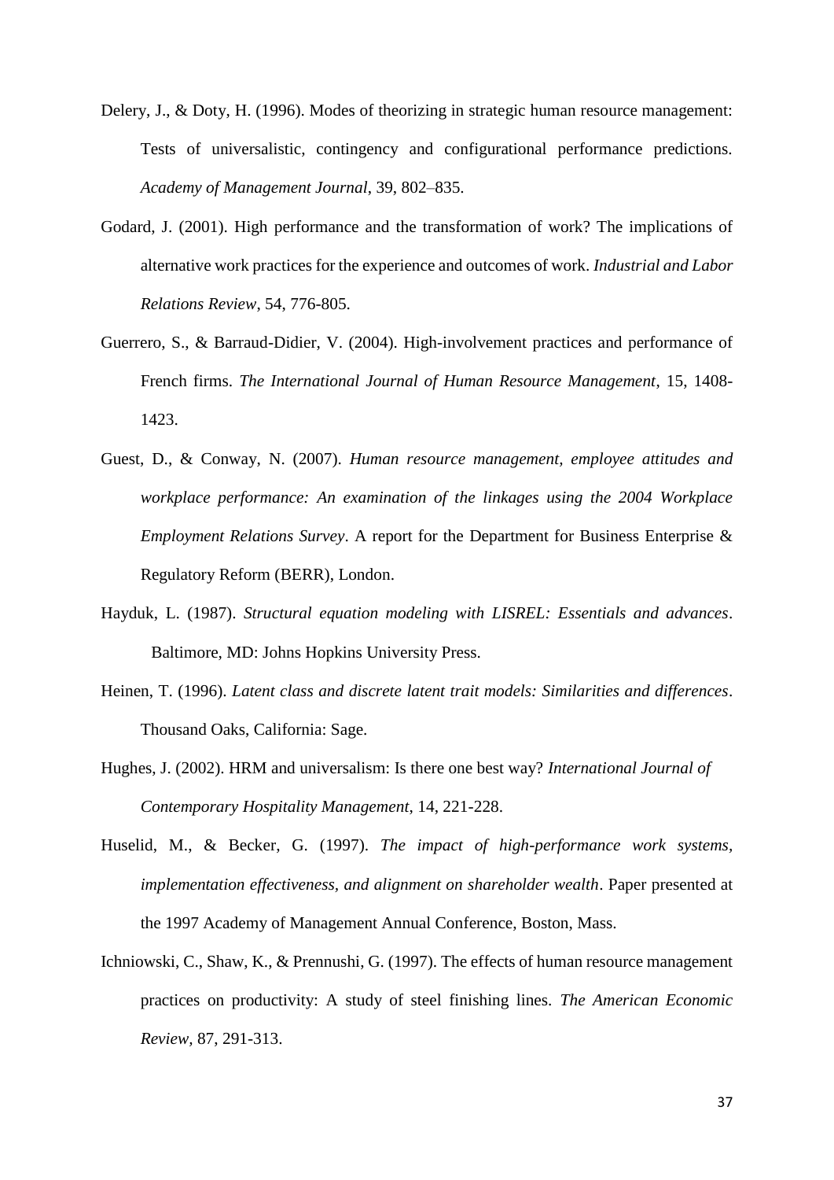Delery, J., & Doty, H. (1996). Modes of theorizing in strategic human resource management: Tests of universalistic, contingency and configurational performance predictions. *Academy of Management Journal*, 39, 802–835.

Godard, J. (2001). High performance and the transformation of work? The implications of alternative work practices for the experience and outcomes of work. *Industrial and Labor Relations Review*, 54, 776-805.

Guerrero, S., & Barraud-Didier, V. (2004). High-involvement practices and performance of French firms. *The International Journal of Human Resource Management*, 15, 1408-1423.

Guest, D., & Conway, N. (2007). *Human resource management, employee attitudes and workplace performance: An examination of the linkages using the 2004 Workplace Employment Relations Survey*. A report for the Department for Business Enterprise & Regulatory Reform (BERR), London.

Hayduk, L. (1987). *Structural equation modeling with LISREL: Essentials and advances*. Baltimore, MD: Johns Hopkins University Press.

Heinen, T. (1996). *Latent class and discrete latent trait models: Similarities and differences*. Thousand Oaks, California: Sage.

Hughes, J. (2002). HRM and universalism: Is there one best way? *International Journal of Contemporary Hospitality Management*, 14, 221-228.

Huselid, M., & Becker, G. (1997). *The impact of high-performance work systems, implementation effectiveness, and alignment on shareholder wealth*. Paper presented at the 1997 Academy of Management Annual Conference, Boston, Mass.

Ichniowski, C., Shaw, K., & Prennushi, G. (1997). The effects of human resource management practices on productivity: A study of steel finishing lines. *The American Economic Review*, 87, 291-313.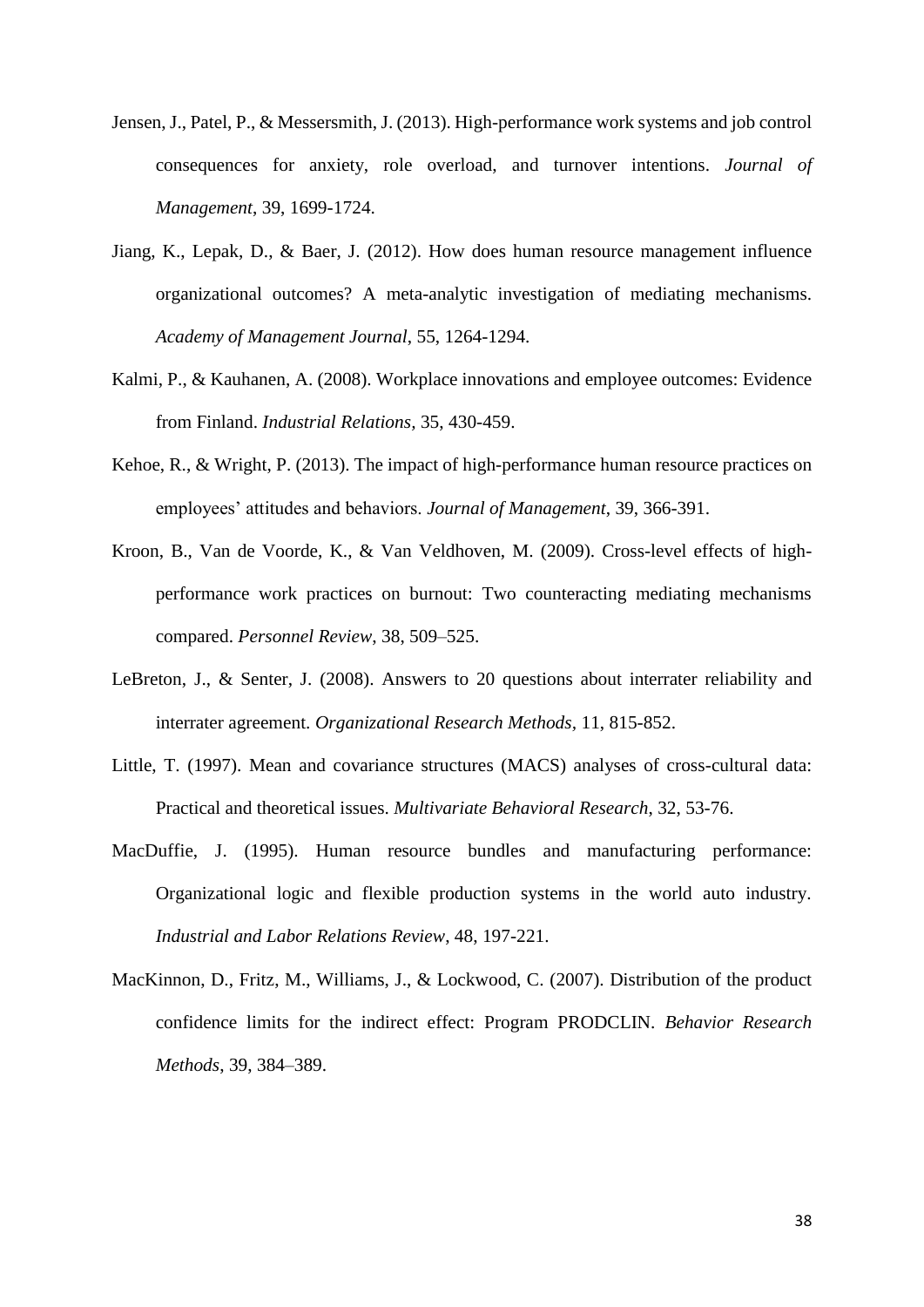Jensen, J., Patel, P., & Messersmith, J. (2013). High-performance work systems and job control consequences for anxiety, role overload, and turnover intentions. *Journal of Management*, 39, 1699-1724.

Jiang, K., Lepak, D., & Baer, J. (2012). How does human resource management influence organizational outcomes? A meta-analytic investigation of mediating mechanisms. *Academy of Management Journal*, 55, 1264-1294.

Kalmi, P., & Kauhanen, A. (2008). Workplace innovations and employee outcomes: Evidence from Finland. *Industrial Relations*, 35, 430-459.

Kehoe, R., & Wright, P. (2013). The impact of high-performance human resource practices on employees' attitudes and behaviors. *Journal of Management*, 39, 366-391.

Kroon, B., Van de Voorde, K., & Van Veldhoven, M. (2009). Cross-level effects of high-performance work practices on burnout: Two counteracting mediating mechanisms compared. *Personnel Review*, 38, 509–525.

LeBreton, J., & Senter, J. (2008). Answers to 20 questions about interrater reliability and interrater agreement. *Organizational Research Methods*, 11, 815-852.

Little, T. (1997). Mean and covariance structures (MACS) analyses of cross-cultural data: Practical and theoretical issues. *Multivariate Behavioral Research*, 32, 53-76.

MacDuffie, J. (1995). Human resource bundles and manufacturing performance: Organizational logic and flexible production systems in the world auto industry. *Industrial and Labor Relations Review*, 48, 197-221.

MacKinnon, D., Fritz, M., Williams, J., & Lockwood, C. (2007). Distribution of the product confidence limits for the indirect effect: Program PRODCLIN. *Behavior Research Methods*, 39, 384–389.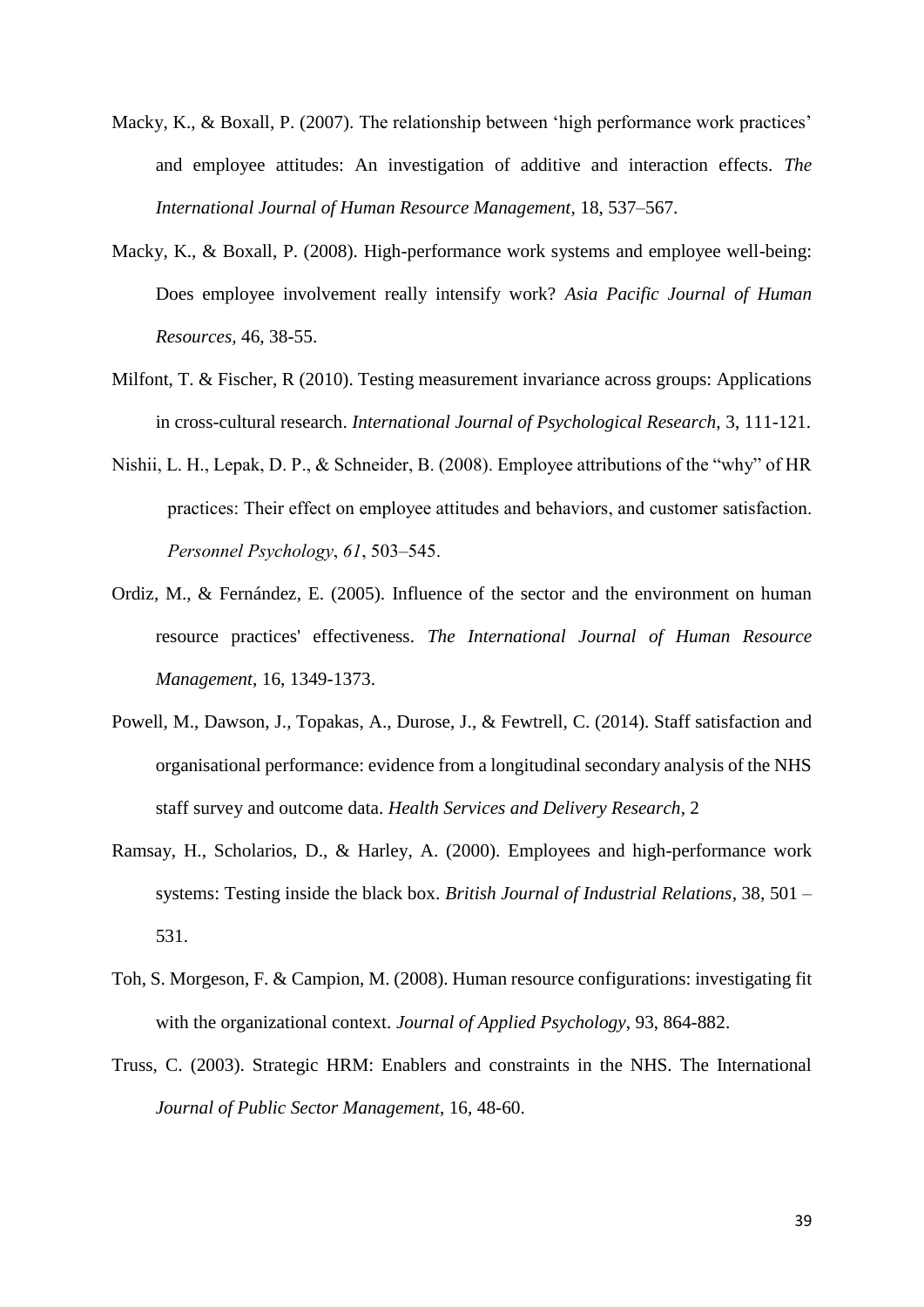Macky, K., & Boxall, P. (2007). The relationship between 'high performance work practices' and employee attitudes: An investigation of additive and interaction effects. *The International Journal of Human Resource Management*, 18, 537–567.

Macky, K., & Boxall, P. (2008). High-performance work systems and employee well-being: Does employee involvement really intensify work? *Asia Pacific Journal of Human Resources*, 46, 38-55.

Milfont, T. & Fischer, R (2010). Testing measurement invariance across groups: Applications in cross-cultural research. *International Journal of Psychological Research*, 3, 111-121.

Nishii, L. H., Lepak, D. P., & Schneider, B. (2008). Employee attributions of the "why" of HR practices: Their effect on employee attitudes and behaviors, and customer satisfaction. *Personnel Psychology*, *61*, 503–545.

Ordiz, M., & Fernández, E. (2005). Influence of the sector and the environment on human resource practices' effectiveness. *The International Journal of Human Resource Management*, 16, 1349-1373.

Powell, M., Dawson, J., Topakas, A., Durose, J., & Fewtrell, C. (2014). Staff satisfaction and organisational performance: evidence from a longitudinal secondary analysis of the NHS staff survey and outcome data. *Health Services and Delivery Research*, 2

Ramsay, H., Scholarios, D., & Harley, A. (2000). Employees and high-performance work systems: Testing inside the black box. *British Journal of Industrial Relations*, 38, 501 – 531.

Toh, S. Morgeson, F. & Campion, M. (2008). Human resource configurations: investigating fit with the organizational context. *Journal of Applied Psychology*, 93, 864-882.

Truss, C. (2003). Strategic HRM: Enablers and constraints in the NHS. The International *Journal of Public Sector Management*, 16, 48-60.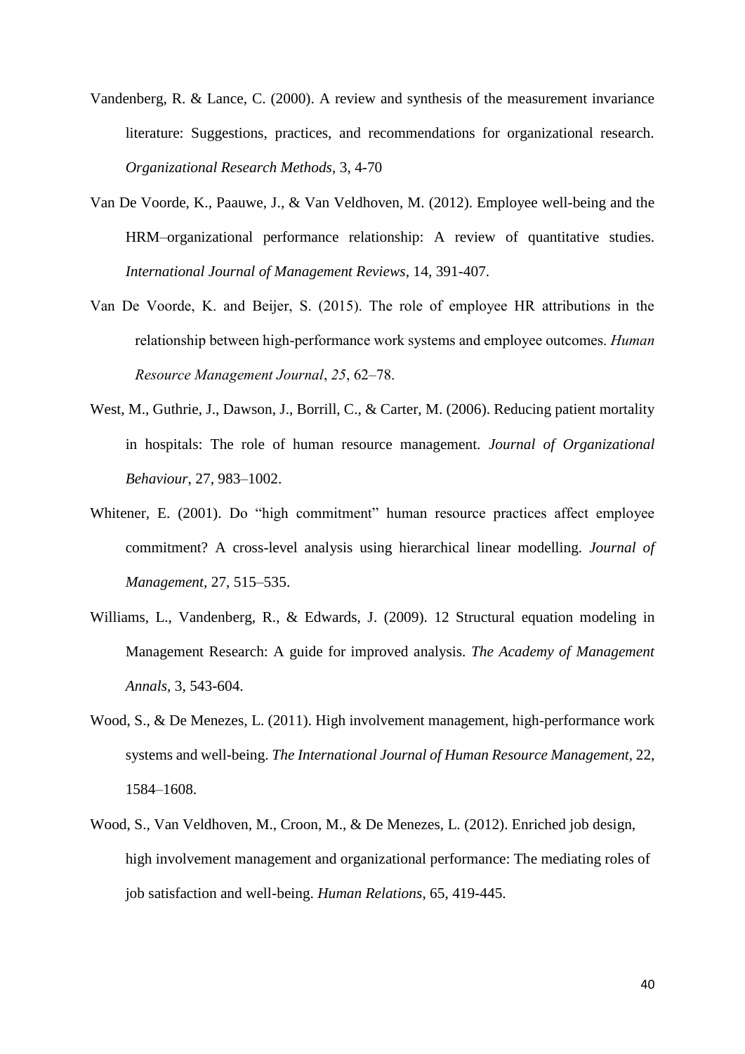Vandenberg, R. & Lance, C. (2000). A review and synthesis of the measurement invariance literature: Suggestions, practices, and recommendations for organizational research. *Organizational Research Methods*, 3, 4-70

Van De Voorde, K., Paauwe, J., & Van Veldhoven, M. (2012). Employee well-being and the HRM–organizational performance relationship: A review of quantitative studies. *International Journal of Management Reviews*, 14, 391-407.

Van De Voorde, K. and Beijer, S. (2015). The role of employee HR attributions in the relationship between high-performance work systems and employee outcomes. *Human Resource Management Journal*, *25*, 62–78.

West, M., Guthrie, J., Dawson, J., Borrill, C., & Carter, M. (2006). Reducing patient mortality in hospitals: The role of human resource management. *Journal of Organizational Behaviour*, 27, 983–1002.

Whitener, E. (2001). Do "high commitment" human resource practices affect employee commitment? A cross-level analysis using hierarchical linear modelling. *Journal of Management*, 27, 515–535.

Williams, L., Vandenberg, R., & Edwards, J. (2009). 12 Structural equation modeling in Management Research: A guide for improved analysis. *The Academy of Management Annals,* 3, 543-604.

Wood, S., & De Menezes, L. (2011). High involvement management, high-performance work systems and well-being. *The International Journal of Human Resource Management*, 22, 1584–1608.

Wood, S., Van Veldhoven, M., Croon, M., & De Menezes, L. (2012). Enriched job design, high involvement management and organizational performance: The mediating roles of job satisfaction and well-being. *Human Relations*, 65, 419-445.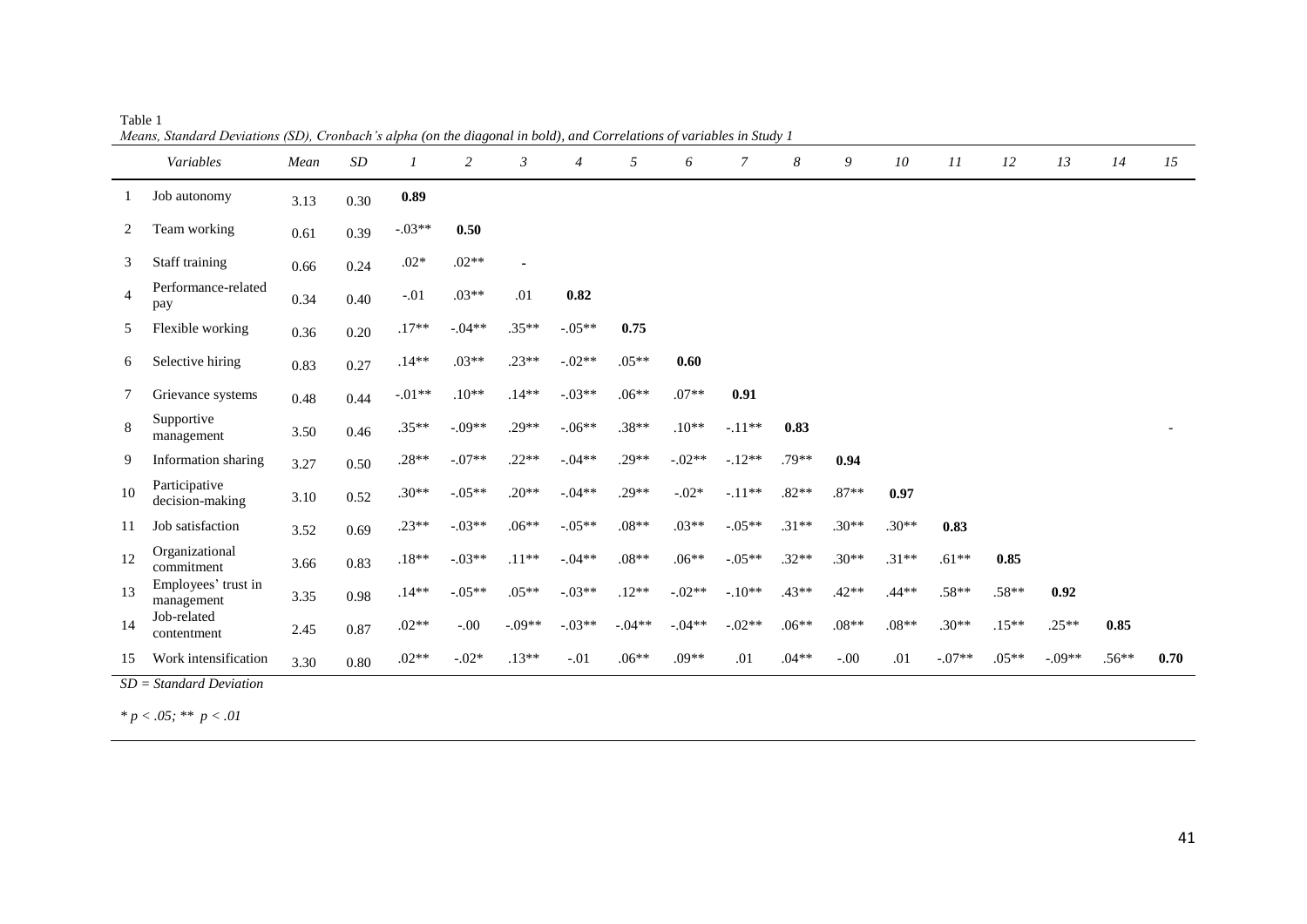Table 1

*Means, Standard Deviations (SD), Cronbach's alpha (on the diagonal in bold), and Correlations of variables in Study 1*

| | *Variables* | *Mean* | *SD* | *1* | *2* | *3* | *4* | *5* | *6* | *7* | *8* | *9* | *10* | *11* | *12* | *13* | *14* | *15* |
|---|---|---|---|---|---|---|---|---|---|---|---|---|---|---|---|---|---|---|
| 1 | Job autonomy | 3.13 | 0.30 | **0.89** | | | | | | | | | | | | | | |
| 2 | Team working | 0.61 | 0.39 | -.03** | **0.50** | | | | | | | | | | | | | |
| 3 | Staff training | 0.66 | 0.24 | .02* | .02** | - | | | | | | | | | | | | |
| 4 | Performance-related pay | 0.34 | 0.40 | -.01 | .03** | .01 | **0.82** | | | | | | | | | | | |
| 5 | Flexible working | 0.36 | 0.20 | .17** | -.04** | .35** | -.05** | **0.75** | | | | | | | | | | |
| 6 | Selective hiring | 0.83 | 0.27 | .14** | .03** | .23** | -.02** | .05** | **0.60** | | | | | | | | | |
| 7 | Grievance systems | 0.48 | 0.44 | -.01** | .10** | .14** | -.03** | .06** | .07** | **0.91** | | | | | | | | |
| 8 | Supportive management | 3.50 | 0.46 | .35** | -.09** | .29** | -.06** | .38** | .10** | -.11** | **0.83** | | | | | | | - |
| 9 | Information sharing | 3.27 | 0.50 | .28** | -.07** | .22** | -.04** | .29** | -.02** | -.12** | .79** | **0.94** | | | | | | |
| 10 | Participative decision-making | 3.10 | 0.52 | .30** | -.05** | .20** | -.04** | .29** | -.02* | -.11** | .82** | .87** | **0.97** | | | | | |
| 11 | Job satisfaction | 3.52 | 0.69 | .23** | -.03** | .06** | -.05** | .08** | .03** | -.05** | .31** | .30** | .30** | **0.83** | | | | |
| 12 | Organizational commitment | 3.66 | 0.83 | .18** | -.03** | .11** | -.04** | .08** | .06** | -.05** | .32** | .30** | .31** | .61** | **0.85** | | | |
| 13 | Employees' trust in management | 3.35 | 0.98 | .14** | -.05** | .05** | -.03** | .12** | -.02** | -.10** | .43** | .42** | .44** | .58** | .58** | **0.92** | | |
| 14 | Job-related contentment | 2.45 | 0.87 | .02** | -.00 | -.09** | -.03** | -.04** | -.04** | -.02** | .06** | .08** | .08** | .30** | .15** | .25** | **0.85** | |
| 15 | Work intensification | 3.30 | 0.80 | .02** | -.02* | .13** | -.01 | .06** | .09** | .01 | .04** | -.00 | .01 | -.07** | .05** | -.09** | .56** | **0.70** |

*SD = Standard Deviation*

* $p < .05$; ** $p < .01$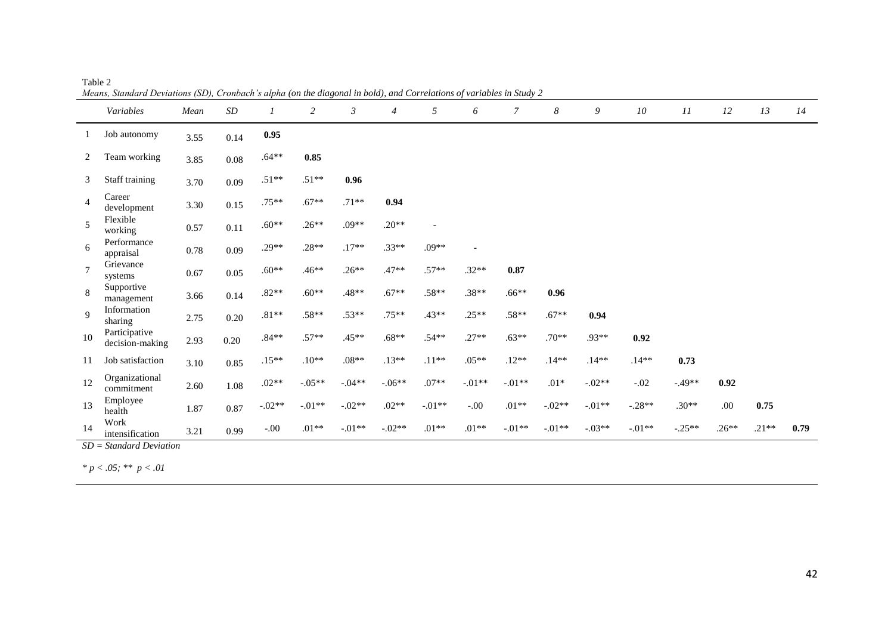Table 2

*Means, Standard Deviations (SD), Cronbach's alpha (on the diagonal in bold), and Correlations of variables in Study 2*

| | *Variables* | *Mean* | *SD* | *1* | *2* | *3* | *4* | *5* | *6* | *7* | *8* | *9* | *10* | *11* | *12* | *13* | *14* |
|---|---|---|---|---|---|---|---|---|---|---|---|---|---|---|---|---|---|
| 1 | Job autonomy | 3.55 | 0.14 | **0.95** | | | | | | | | | | | | | |
| 2 | Team working | 3.85 | 0.08 | .64** | **0.85** | | | | | | | | | | | | |
| 3 | Staff training | 3.70 | 0.09 | .51** | .51** | **0.96** | | | | | | | | | | | |
| 4 | Career development | 3.30 | 0.15 | .75** | .67** | .71** | **0.94** | | | | | | | | | | |
| 5 | Flexible working | 0.57 | 0.11 | .60** | .26** | .09** | .20** | - | | | | | | | | | |
| 6 | Performance appraisal | 0.78 | 0.09 | .29** | .28** | .17** | .33** | .09** | - | | | | | | | | |
| 7 | Grievance systems | 0.67 | 0.05 | .60** | .46** | .26** | .47** | .57** | .32** | **0.87** | | | | | | | |
| 8 | Supportive management | 3.66 | 0.14 | .82** | .60** | .48** | .67** | .58** | .38** | .66** | **0.96** | | | | | | |
| 9 | Information sharing | 2.75 | 0.20 | .81** | .58** | .53** | .75** | .43** | .25** | .58** | .67** | **0.94** | | | | | |
| 10 | Participative decision-making | 2.93 | 0.20 | .84** | .57** | .45** | .68** | .54** | .27** | .63** | .70** | .93** | **0.92** | | | | |
| 11 | Job satisfaction | 3.10 | 0.85 | .15** | .10** | .08** | .13** | .11** | .05** | .12** | .14** | .14** | .14** | **0.73** | | | |
| 12 | Organizational commitment | 2.60 | 1.08 | .02** | -.05** | -.04** | -.06** | .07** | -.01** | -.01** | .01* | -.02** | -.02 | -.49** | **0.92** | | |
| 13 | Employee health | 1.87 | 0.87 | -.02** | -.01** | -.02** | .02** | -.01** | -.00 | .01** | -.02** | -.01** | -.28** | .30** | .00 | **0.75** | |
| 14 | Work intensification | 3.21 | 0.99 | -.00 | .01** | -.01** | -.02** | .01** | .01** | -.01** | -.01** | -.03** | -.01** | -.25** | .26** | .21** | **0.79** |

*SD = Standard Deviation*

* $p < .05$; ** $p < .01$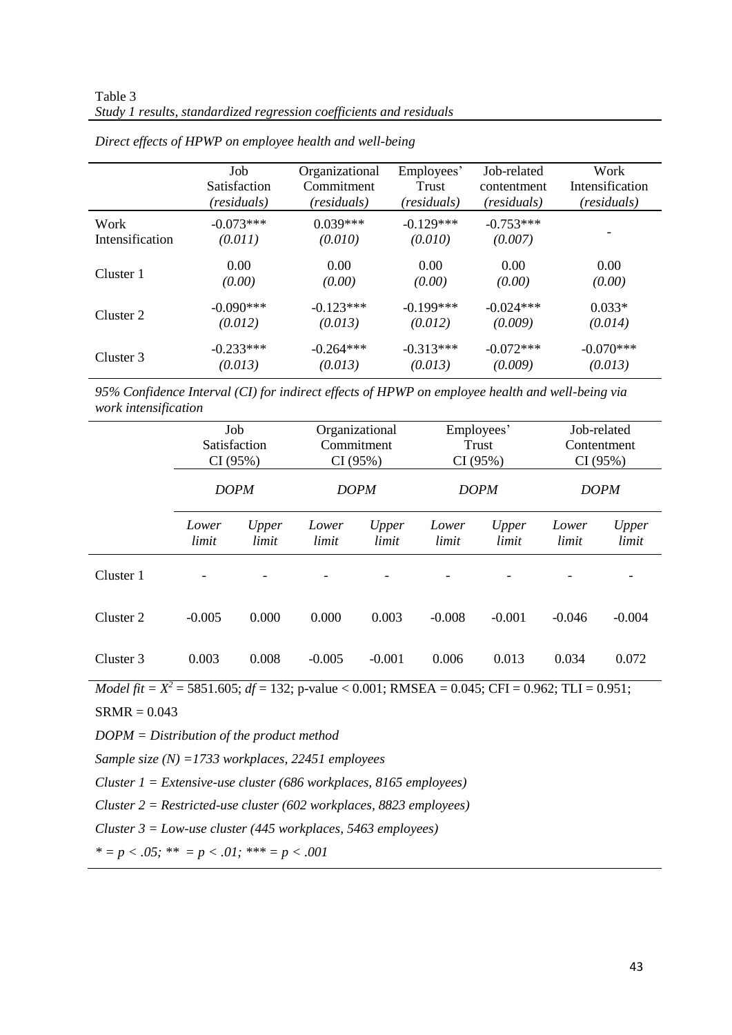Table 3

*Study 1 results, standardized regression coefficients and residuals*

*Direct effects of HPWP on employee health and well-being*

| | Job Satisfaction *(residuals)* | Organizational Commitment *(residuals)* | Employees' Trust *(residuals)* | Job-related contentment *(residuals)* | Work Intensification *(residuals)* |
|---|---|---|---|---|---|
| Work Intensification | -0.073*** *(0.011)* | 0.039*** *(0.010)* | -0.129*** *(0.010)* | -0.753*** *(0.007)* | - |
| Cluster 1 | 0.00 *(0.00)* | 0.00 *(0.00)* | 0.00 *(0.00)* | 0.00 *(0.00)* | 0.00 *(0.00)* |
| Cluster 2 | -0.090*** *(0.012)* | -0.123*** *(0.013)* | -0.199*** *(0.012)* | -0.024*** *(0.009)* | 0.033* *(0.014)* |
| Cluster 3 | -0.233*** *(0.013)* | -0.264*** *(0.013)* | -0.313*** *(0.013)* | -0.072*** *(0.009)* | -0.070*** *(0.013)* |

*95% Confidence Interval (CI) for indirect effects of HPWP on employee health and well-being via work intensification*

| | Job Satisfaction CI (95%) | | Organizational Commitment CI (95%) | | Employees' Trust CI (95%) | | Job-related Contentment CI (95%) | |
|---|---|---|---|---|---|---|---|---|
| | *DOPM* | | *DOPM* | | *DOPM* | | *DOPM* | |
| | *Lower limit* | *Upper limit* | *Lower limit* | *Upper limit* | *Lower limit* | *Upper limit* | *Lower limit* | *Upper limit* |
| Cluster 1 | - | - | - | - | - | - | - | - |
| Cluster 2 | -0.005 | 0.000 | 0.000 | 0.003 | -0.008 | -0.001 | -0.046 | -0.004 |
| Cluster 3 | 0.003 | 0.008 | -0.005 | -0.001 | 0.006 | 0.013 | 0.034 | 0.072 |

*Model fit* = $X^2$ = 5851.605; *df* = 132; p-value < 0.001; RMSEA = 0.045; CFI = 0.962; TLI = 0.951; SRMR = 0.043

*DOPM = Distribution of the product method*

*Sample size (N) =1733 workplaces, 22451 employees*

*Cluster 1 = Extensive-use cluster (686 workplaces, 8165 employees)*

*Cluster 2 = Restricted-use cluster (602 workplaces, 8823 employees)*

*Cluster 3 = Low-use cluster (445 workplaces, 5463 employees)*

*\* = p < .05; \*\* = p < .01; \*\*\* = p < .001*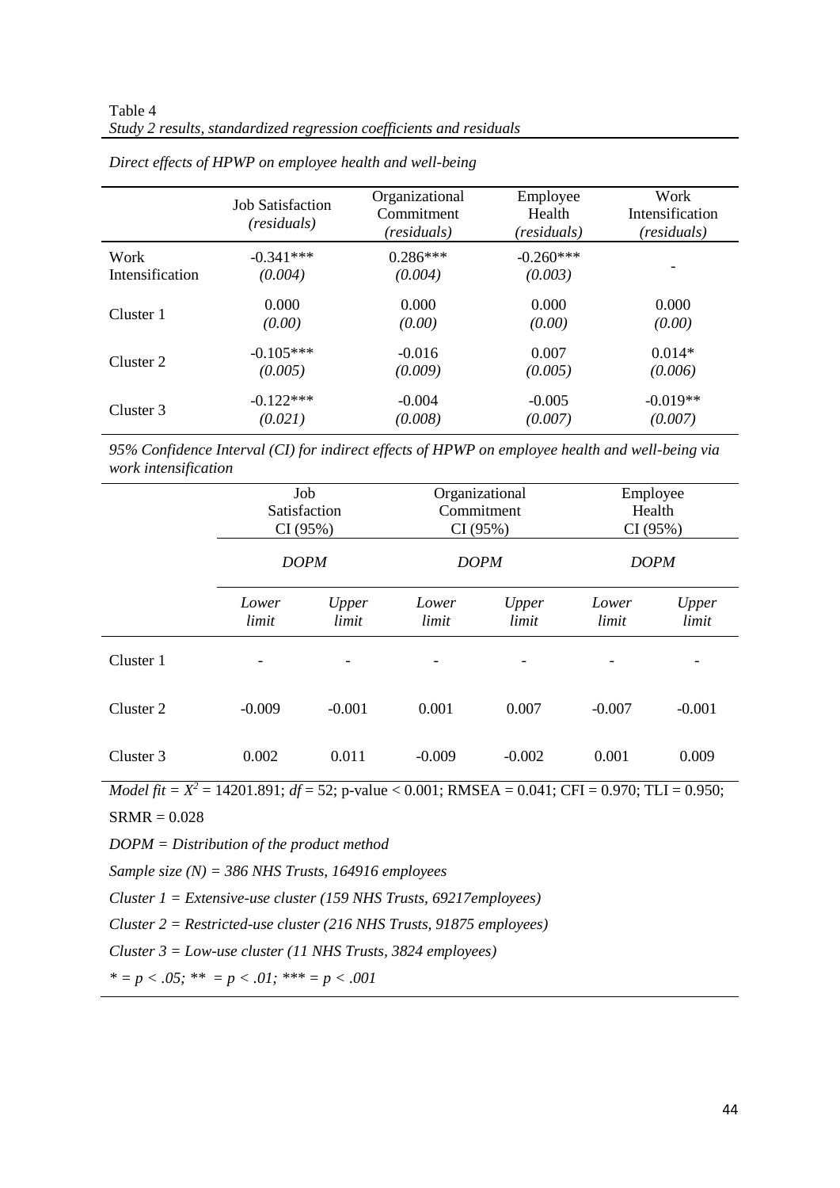Table 4

*Study 2 results, standardized regression coefficients and residuals*

*Direct effects of HPWP on employee health and well-being*

| | Job Satisfaction *(residuals)* | Organizational Commitment *(residuals)* | Employee Health *(residuals)* | Work Intensification *(residuals)* |
|---|---|---|---|---|
| Work Intensification | -0.341***<br>*(0.004)* | 0.286***<br>*(0.004)* | -0.260***<br>*(0.003)* | - |
| Cluster 1 | 0.000<br>*(0.00)* | 0.000<br>*(0.00)* | 0.000<br>*(0.00)* | 0.000<br>*(0.00)* |
| Cluster 2 | -0.105***<br>*(0.005)* | -0.016<br>*(0.009)* | 0.007<br>*(0.005)* | 0.014*<br>*(0.006)* |
| Cluster 3 | -0.122***<br>*(0.021)* | -0.004<br>*(0.008)* | -0.005<br>*(0.007)* | -0.019**<br>*(0.007)* |

*95% Confidence Interval (CI) for indirect effects of HPWP on employee health and well-being via work intensification*

| | Job Satisfaction CI (95%) | | Organizational Commitment CI (95%) | | Employee Health CI (95%) | |
|---|---|---|---|---|---|---|
| | *DOPM* | | *DOPM* | | *DOPM* | |
| | *Lower limit* | *Upper limit* | *Lower limit* | *Upper limit* | *Lower limit* | *Upper limit* |
| Cluster 1 | - | - | - | - | - | - |
| Cluster 2 | -0.009 | -0.001 | 0.001 | 0.007 | -0.007 | -0.001 |
| Cluster 3 | 0.002 | 0.011 | -0.009 | -0.002 | 0.001 | 0.009 |

*Model fit* = $X^2$ = 14201.891; *df* = 52; p-value < 0.001; RMSEA = 0.041; CFI = 0.970; TLI = 0.950; SRMR = 0.028

*DOPM = Distribution of the product method*

*Sample size (N) = 386 NHS Trusts, 164916 employees*

*Cluster 1 = Extensive-use cluster (159 NHS Trusts, 69217employees)*

*Cluster 2 = Restricted-use cluster (216 NHS Trusts, 91875 employees)*

*Cluster 3 = Low-use cluster (11 NHS Trusts, 3824 employees)*

*\* = p < .05; \*\* = p < .01; \*\*\* = p < .001*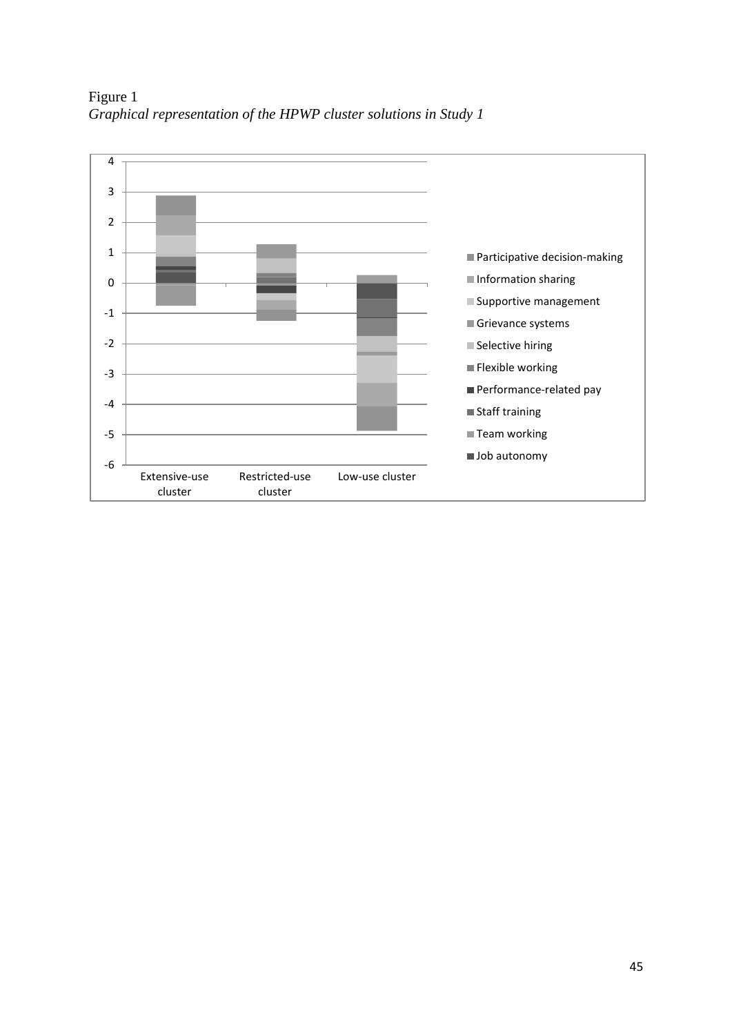Figure 1

*Graphical representation of the HPWP cluster solutions in Study 1*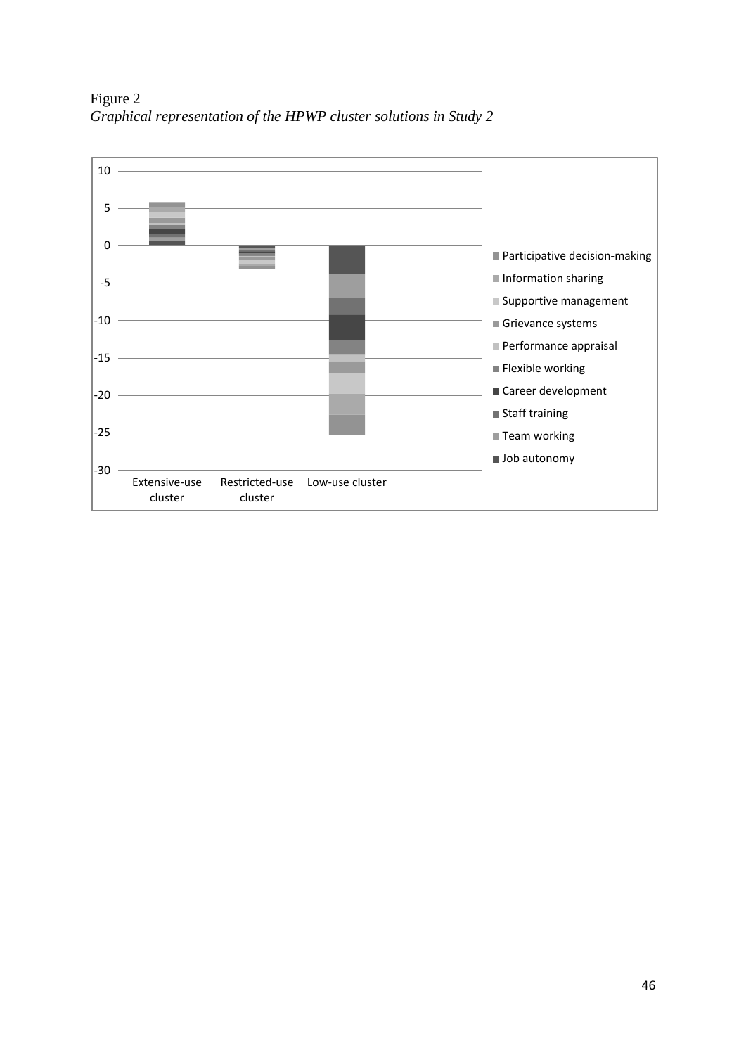Figure 2

*Graphical representation of the HPWP cluster solutions in Study 2*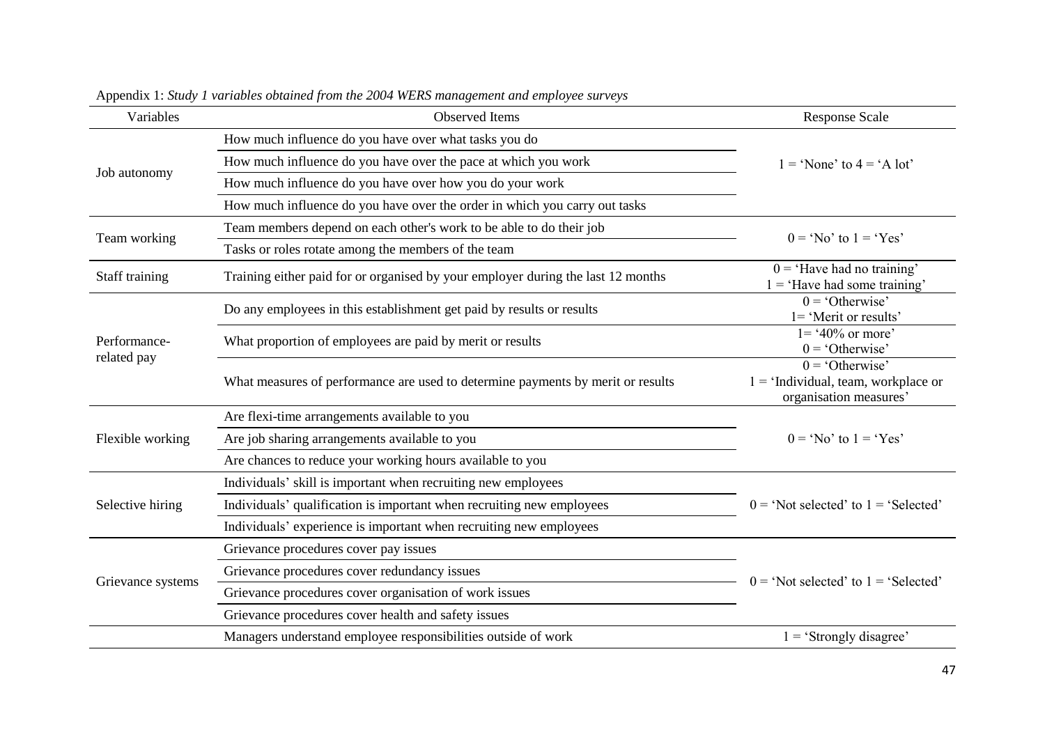Appendix 1: *Study 1 variables obtained from the 2004 WERS management and employee surveys*

| Variables | Observed Items | Response Scale |
|---|---|---|
| Job autonomy | How much influence do you have over what tasks you do | 1 = 'None' to 4 = 'A lot' |
| | How much influence do you have over the pace at which you work | |
| | How much influence do you have over how you do your work | |
| | How much influence do you have over the order in which you carry out tasks | |
| Team working | Team members depend on each other's work to be able to do their job | 0 = 'No' to 1 = 'Yes' |
| | Tasks or roles rotate among the members of the team | |
| Staff training | Training either paid for or organised by your employer during the last 12 months | 0 = 'Have had no training' 1 = 'Have had some training' |
| Performance-related pay | Do any employees in this establishment get paid by results or results | 0 = 'Otherwise' 1= 'Merit or results' |
| | What proportion of employees are paid by merit or results | 1= '40% or more' 0 = 'Otherwise' |
| | What measures of performance are used to determine payments by merit or results | 0 = 'Otherwise' 1 = 'Individual, team, workplace or organisation measures' |
| Flexible working | Are flexi-time arrangements available to you | 0 = 'No' to 1 = 'Yes' |
| | Are job sharing arrangements available to you | |
| | Are chances to reduce your working hours available to you | |
| Selective hiring | Individuals' skill is important when recruiting new employees | 0 = 'Not selected' to 1 = 'Selected' |
| | Individuals' qualification is important when recruiting new employees | |
| | Individuals' experience is important when recruiting new employees | |
| Grievance systems | Grievance procedures cover pay issues | 0 = 'Not selected' to 1 = 'Selected' |
| | Grievance procedures cover redundancy issues | |
| | Grievance procedures cover organisation of work issues | |
| | Grievance procedures cover health and safety issues | |
| | Managers understand employee responsibilities outside of work | 1 = 'Strongly disagree' |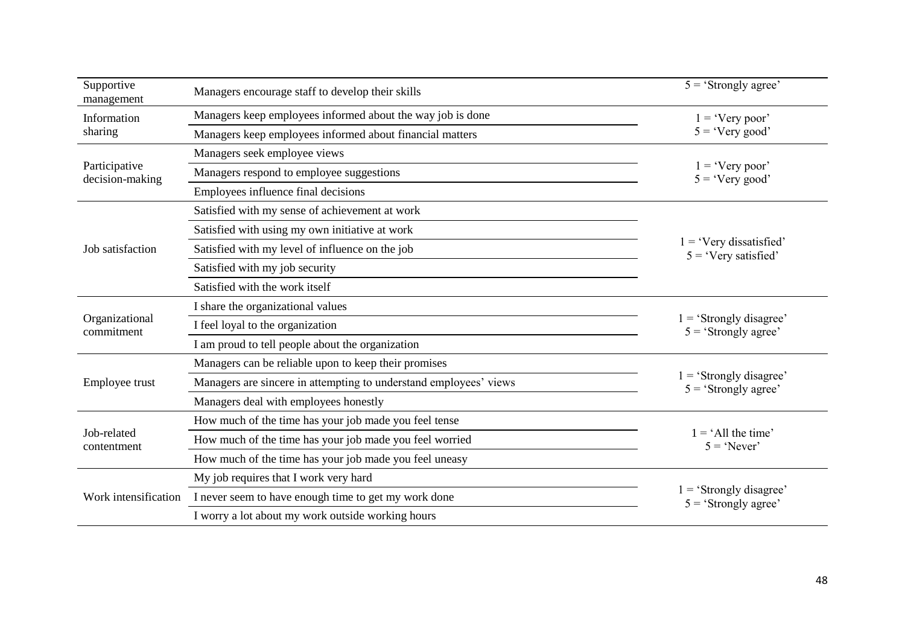| | | |
|---|---|---|
| Supportive management | Managers encourage staff to develop their skills | 5 = 'Strongly agree' |
| Information sharing | Managers keep employees informed about the way job is done | 1 = 'Very poor' 5 = 'Very good' |
| | Managers keep employees informed about financial matters | |
| Participative decision-making | Managers seek employee views | 1 = 'Very poor' 5 = 'Very good' |
| | Managers respond to employee suggestions | |
| | Employees influence final decisions | |
| Job satisfaction | Satisfied with my sense of achievement at work | 1 = 'Very dissatisfied' 5 = 'Very satisfied' |
| | Satisfied with using my own initiative at work | |
| | Satisfied with my level of influence on the job | |
| | Satisfied with my job security | |
| | Satisfied with the work itself | |
| Organizational commitment | I share the organizational values | 1 = 'Strongly disagree' 5 = 'Strongly agree' |
| | I feel loyal to the organization | |
| | I am proud to tell people about the organization | |
| Employee trust | Managers can be reliable upon to keep their promises | 1 = 'Strongly disagree' 5 = 'Strongly agree' |
| | Managers are sincere in attempting to understand employees' views | |
| | Managers deal with employees honestly | |
| Job-related contentment | How much of the time has your job made you feel tense | 1 = 'All the time' 5 = 'Never' |
| | How much of the time has your job made you feel worried | |
| | How much of the time has your job made you feel uneasy | |
| Work intensification | My job requires that I work very hard | 1 = 'Strongly disagree' 5 = 'Strongly agree' |
| | I never seem to have enough time to get my work done | |
| | I worry a lot about my work outside working hours | |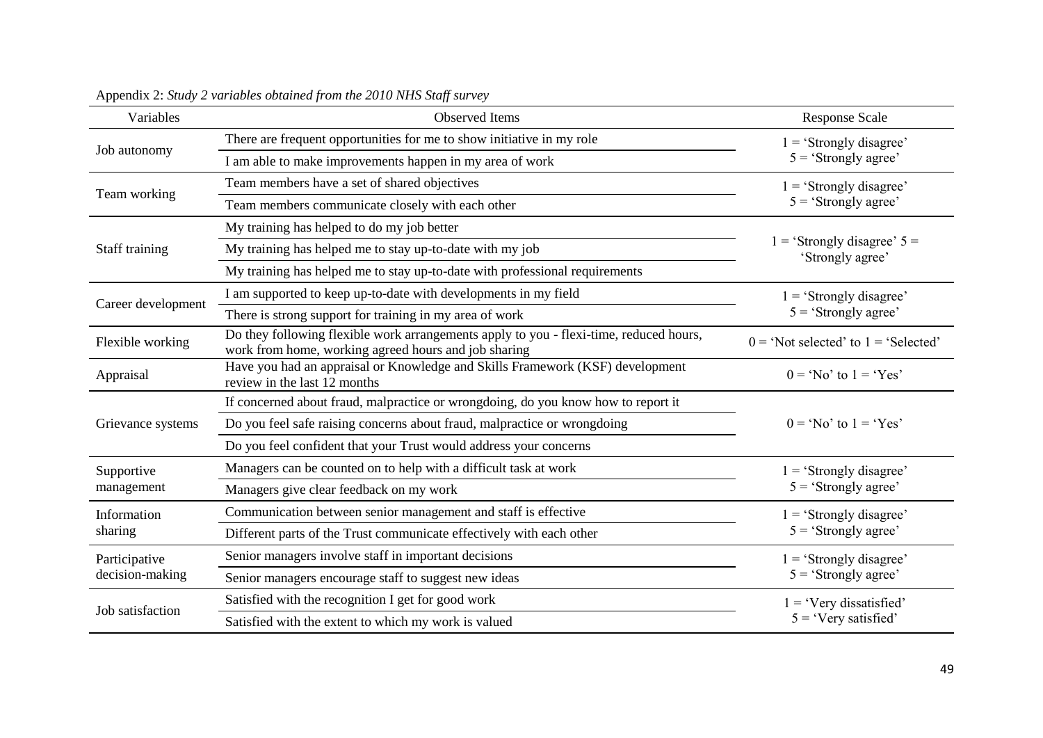Appendix 2: *Study 2 variables obtained from the 2010 NHS Staff survey*

| Variables | Observed Items | Response Scale |
|---|---|---|
| Job autonomy | There are frequent opportunities for me to show initiative in my role | 1 = 'Strongly disagree' 5 = 'Strongly agree' |
| | I am able to make improvements happen in my area of work | |
| Team working | Team members have a set of shared objectives | 1 = 'Strongly disagree' 5 = 'Strongly agree' |
| | Team members communicate closely with each other | |
| Staff training | My training has helped to do my job better | 1 = 'Strongly disagree' 5 = 'Strongly agree' |
| | My training has helped me to stay up-to-date with my job | |
| | My training has helped me to stay up-to-date with professional requirements | |
| Career development | I am supported to keep up-to-date with developments in my field | 1 = 'Strongly disagree' 5 = 'Strongly agree' |
| | There is strong support for training in my area of work | |
| Flexible working | Do they following flexible work arrangements apply to you - flexi-time, reduced hours, work from home, working agreed hours and job sharing | 0 = 'Not selected' to 1 = 'Selected' |
| Appraisal | Have you had an appraisal or Knowledge and Skills Framework (KSF) development review in the last 12 months | 0 = 'No' to 1 = 'Yes' |
| Grievance systems | If concerned about fraud, malpractice or wrongdoing, do you know how to report it | 0 = 'No' to 1 = 'Yes' |
| | Do you feel safe raising concerns about fraud, malpractice or wrongdoing | |
| | Do you feel confident that your Trust would address your concerns | |
| Supportive management | Managers can be counted on to help with a difficult task at work | 1 = 'Strongly disagree' 5 = 'Strongly agree' |
| | Managers give clear feedback on my work | |
| Information sharing | Communication between senior management and staff is effective | 1 = 'Strongly disagree' 5 = 'Strongly agree' |
| | Different parts of the Trust communicate effectively with each other | |
| Participative decision-making | Senior managers involve staff in important decisions | 1 = 'Strongly disagree' 5 = 'Strongly agree' |
| | Senior managers encourage staff to suggest new ideas | |
| Job satisfaction | Satisfied with the recognition I get for good work | 1 = 'Very dissatisfied' 5 = 'Very satisfied' |
| | Satisfied with the extent to which my work is valued | |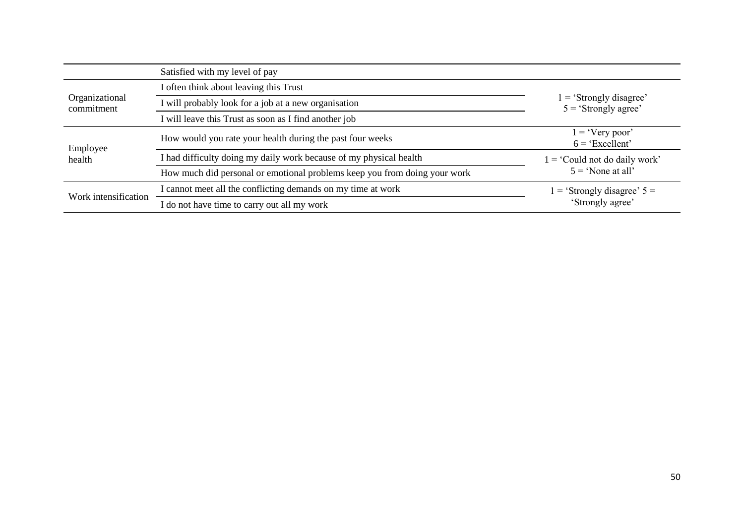| | | |
|---|---|---|
| | Satisfied with my level of pay | |
| Organizational commitment | I often think about leaving this Trust | 1 = 'Strongly disagree' 5 = 'Strongly agree' |
| | I will probably look for a job at a new organisation | |
| | I will leave this Trust as soon as I find another job | |
| Employee health | How would you rate your health during the past four weeks | 1 = 'Very poor' 6 = 'Excellent' |
| | I had difficulty doing my daily work because of my physical health | 1 = 'Could not do daily work' 5 = 'None at all' |
| | How much did personal or emotional problems keep you from doing your work | |
| Work intensification | I cannot meet all the conflicting demands on my time at work | 1 = 'Strongly disagree' 5 = 'Strongly agree' |
| | I do not have time to carry out all my work | |